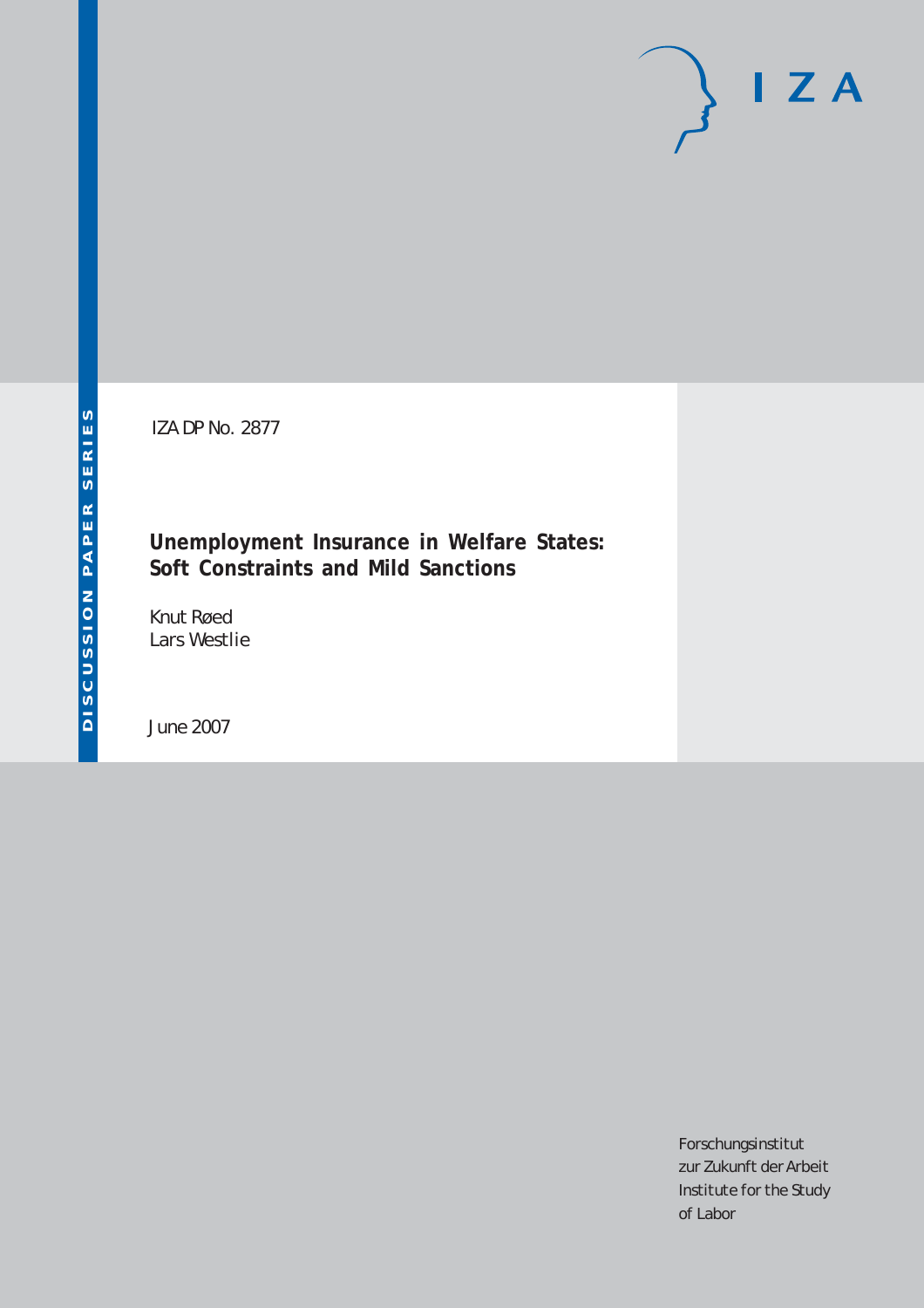DISCUSSION PAPER SERIES

IZA DP No. 2877

# Unemployment Insurance in Welfare States: Soft Constraints and Mild Sanctions

Knut Røed
Lars Westlie

June 2007

I Z A

Forschungsinstitut
zur Zukunft der Arbeit
Institute for the Study
of Labor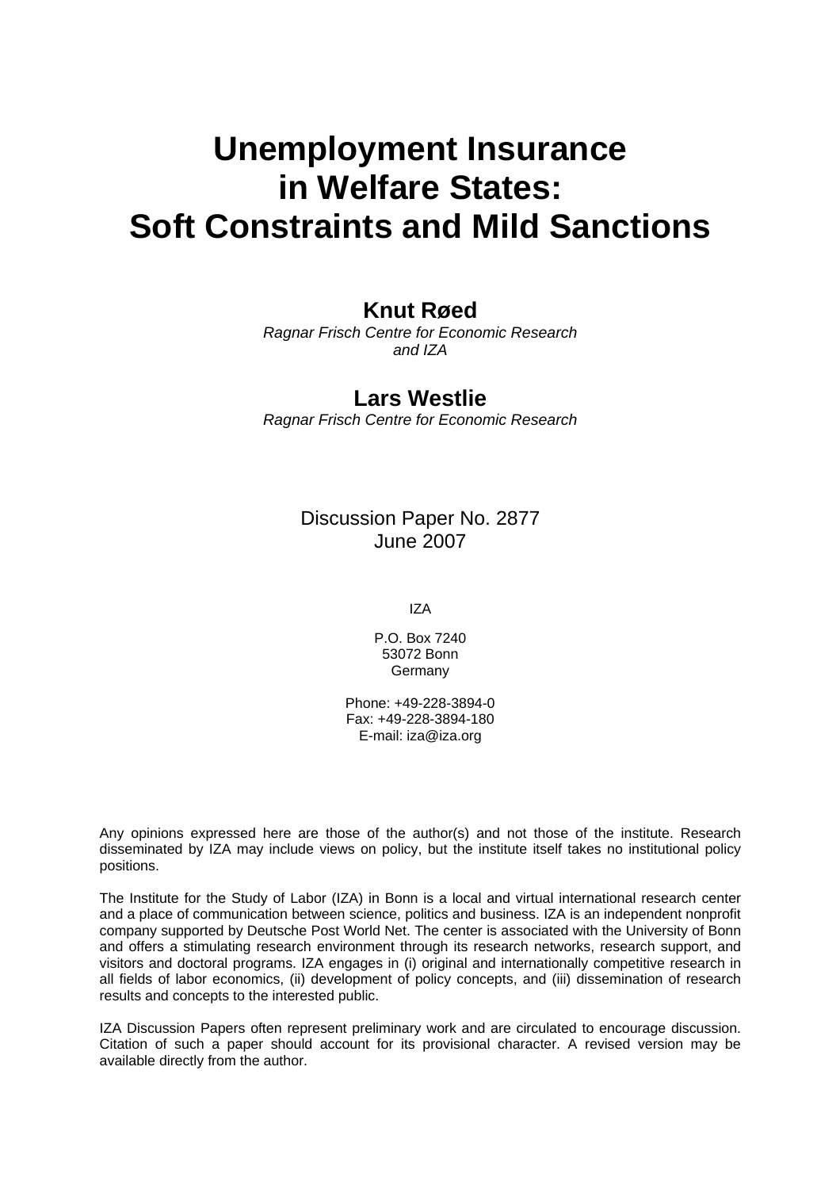# Unemployment Insurance in Welfare States: Soft Constraints and Mild Sanctions

**Knut Røed**

*Ragnar Frisch Centre for Economic Research and IZA*

**Lars Westlie**

*Ragnar Frisch Centre for Economic Research*

Discussion Paper No. 2877
June 2007

IZA

P.O. Box 7240
53072 Bonn
Germany

Phone: +49-228-3894-0
Fax: +49-228-3894-180
E-mail: iza@iza.org

Any opinions expressed here are those of the author(s) and not those of the institute. Research disseminated by IZA may include views on policy, but the institute itself takes no institutional policy positions.

The Institute for the Study of Labor (IZA) in Bonn is a local and virtual international research center and a place of communication between science, politics and business. IZA is an independent nonprofit company supported by Deutsche Post World Net. The center is associated with the University of Bonn and offers a stimulating research environment through its research networks, research support, and visitors and doctoral programs. IZA engages in (i) original and internationally competitive research in all fields of labor economics, (ii) development of policy concepts, and (iii) dissemination of research results and concepts to the interested public.

IZA Discussion Papers often represent preliminary work and are circulated to encourage discussion. Citation of such a paper should account for its provisional character. A revised version may be available directly from the author.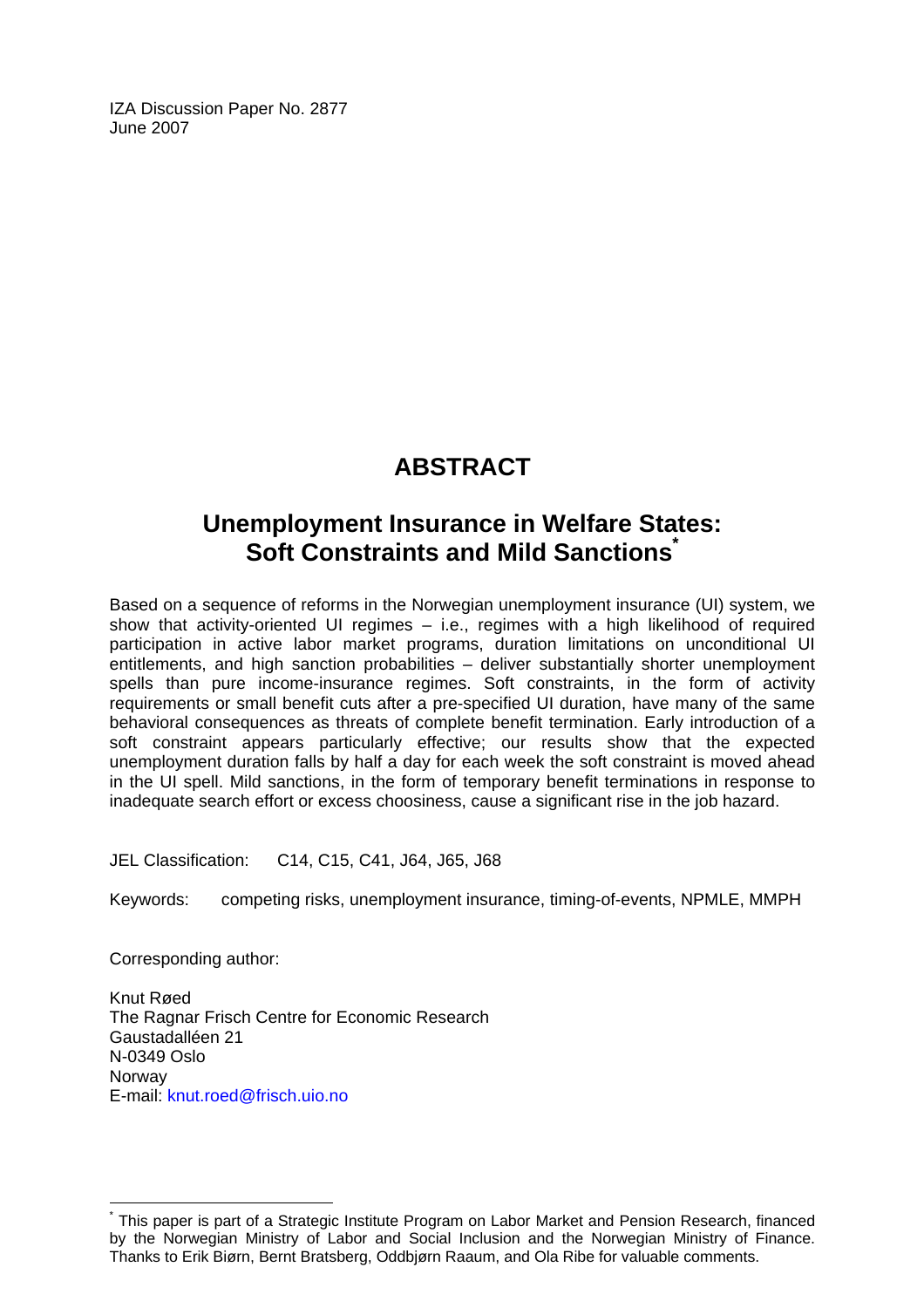IZA Discussion Paper No. 2877
June 2007

# ABSTRACT

## Unemployment Insurance in Welfare States: Soft Constraints and Mild Sanctions*

Based on a sequence of reforms in the Norwegian unemployment insurance (UI) system, we show that activity-oriented UI regimes – i.e., regimes with a high likelihood of required participation in active labor market programs, duration limitations on unconditional UI entitlements, and high sanction probabilities – deliver substantially shorter unemployment spells than pure income-insurance regimes. Soft constraints, in the form of activity requirements or small benefit cuts after a pre-specified UI duration, have many of the same behavioral consequences as threats of complete benefit termination. Early introduction of a soft constraint appears particularly effective; our results show that the expected unemployment duration falls by half a day for each week the soft constraint is moved ahead in the UI spell. Mild sanctions, in the form of temporary benefit terminations in response to inadequate search effort or excess choosiness, cause a significant rise in the job hazard.

JEL Classification: C14, C15, C41, J64, J65, J68

Keywords: competing risks, unemployment insurance, timing-of-events, NPMLE, MMPH

Corresponding author:

Knut Røed
The Ragnar Frisch Centre for Economic Research
Gaustadalléen 21
N-0349 Oslo
Norway
E-mail: knut.roed@frisch.uio.no

* This paper is part of a Strategic Institute Program on Labor Market and Pension Research, financed by the Norwegian Ministry of Labor and Social Inclusion and the Norwegian Ministry of Finance. Thanks to Erik Biørn, Bernt Bratsberg, Oddbjørn Raaum, and Ola Ribe for valuable comments.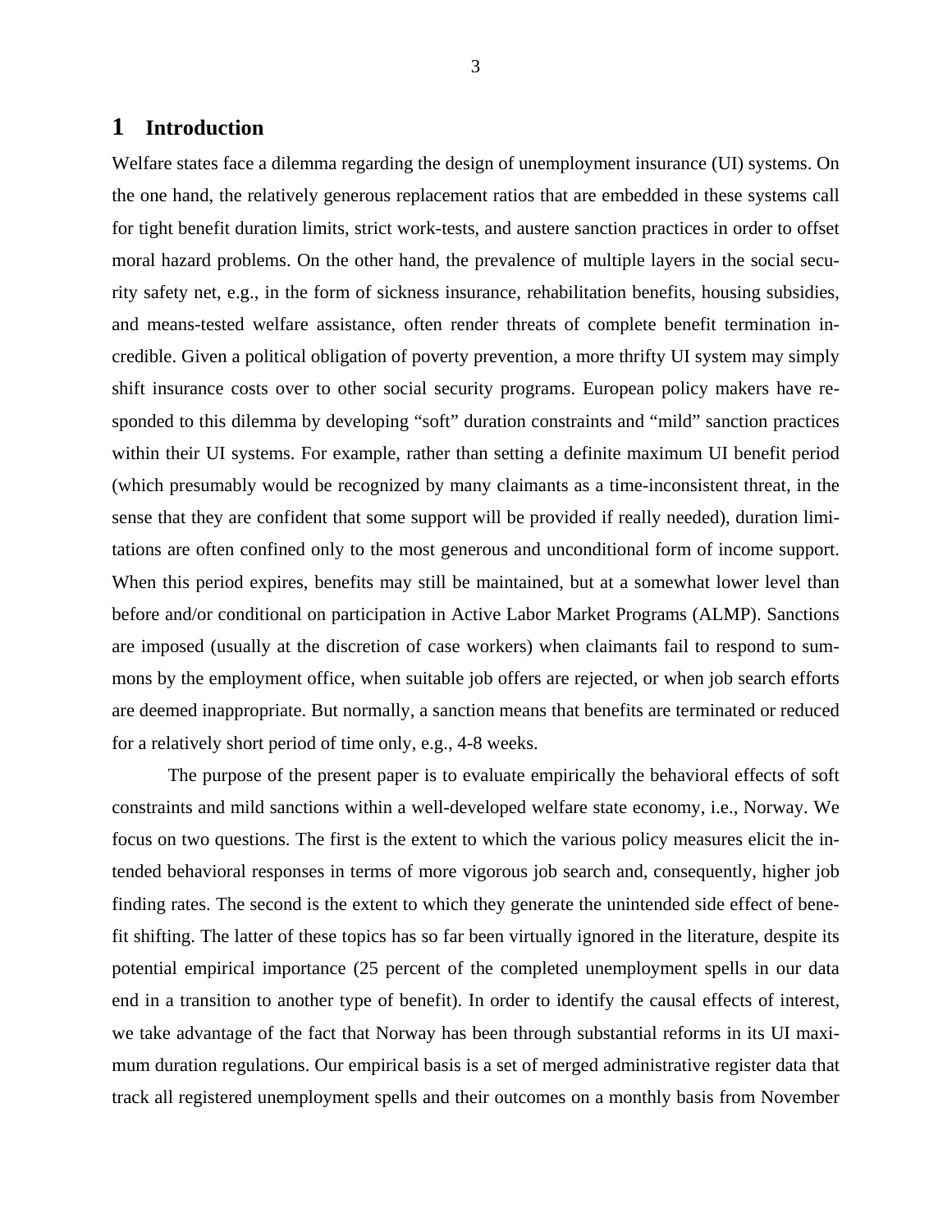# 1 Introduction

Welfare states face a dilemma regarding the design of unemployment insurance (UI) systems. On the one hand, the relatively generous replacement ratios that are embedded in these systems call for tight benefit duration limits, strict work-tests, and austere sanction practices in order to offset moral hazard problems. On the other hand, the prevalence of multiple layers in the social security safety net, e.g., in the form of sickness insurance, rehabilitation benefits, housing subsidies, and means-tested welfare assistance, often render threats of complete benefit termination incredible. Given a political obligation of poverty prevention, a more thrifty UI system may simply shift insurance costs over to other social security programs. European policy makers have responded to this dilemma by developing "soft" duration constraints and "mild" sanction practices within their UI systems. For example, rather than setting a definite maximum UI benefit period (which presumably would be recognized by many claimants as a time-inconsistent threat, in the sense that they are confident that some support will be provided if really needed), duration limitations are often confined only to the most generous and unconditional form of income support. When this period expires, benefits may still be maintained, but at a somewhat lower level than before and/or conditional on participation in Active Labor Market Programs (ALMP). Sanctions are imposed (usually at the discretion of case workers) when claimants fail to respond to summons by the employment office, when suitable job offers are rejected, or when job search efforts are deemed inappropriate. But normally, a sanction means that benefits are terminated or reduced for a relatively short period of time only, e.g., 4-8 weeks.

The purpose of the present paper is to evaluate empirically the behavioral effects of soft constraints and mild sanctions within a well-developed welfare state economy, i.e., Norway. We focus on two questions. The first is the extent to which the various policy measures elicit the intended behavioral responses in terms of more vigorous job search and, consequently, higher job finding rates. The second is the extent to which they generate the unintended side effect of benefit shifting. The latter of these topics has so far been virtually ignored in the literature, despite its potential empirical importance (25 percent of the completed unemployment spells in our data end in a transition to another type of benefit). In order to identify the causal effects of interest, we take advantage of the fact that Norway has been through substantial reforms in its UI maximum duration regulations. Our empirical basis is a set of merged administrative register data that track all registered unemployment spells and their outcomes on a monthly basis from November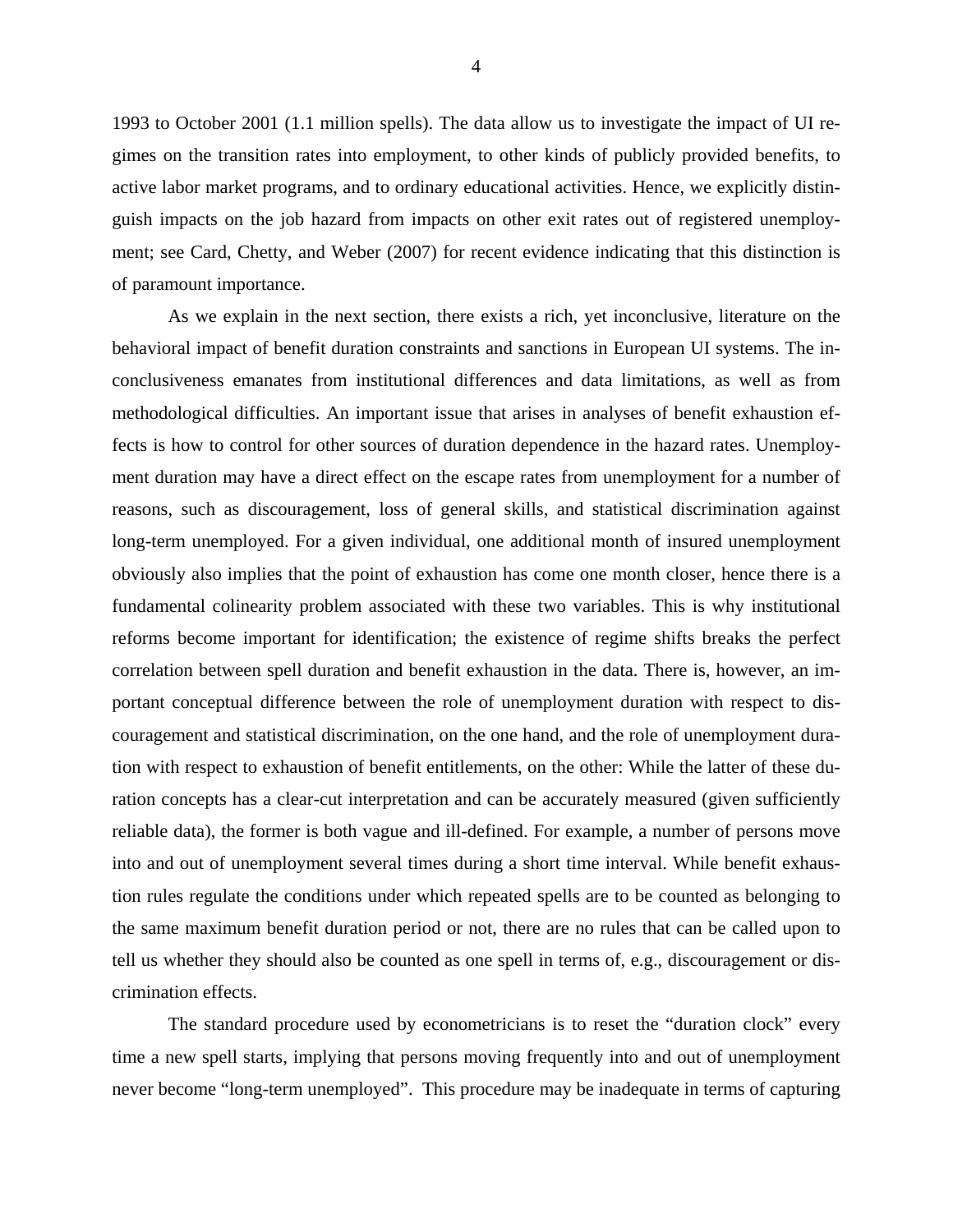1993 to October 2001 (1.1 million spells). The data allow us to investigate the impact of UI regimes on the transition rates into employment, to other kinds of publicly provided benefits, to active labor market programs, and to ordinary educational activities. Hence, we explicitly distinguish impacts on the job hazard from impacts on other exit rates out of registered unemployment; see Card, Chetty, and Weber (2007) for recent evidence indicating that this distinction is of paramount importance.

As we explain in the next section, there exists a rich, yet inconclusive, literature on the behavioral impact of benefit duration constraints and sanctions in European UI systems. The inconclusiveness emanates from institutional differences and data limitations, as well as from methodological difficulties. An important issue that arises in analyses of benefit exhaustion effects is how to control for other sources of duration dependence in the hazard rates. Unemployment duration may have a direct effect on the escape rates from unemployment for a number of reasons, such as discouragement, loss of general skills, and statistical discrimination against long-term unemployed. For a given individual, one additional month of insured unemployment obviously also implies that the point of exhaustion has come one month closer, hence there is a fundamental colinearity problem associated with these two variables. This is why institutional reforms become important for identification; the existence of regime shifts breaks the perfect correlation between spell duration and benefit exhaustion in the data. There is, however, an important conceptual difference between the role of unemployment duration with respect to discouragement and statistical discrimination, on the one hand, and the role of unemployment duration with respect to exhaustion of benefit entitlements, on the other: While the latter of these duration concepts has a clear-cut interpretation and can be accurately measured (given sufficiently reliable data), the former is both vague and ill-defined. For example, a number of persons move into and out of unemployment several times during a short time interval. While benefit exhaustion rules regulate the conditions under which repeated spells are to be counted as belonging to the same maximum benefit duration period or not, there are no rules that can be called upon to tell us whether they should also be counted as one spell in terms of, e.g., discouragement or discrimination effects.

The standard procedure used by econometricians is to reset the "duration clock" every time a new spell starts, implying that persons moving frequently into and out of unemployment never become "long-term unemployed". This procedure may be inadequate in terms of capturing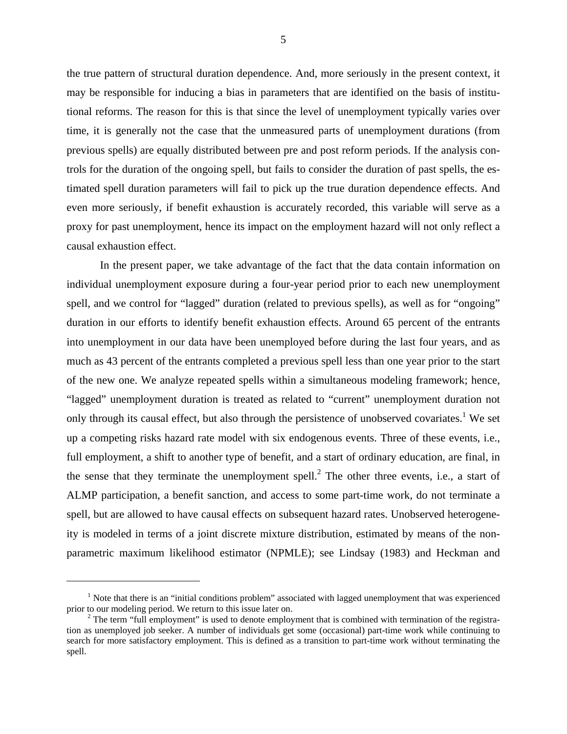the true pattern of structural duration dependence. And, more seriously in the present context, it may be responsible for inducing a bias in parameters that are identified on the basis of institutional reforms. The reason for this is that since the level of unemployment typically varies over time, it is generally not the case that the unmeasured parts of unemployment durations (from previous spells) are equally distributed between pre and post reform periods. If the analysis controls for the duration of the ongoing spell, but fails to consider the duration of past spells, the estimated spell duration parameters will fail to pick up the true duration dependence effects. And even more seriously, if benefit exhaustion is accurately recorded, this variable will serve as a proxy for past unemployment, hence its impact on the employment hazard will not only reflect a causal exhaustion effect.

In the present paper, we take advantage of the fact that the data contain information on individual unemployment exposure during a four-year period prior to each new unemployment spell, and we control for "lagged" duration (related to previous spells), as well as for "ongoing" duration in our efforts to identify benefit exhaustion effects. Around 65 percent of the entrants into unemployment in our data have been unemployed before during the last four years, and as much as 43 percent of the entrants completed a previous spell less than one year prior to the start of the new one. We analyze repeated spells within a simultaneous modeling framework; hence, "lagged" unemployment duration is treated as related to "current" unemployment duration not only through its causal effect, but also through the persistence of unobserved covariates.[1] We set up a competing risks hazard rate model with six endogenous events. Three of these events, i.e., full employment, a shift to another type of benefit, and a start of ordinary education, are final, in the sense that they terminate the unemployment spell.[2] The other three events, i.e., a start of ALMP participation, a benefit sanction, and access to some part-time work, do not terminate a spell, but are allowed to have causal effects on subsequent hazard rates. Unobserved heterogeneity is modeled in terms of a joint discrete mixture distribution, estimated by means of the non-parametric maximum likelihood estimator (NPMLE); see Lindsay (1983) and Heckman and

[1] Note that there is an "initial conditions problem" associated with lagged unemployment that was experienced prior to our modeling period. We return to this issue later on.

[2] The term "full employment" is used to denote employment that is combined with termination of the registration as unemployed job seeker. A number of individuals get some (occasional) part-time work while continuing to search for more satisfactory employment. This is defined as a transition to part-time work without terminating the spell.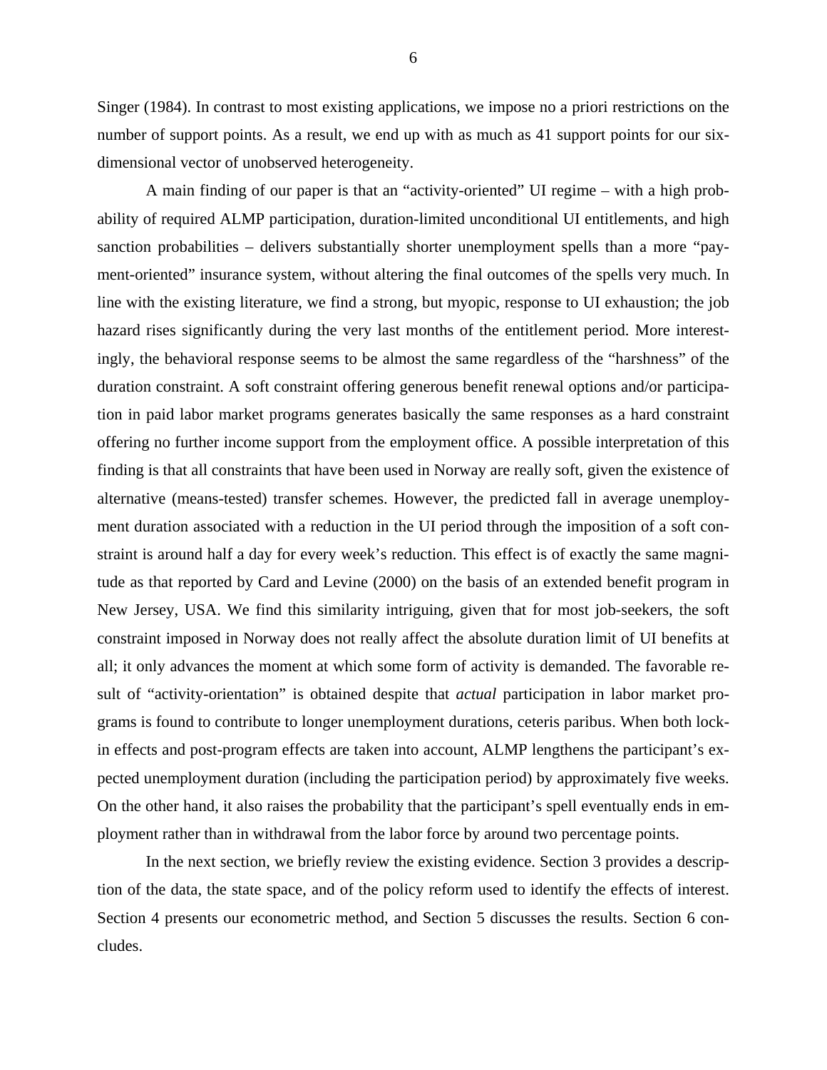Singer (1984). In contrast to most existing applications, we impose no a priori restrictions on the number of support points. As a result, we end up with as much as 41 support points for our six-dimensional vector of unobserved heterogeneity.

A main finding of our paper is that an "activity-oriented" UI regime – with a high probability of required ALMP participation, duration-limited unconditional UI entitlements, and high sanction probabilities – delivers substantially shorter unemployment spells than a more "payment-oriented" insurance system, without altering the final outcomes of the spells very much. In line with the existing literature, we find a strong, but myopic, response to UI exhaustion; the job hazard rises significantly during the very last months of the entitlement period. More interestingly, the behavioral response seems to be almost the same regardless of the "harshness" of the duration constraint. A soft constraint offering generous benefit renewal options and/or participation in paid labor market programs generates basically the same responses as a hard constraint offering no further income support from the employment office. A possible interpretation of this finding is that all constraints that have been used in Norway are really soft, given the existence of alternative (means-tested) transfer schemes. However, the predicted fall in average unemployment duration associated with a reduction in the UI period through the imposition of a soft constraint is around half a day for every week's reduction. This effect is of exactly the same magnitude as that reported by Card and Levine (2000) on the basis of an extended benefit program in New Jersey, USA. We find this similarity intriguing, given that for most job-seekers, the soft constraint imposed in Norway does not really affect the absolute duration limit of UI benefits at all; it only advances the moment at which some form of activity is demanded. The favorable result of "activity-orientation" is obtained despite that *actual* participation in labor market programs is found to contribute to longer unemployment durations, ceteris paribus. When both lock-in effects and post-program effects are taken into account, ALMP lengthens the participant's expected unemployment duration (including the participation period) by approximately five weeks. On the other hand, it also raises the probability that the participant's spell eventually ends in employment rather than in withdrawal from the labor force by around two percentage points.

In the next section, we briefly review the existing evidence. Section 3 provides a description of the data, the state space, and of the policy reform used to identify the effects of interest. Section 4 presents our econometric method, and Section 5 discusses the results. Section 6 concludes.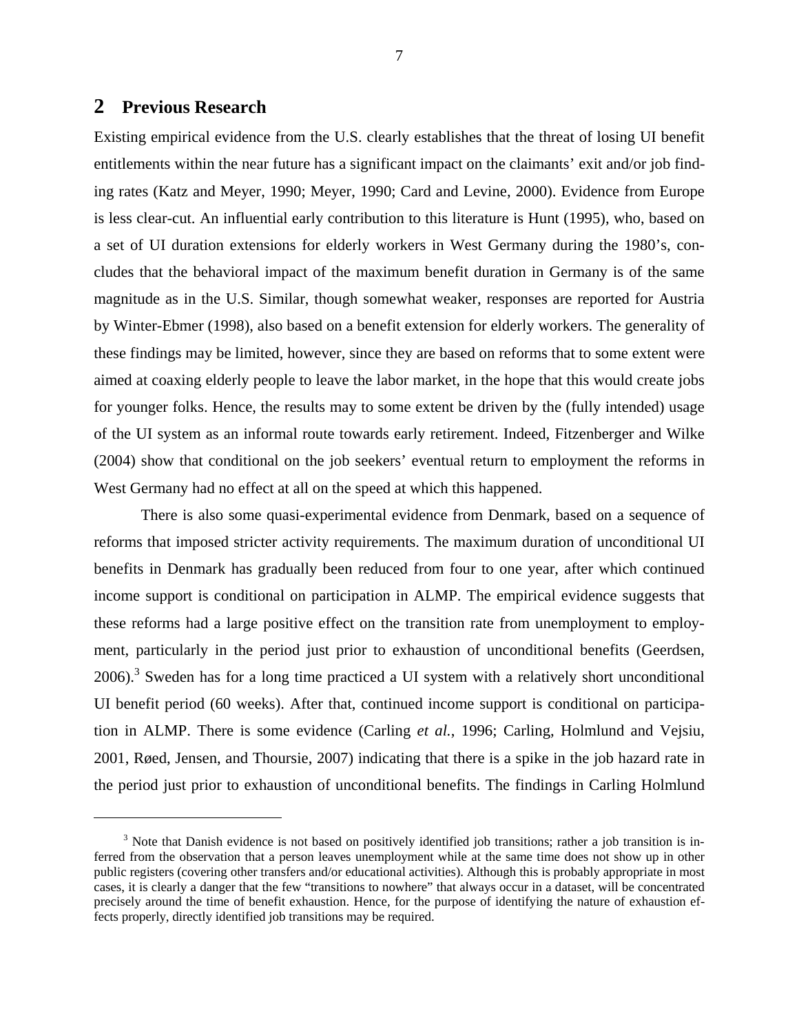## 2 Previous Research

Existing empirical evidence from the U.S. clearly establishes that the threat of losing UI benefit entitlements within the near future has a significant impact on the claimants' exit and/or job finding rates (Katz and Meyer, 1990; Meyer, 1990; Card and Levine, 2000). Evidence from Europe is less clear-cut. An influential early contribution to this literature is Hunt (1995), who, based on a set of UI duration extensions for elderly workers in West Germany during the 1980's, concludes that the behavioral impact of the maximum benefit duration in Germany is of the same magnitude as in the U.S. Similar, though somewhat weaker, responses are reported for Austria by Winter-Ebmer (1998), also based on a benefit extension for elderly workers. The generality of these findings may be limited, however, since they are based on reforms that to some extent were aimed at coaxing elderly people to leave the labor market, in the hope that this would create jobs for younger folks. Hence, the results may to some extent be driven by the (fully intended) usage of the UI system as an informal route towards early retirement. Indeed, Fitzenberger and Wilke (2004) show that conditional on the job seekers' eventual return to employment the reforms in West Germany had no effect at all on the speed at which this happened.

There is also some quasi-experimental evidence from Denmark, based on a sequence of reforms that imposed stricter activity requirements. The maximum duration of unconditional UI benefits in Denmark has gradually been reduced from four to one year, after which continued income support is conditional on participation in ALMP. The empirical evidence suggests that these reforms had a large positive effect on the transition rate from unemployment to employment, particularly in the period just prior to exhaustion of unconditional benefits (Geerdsen, 2006).[3] Sweden has for a long time practiced a UI system with a relatively short unconditional UI benefit period (60 weeks). After that, continued income support is conditional on participation in ALMP. There is some evidence (Carling *et al.*, 1996; Carling, Holmlund and Vejsiu, 2001, Røed, Jensen, and Thoursie, 2007) indicating that there is a spike in the job hazard rate in the period just prior to exhaustion of unconditional benefits. The findings in Carling Holmlund

[3] Note that Danish evidence is not based on positively identified job transitions; rather a job transition is inferred from the observation that a person leaves unemployment while at the same time does not show up in other public registers (covering other transfers and/or educational activities). Although this is probably appropriate in most cases, it is clearly a danger that the few "transitions to nowhere" that always occur in a dataset, will be concentrated precisely around the time of benefit exhaustion. Hence, for the purpose of identifying the nature of exhaustion effects properly, directly identified job transitions may be required.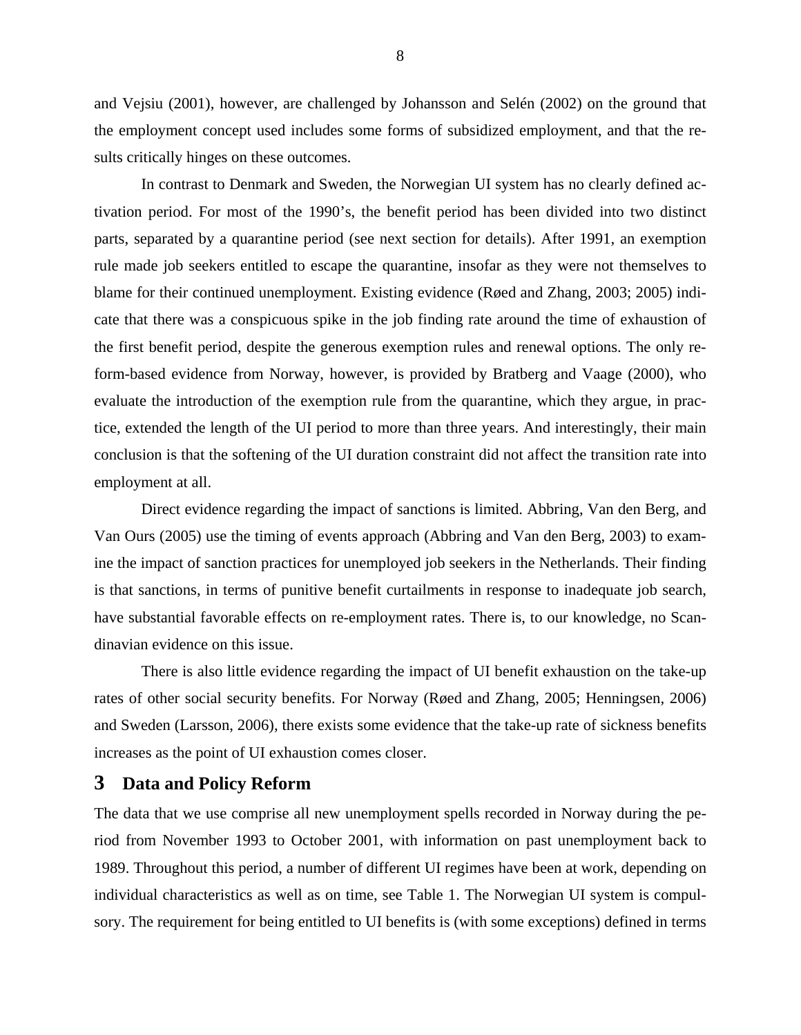and Vejsiu (2001), however, are challenged by Johansson and Selén (2002) on the ground that the employment concept used includes some forms of subsidized employment, and that the results critically hinges on these outcomes.

In contrast to Denmark and Sweden, the Norwegian UI system has no clearly defined activation period. For most of the 1990's, the benefit period has been divided into two distinct parts, separated by a quarantine period (see next section for details). After 1991, an exemption rule made job seekers entitled to escape the quarantine, insofar as they were not themselves to blame for their continued unemployment. Existing evidence (Røed and Zhang, 2003; 2005) indicate that there was a conspicuous spike in the job finding rate around the time of exhaustion of the first benefit period, despite the generous exemption rules and renewal options. The only reform-based evidence from Norway, however, is provided by Bratberg and Vaage (2000), who evaluate the introduction of the exemption rule from the quarantine, which they argue, in practice, extended the length of the UI period to more than three years. And interestingly, their main conclusion is that the softening of the UI duration constraint did not affect the transition rate into employment at all.

Direct evidence regarding the impact of sanctions is limited. Abbring, Van den Berg, and Van Ours (2005) use the timing of events approach (Abbring and Van den Berg, 2003) to examine the impact of sanction practices for unemployed job seekers in the Netherlands. Their finding is that sanctions, in terms of punitive benefit curtailments in response to inadequate job search, have substantial favorable effects on re-employment rates. There is, to our knowledge, no Scandinavian evidence on this issue.

There is also little evidence regarding the impact of UI benefit exhaustion on the take-up rates of other social security benefits. For Norway (Røed and Zhang, 2005; Henningsen, 2006) and Sweden (Larsson, 2006), there exists some evidence that the take-up rate of sickness benefits increases as the point of UI exhaustion comes closer.

# 3 Data and Policy Reform

The data that we use comprise all new unemployment spells recorded in Norway during the period from November 1993 to October 2001, with information on past unemployment back to 1989. Throughout this period, a number of different UI regimes have been at work, depending on individual characteristics as well as on time, see Table 1. The Norwegian UI system is compulsory. The requirement for being entitled to UI benefits is (with some exceptions) defined in terms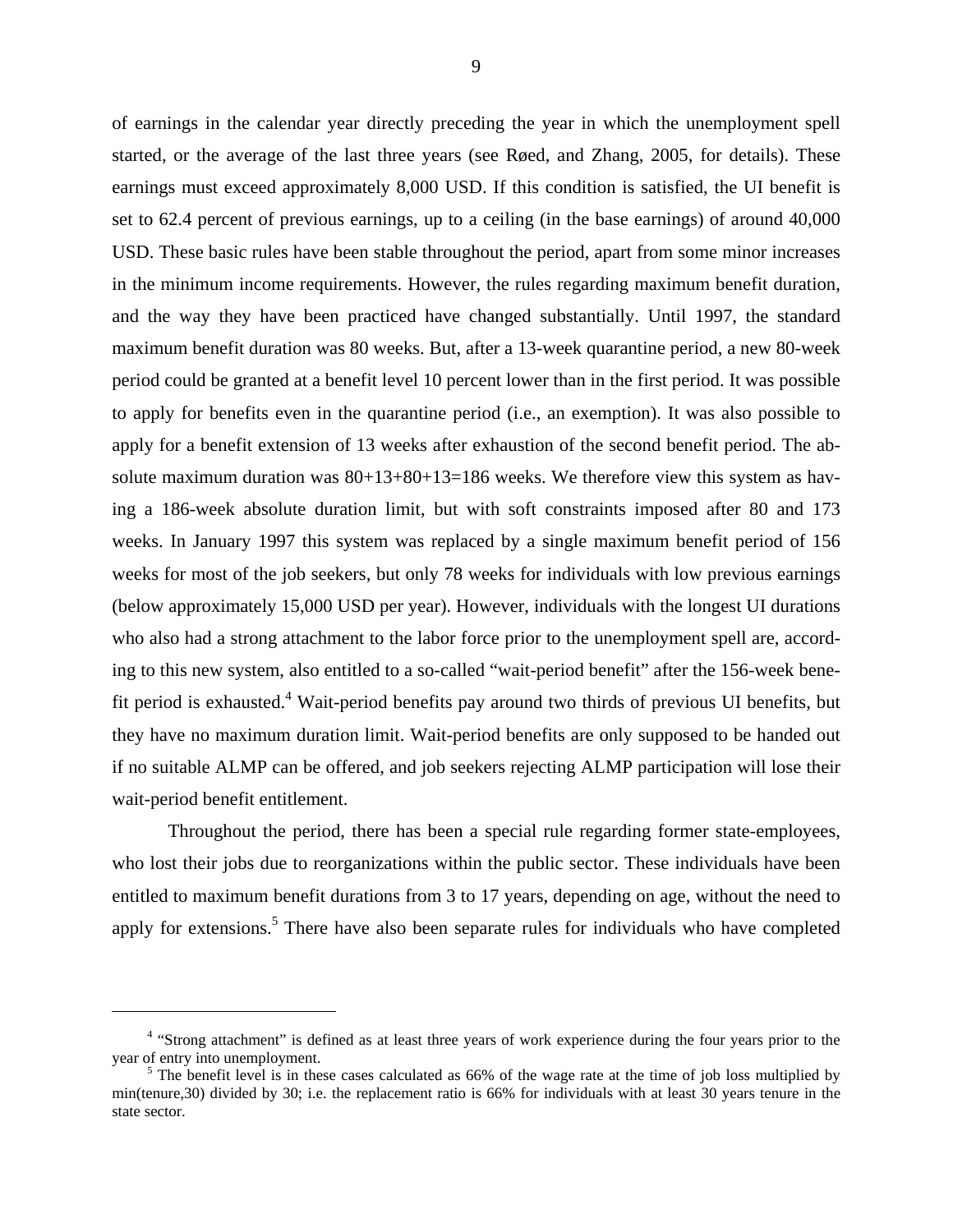of earnings in the calendar year directly preceding the year in which the unemployment spell started, or the average of the last three years (see Røed, and Zhang, 2005, for details). These earnings must exceed approximately 8,000 USD. If this condition is satisfied, the UI benefit is set to 62.4 percent of previous earnings, up to a ceiling (in the base earnings) of around 40,000 USD. These basic rules have been stable throughout the period, apart from some minor increases in the minimum income requirements. However, the rules regarding maximum benefit duration, and the way they have been practiced have changed substantially. Until 1997, the standard maximum benefit duration was 80 weeks. But, after a 13-week quarantine period, a new 80-week period could be granted at a benefit level 10 percent lower than in the first period. It was possible to apply for benefits even in the quarantine period (i.e., an exemption). It was also possible to apply for a benefit extension of 13 weeks after exhaustion of the second benefit period. The absolute maximum duration was 80+13+80+13=186 weeks. We therefore view this system as having a 186-week absolute duration limit, but with soft constraints imposed after 80 and 173 weeks. In January 1997 this system was replaced by a single maximum benefit period of 156 weeks for most of the job seekers, but only 78 weeks for individuals with low previous earnings (below approximately 15,000 USD per year). However, individuals with the longest UI durations who also had a strong attachment to the labor force prior to the unemployment spell are, according to this new system, also entitled to a so-called "wait-period benefit" after the 156-week benefit period is exhausted.[4] Wait-period benefits pay around two thirds of previous UI benefits, but they have no maximum duration limit. Wait-period benefits are only supposed to be handed out if no suitable ALMP can be offered, and job seekers rejecting ALMP participation will lose their wait-period benefit entitlement.

Throughout the period, there has been a special rule regarding former state-employees, who lost their jobs due to reorganizations within the public sector. These individuals have been entitled to maximum benefit durations from 3 to 17 years, depending on age, without the need to apply for extensions.[5] There have also been separate rules for individuals who have completed

---

[4] "Strong attachment" is defined as at least three years of work experience during the four years prior to the year of entry into unemployment.

[5] The benefit level is in these cases calculated as 66% of the wage rate at the time of job loss multiplied by min(tenure,30) divided by 30; i.e. the replacement ratio is 66% for individuals with at least 30 years tenure in the state sector.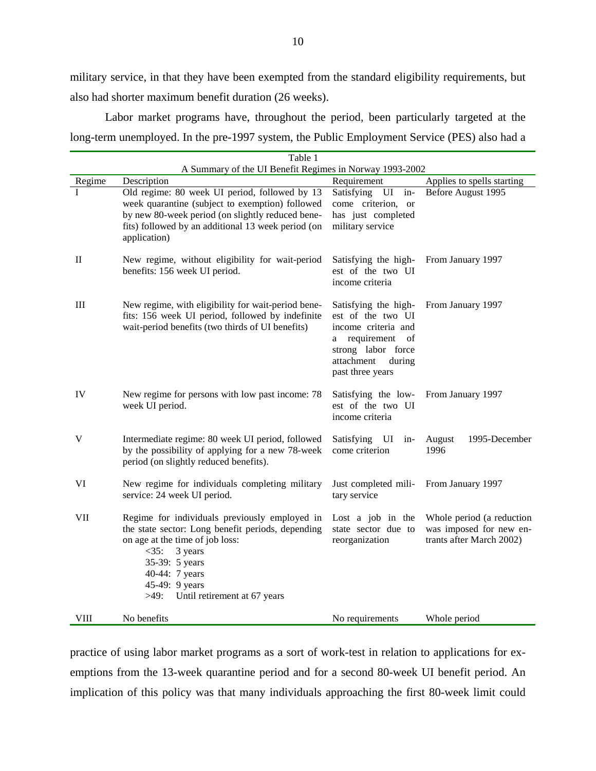military service, in that they have been exempted from the standard eligibility requirements, but also had shorter maximum benefit duration (26 weeks).

Labor market programs have, throughout the period, been particularly targeted at the long-term unemployed. In the pre-1997 system, the Public Employment Service (PES) also had a

Table 1
A Summary of the UI Benefit Regimes in Norway 1993-2002

| Regime | Description | Requirement | Applies to spells starting |
|---|---|---|---|
| I | Old regime: 80 week UI period, followed by 13 week quarantine (subject to exemption) followed by new 80-week period (on slightly reduced benefits) followed by an additional 13 week period (on application) | Satisfying UI income criterion, or has just completed military service | Before August 1995 |
| II | New regime, without eligibility for wait-period benefits: 156 week UI period. | Satisfying the highest of the two UI income criteria | From January 1997 |
| III | New regime, with eligibility for wait-period benefits: 156 week UI period, followed by indefinite wait-period benefits (two thirds of UI benefits) | Satisfying the highest of the two UI income criteria and a requirement of strong labor force attachment during past three years | From January 1997 |
| IV | New regime for persons with low past income: 78 week UI period. | Satisfying the lowest of the two UI income criteria | From January 1997 |
| V | Intermediate regime: 80 week UI period, followed by the possibility of applying for a new 78-week period (on slightly reduced benefits). | Satisfying UI income criterion | August 1995-December 1996 |
| VI | New regime for individuals completing military service: 24 week UI period. | Just completed military service | From January 1997 |
| VII | Regime for individuals previously employed in the state sector: Long benefit periods, depending on age at the time of job loss:<br><35: 3 years<br>35-39: 5 years<br>40-44: 7 years<br>45-49: 9 years<br>>49: Until retirement at 67 years | Lost a job in the state sector due to reorganization | Whole period (a reduction was imposed for new entrants after March 2002) |
| VIII | No benefits | No requirements | Whole period |

practice of using labor market programs as a sort of work-test in relation to applications for exemptions from the 13-week quarantine period and for a second 80-week UI benefit period. An implication of this policy was that many individuals approaching the first 80-week limit could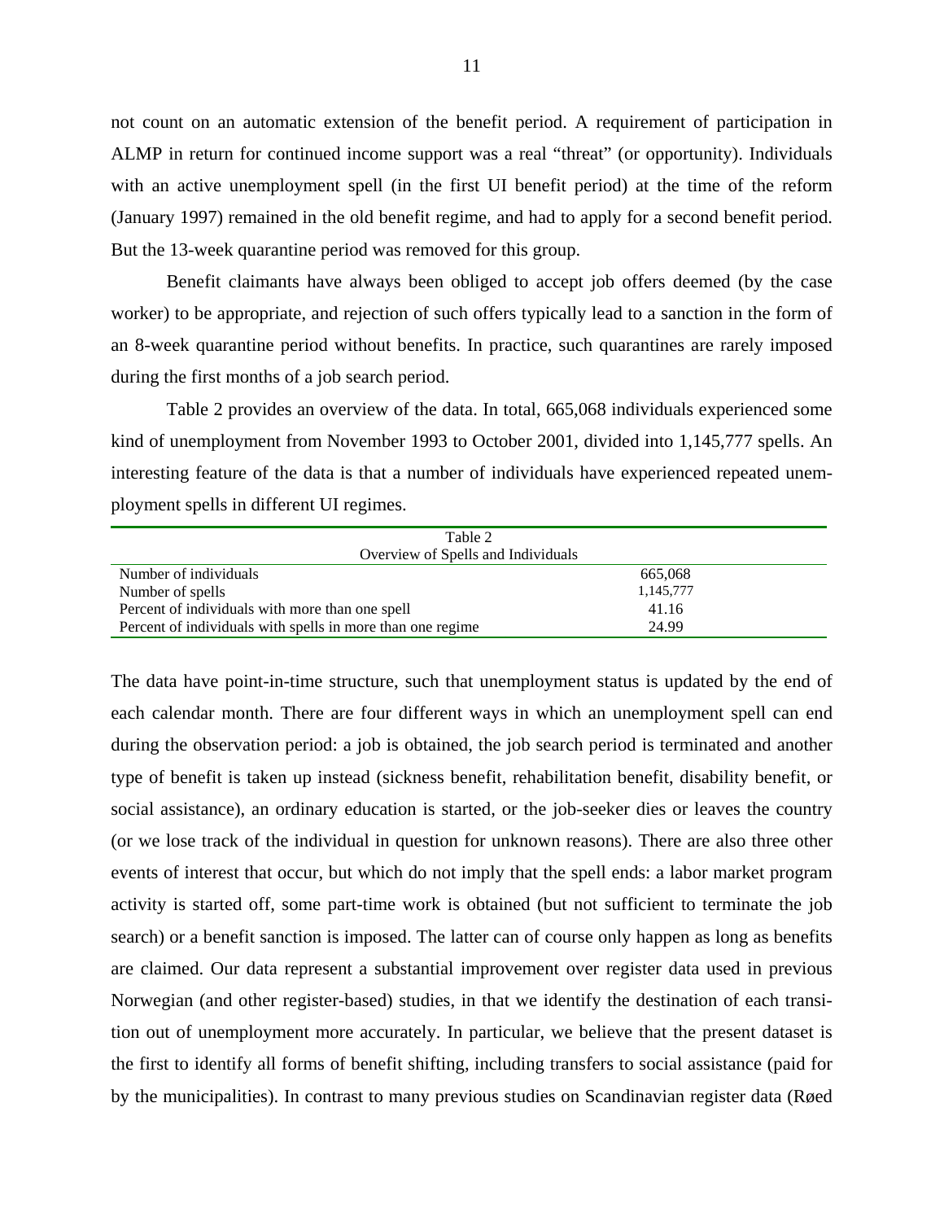not count on an automatic extension of the benefit period. A requirement of participation in ALMP in return for continued income support was a real "threat" (or opportunity). Individuals with an active unemployment spell (in the first UI benefit period) at the time of the reform (January 1997) remained in the old benefit regime, and had to apply for a second benefit period. But the 13-week quarantine period was removed for this group.

Benefit claimants have always been obliged to accept job offers deemed (by the case worker) to be appropriate, and rejection of such offers typically lead to a sanction in the form of an 8-week quarantine period without benefits. In practice, such quarantines are rarely imposed during the first months of a job search period.

Table 2 provides an overview of the data. In total, 665,068 individuals experienced some kind of unemployment from November 1993 to October 2001, divided into 1,145,777 spells. An interesting feature of the data is that a number of individuals have experienced repeated unemployment spells in different UI regimes.

Table 2
Overview of Spells and Individuals

| | |
|---|---|
| Number of individuals | 665,068 |
| Number of spells | 1,145,777 |
| Percent of individuals with more than one spell | 41.16 |
| Percent of individuals with spells in more than one regime | 24.99 |

The data have point-in-time structure, such that unemployment status is updated by the end of each calendar month. There are four different ways in which an unemployment spell can end during the observation period: a job is obtained, the job search period is terminated and another type of benefit is taken up instead (sickness benefit, rehabilitation benefit, disability benefit, or social assistance), an ordinary education is started, or the job-seeker dies or leaves the country (or we lose track of the individual in question for unknown reasons). There are also three other events of interest that occur, but which do not imply that the spell ends: a labor market program activity is started off, some part-time work is obtained (but not sufficient to terminate the job search) or a benefit sanction is imposed. The latter can of course only happen as long as benefits are claimed. Our data represent a substantial improvement over register data used in previous Norwegian (and other register-based) studies, in that we identify the destination of each transition out of unemployment more accurately. In particular, we believe that the present dataset is the first to identify all forms of benefit shifting, including transfers to social assistance (paid for by the municipalities). In contrast to many previous studies on Scandinavian register data (Røed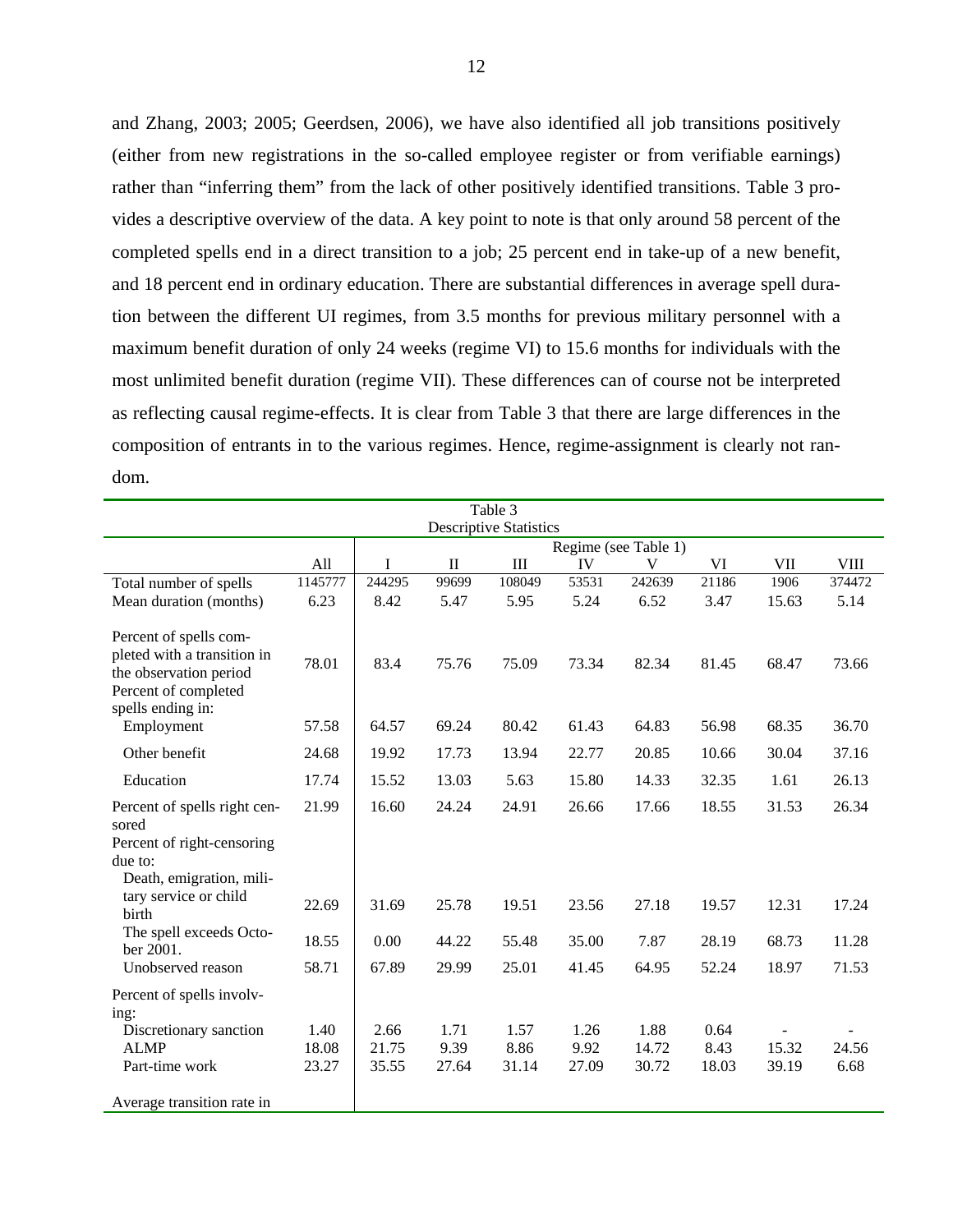and Zhang, 2003; 2005; Geerdsen, 2006), we have also identified all job transitions positively (either from new registrations in the so-called employee register or from verifiable earnings) rather than "inferring them" from the lack of other positively identified transitions. Table 3 provides a descriptive overview of the data. A key point to note is that only around 58 percent of the completed spells end in a direct transition to a job; 25 percent end in take-up of a new benefit, and 18 percent end in ordinary education. There are substantial differences in average spell duration between the different UI regimes, from 3.5 months for previous military personnel with a maximum benefit duration of only 24 weeks (regime VI) to 15.6 months for individuals with the most unlimited benefit duration (regime VII). These differences can of course not be interpreted as reflecting causal regime-effects. It is clear from Table 3 that there are large differences in the composition of entrants in to the various regimes. Hence, regime-assignment is clearly not random.

Table 3
Descriptive Statistics

| | All | Regime (see Table 1) | | | | | | | |
|---|---|---|---|---|---|---|---|---|---|
| | | I | II | III | IV | V | VI | VII | VIII |
| Total number of spells | 1145777 | 244295 | 99699 | 108049 | 53531 | 242639 | 21186 | 1906 | 374472 |
| Mean duration (months) | 6.23 | 8.42 | 5.47 | 5.95 | 5.24 | 6.52 | 3.47 | 15.63 | 5.14 |
| Percent of spells completed with a transition in the observation period | 78.01 | 83.4 | 75.76 | 75.09 | 73.34 | 82.34 | 81.45 | 68.47 | 73.66 |
| Percent of completed spells ending in: | | | | | | | | | |
| Employment | 57.58 | 64.57 | 69.24 | 80.42 | 61.43 | 64.83 | 56.98 | 68.35 | 36.70 |
| Other benefit | 24.68 | 19.92 | 17.73 | 13.94 | 22.77 | 20.85 | 10.66 | 30.04 | 37.16 |
| Education | 17.74 | 15.52 | 13.03 | 5.63 | 15.80 | 14.33 | 32.35 | 1.61 | 26.13 |
| Percent of spells right censored | 21.99 | 16.60 | 24.24 | 24.91 | 26.66 | 17.66 | 18.55 | 31.53 | 26.34 |
| Percent of right-censoring due to: | | | | | | | | | |
| Death, emigration, military service or child birth | 22.69 | 31.69 | 25.78 | 19.51 | 23.56 | 27.18 | 19.57 | 12.31 | 17.24 |
| The spell exceeds October 2001. | 18.55 | 0.00 | 44.22 | 55.48 | 35.00 | 7.87 | 28.19 | 68.73 | 11.28 |
| Unobserved reason | 58.71 | 67.89 | 29.99 | 25.01 | 41.45 | 64.95 | 52.24 | 18.97 | 71.53 |
| Percent of spells involving: | | | | | | | | | |
| Discretionary sanction | 1.40 | 2.66 | 1.71 | 1.57 | 1.26 | 1.88 | 0.64 | - | - |
| ALMP | 18.08 | 21.75 | 9.39 | 8.86 | 9.92 | 14.72 | 8.43 | 15.32 | 24.56 |
| Part-time work | 23.27 | 35.55 | 27.64 | 31.14 | 27.09 | 30.72 | 18.03 | 39.19 | 6.68 |
| Average transition rate in | | | | | | | | | |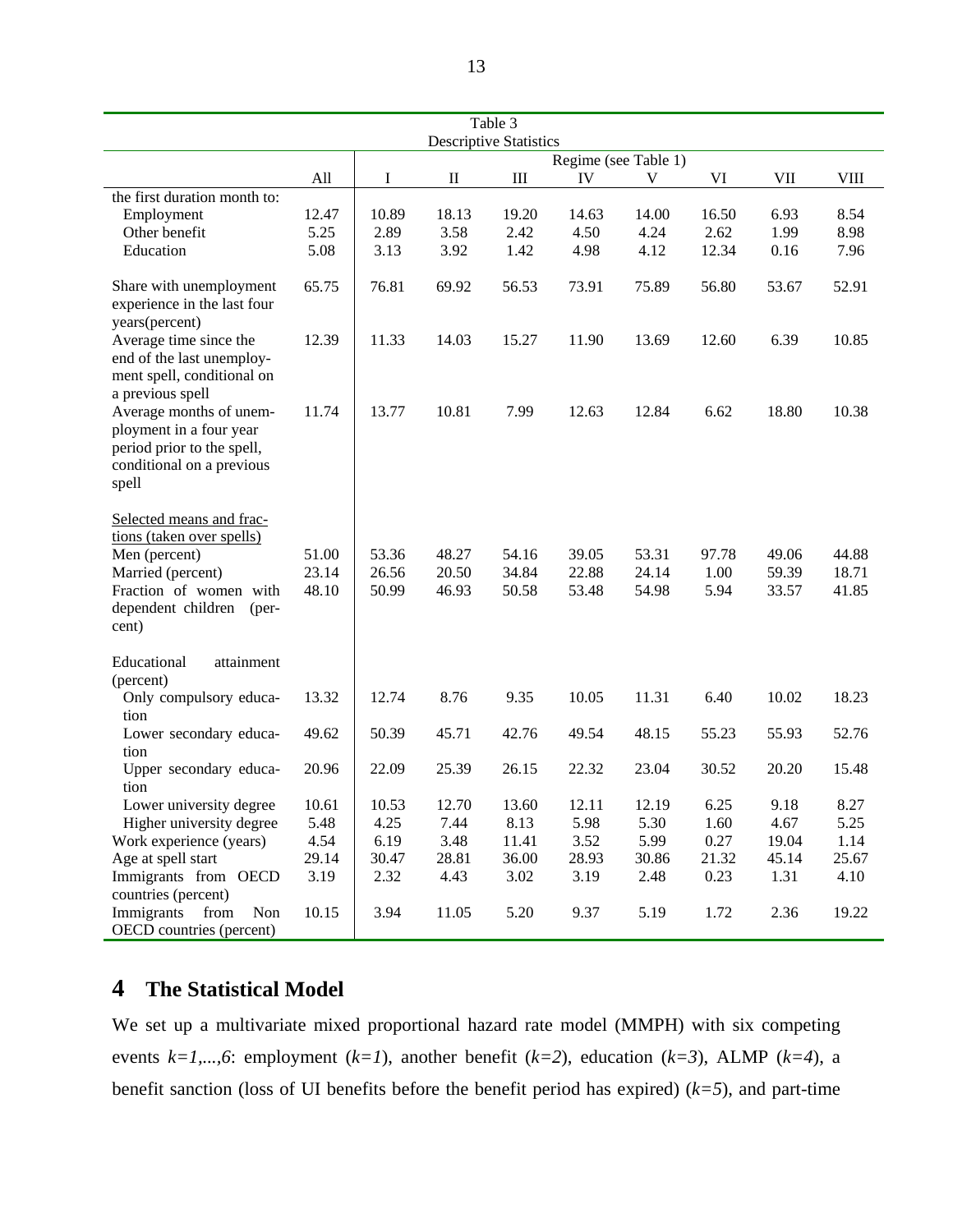Table 3
Descriptive Statistics

| | All | Regime (see Table 1) | | | | | | | |
|---|---|---|---|---|---|---|---|---|---|
| | | I | II | III | IV | V | VI | VII | VIII |
| the first duration month to: | | | | | | | | | |
| Employment | 12.47 | 10.89 | 18.13 | 19.20 | 14.63 | 14.00 | 16.50 | 6.93 | 8.54 |
| Other benefit | 5.25 | 2.89 | 3.58 | 2.42 | 4.50 | 4.24 | 2.62 | 1.99 | 8.98 |
| Education | 5.08 | 3.13 | 3.92 | 1.42 | 4.98 | 4.12 | 12.34 | 0.16 | 7.96 |
| Share with unemployment experience in the last four years(percent) | 65.75 | 76.81 | 69.92 | 56.53 | 73.91 | 75.89 | 56.80 | 53.67 | 52.91 |
| Average time since the end of the last unemployment spell, conditional on a previous spell | 12.39 | 11.33 | 14.03 | 15.27 | 11.90 | 13.69 | 12.60 | 6.39 | 10.85 |
| Average months of unemployment in a four year period prior to the spell, conditional on a previous spell | 11.74 | 13.77 | 10.81 | 7.99 | 12.63 | 12.84 | 6.62 | 18.80 | 10.38 |
| Selected means and fractions (taken over spells) | | | | | | | | | |
| Men (percent) | 51.00 | 53.36 | 48.27 | 54.16 | 39.05 | 53.31 | 97.78 | 49.06 | 44.88 |
| Married (percent) | 23.14 | 26.56 | 20.50 | 34.84 | 22.88 | 24.14 | 1.00 | 59.39 | 18.71 |
| Fraction of women with dependent children (percent) | 48.10 | 50.99 | 46.93 | 50.58 | 53.48 | 54.98 | 5.94 | 33.57 | 41.85 |
| Educational attainment (percent) | | | | | | | | | |
| Only compulsory education | 13.32 | 12.74 | 8.76 | 9.35 | 10.05 | 11.31 | 6.40 | 10.02 | 18.23 |
| Lower secondary education | 49.62 | 50.39 | 45.71 | 42.76 | 49.54 | 48.15 | 55.23 | 55.93 | 52.76 |
| Upper secondary education | 20.96 | 22.09 | 25.39 | 26.15 | 22.32 | 23.04 | 30.52 | 20.20 | 15.48 |
| Lower university degree | 10.61 | 10.53 | 12.70 | 13.60 | 12.11 | 12.19 | 6.25 | 9.18 | 8.27 |
| Higher university degree | 5.48 | 4.25 | 7.44 | 8.13 | 5.98 | 5.30 | 1.60 | 4.67 | 5.25 |
| Work experience (years) | 4.54 | 6.19 | 3.48 | 11.41 | 3.52 | 5.99 | 0.27 | 19.04 | 1.14 |
| Age at spell start | 29.14 | 30.47 | 28.81 | 36.00 | 28.93 | 30.86 | 21.32 | 45.14 | 25.67 |
| Immigrants from OECD countries (percent) | 3.19 | 2.32 | 4.43 | 3.02 | 3.19 | 2.48 | 0.23 | 1.31 | 4.10 |
| Immigrants from Non OECD countries (percent) | 10.15 | 3.94 | 11.05 | 5.20 | 9.37 | 5.19 | 1.72 | 2.36 | 19.22 |

# 4 The Statistical Model

We set up a multivariate mixed proportional hazard rate model (MMPH) with six competing events $k=1,...,6$: employment ($k=1$), another benefit ($k=2$), education ($k=3$), ALMP ($k=4$), a benefit sanction (loss of UI benefits before the benefit period has expired) ($k=5$), and part-time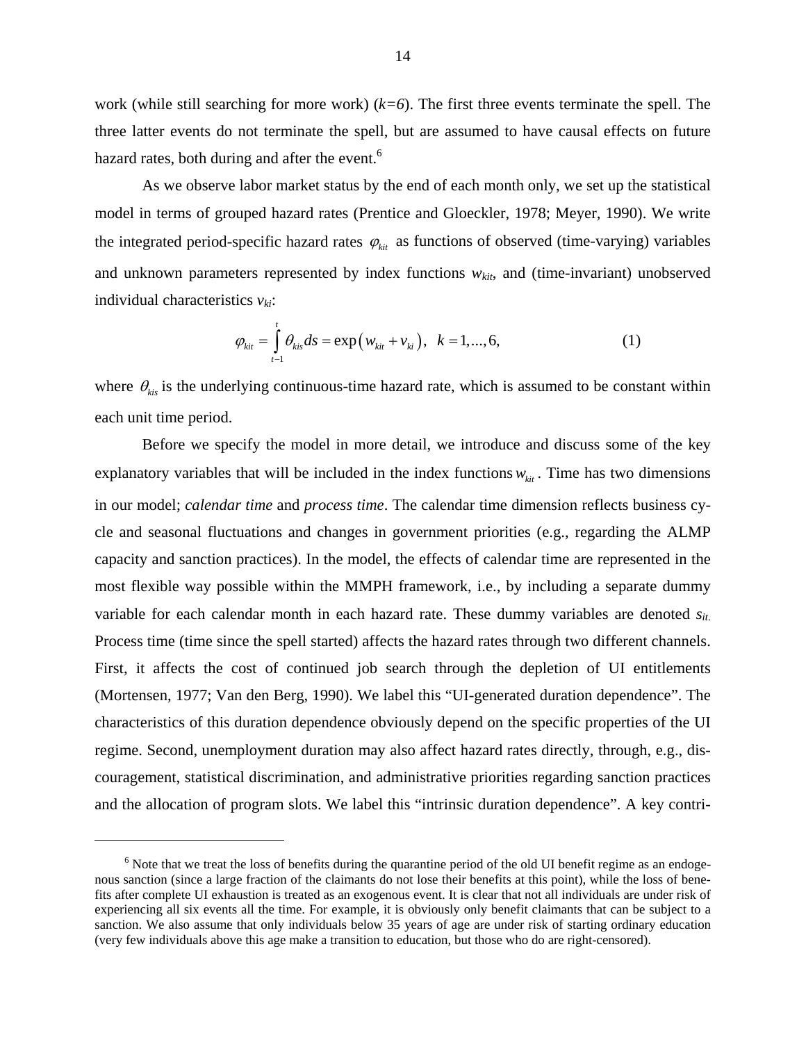work (while still searching for more work) (*k=6*). The first three events terminate the spell. The three latter events do not terminate the spell, but are assumed to have causal effects on future hazard rates, both during and after the event.[6]

As we observe labor market status by the end of each month only, we set up the statistical model in terms of grouped hazard rates (Prentice and Gloeckler, 1978; Meyer, 1990). We write the integrated period-specific hazard rates $\varphi_{kit}$ as functions of observed (time-varying) variables and unknown parameters represented by index functions $w_{kit}$, and (time-invariant) unobserved individual characteristics $v_{ki}$:

$$\varphi_{kit} = \int_{t-1}^{t} \theta_{kis} ds = \exp\left(w_{kit} + v_{ki}\right), \quad k = 1,...,6, \tag{1}$$

where $\theta_{kis}$ is the underlying continuous-time hazard rate, which is assumed to be constant within each unit time period.

Before we specify the model in more detail, we introduce and discuss some of the key explanatory variables that will be included in the index functions $w_{kit}$. Time has two dimensions in our model; *calendar time* and *process time*. The calendar time dimension reflects business cycle and seasonal fluctuations and changes in government priorities (e.g., regarding the ALMP capacity and sanction practices). In the model, the effects of calendar time are represented in the most flexible way possible within the MMPH framework, i.e., by including a separate dummy variable for each calendar month in each hazard rate. These dummy variables are denoted $s_{it}$. Process time (time since the spell started) affects the hazard rates through two different channels. First, it affects the cost of continued job search through the depletion of UI entitlements (Mortensen, 1977; Van den Berg, 1990). We label this "UI-generated duration dependence". The characteristics of this duration dependence obviously depend on the specific properties of the UI regime. Second, unemployment duration may also affect hazard rates directly, through, e.g., discouragement, statistical discrimination, and administrative priorities regarding sanction practices and the allocation of program slots. We label this "intrinsic duration dependence". A key contri-

---

[6] Note that we treat the loss of benefits during the quarantine period of the old UI benefit regime as an endogenous sanction (since a large fraction of the claimants do not lose their benefits at this point), while the loss of benefits after complete UI exhaustion is treated as an exogenous event. It is clear that not all individuals are under risk of experiencing all six events all the time. For example, it is obviously only benefit claimants that can be subject to a sanction. We also assume that only individuals below 35 years of age are under risk of starting ordinary education (very few individuals above this age make a transition to education, but those who do are right-censored).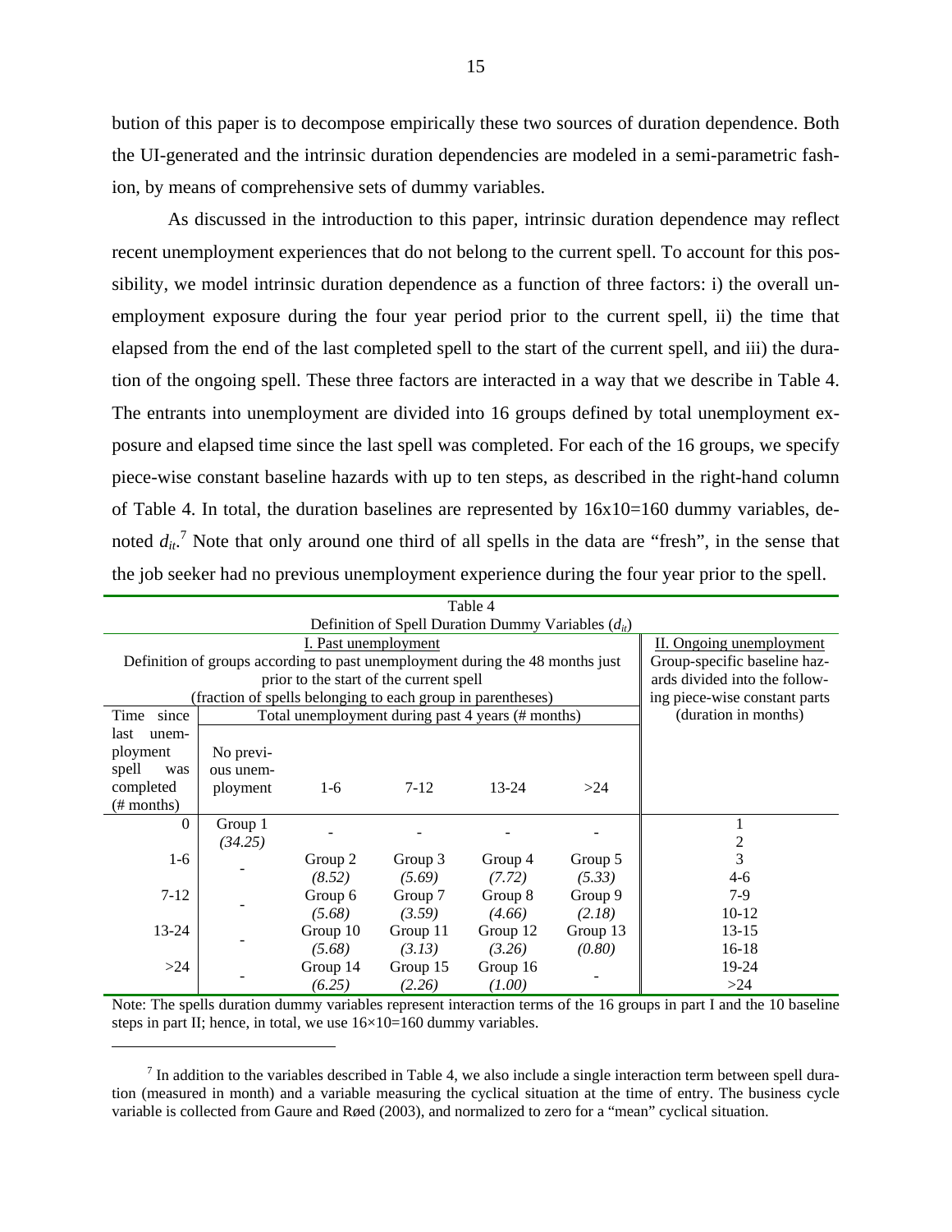bution of this paper is to decompose empirically these two sources of duration dependence. Both the UI-generated and the intrinsic duration dependencies are modeled in a semi-parametric fashion, by means of comprehensive sets of dummy variables.

As discussed in the introduction to this paper, intrinsic duration dependence may reflect recent unemployment experiences that do not belong to the current spell. To account for this possibility, we model intrinsic duration dependence as a function of three factors: i) the overall unemployment exposure during the four year period prior to the current spell, ii) the time that elapsed from the end of the last completed spell to the start of the current spell, and iii) the duration of the ongoing spell. These three factors are interacted in a way that we describe in Table 4. The entrants into unemployment are divided into 16 groups defined by total unemployment exposure and elapsed time since the last spell was completed. For each of the 16 groups, we specify piece-wise constant baseline hazards with up to ten steps, as described in the right-hand column of Table 4. In total, the duration baselines are represented by 16x10=160 dummy variables, denoted $d_{it}$.[7] Note that only around one third of all spells in the data are "fresh", in the sense that the job seeker had no previous unemployment experience during the four year prior to the spell.

Table 4

Definition of Spell Duration Dummy Variables ($d_{it}$)

| I. Past unemployment<br>Definition of groups according to past unemployment during the 48 months just prior to the start of the current spell<br>(fraction of spells belonging to each group in parentheses) | | | | | | II. Ongoing unemployment<br>Group-specific baseline hazards divided into the following piece-wise constant parts<br>(duration in months) |
|---|---|---|---|---|---|---|
| Time since last unemployment spell was completed (# months) | Total unemployment during past 4 years (# months) | | | | | |
| | No previous unemployment | 1-6 | 7-12 | 13-24 | >24 | |
| 0 | Group 1<br>*(34.25)* | - | - | - | - | 1<br>2 |
| 1-6 | - | Group 2<br>*(8.52)* | Group 3<br>*(5.69)* | Group 4<br>*(7.72)* | Group 5<br>*(5.33)* | 3<br>4-6 |
| 7-12 | - | Group 6<br>*(5.68)* | Group 7<br>*(3.59)* | Group 8<br>*(4.66)* | Group 9<br>*(2.18)* | 7-9<br>10-12 |
| 13-24 | - | Group 10<br>*(5.68)* | Group 11<br>*(3.13)* | Group 12<br>*(3.26)* | Group 13<br>*(0.80)* | 13-15<br>16-18 |
| >24 | - | Group 14<br>*(6.25)* | Group 15<br>*(2.26)* | Group 16<br>*(1.00)* | - | 19-24<br>>24 |

Note: The spells duration dummy variables represent interaction terms of the 16 groups in part I and the 10 baseline steps in part II; hence, in total, we use 16×10=160 dummy variables.

[7] In addition to the variables described in Table 4, we also include a single interaction term between spell duration (measured in month) and a variable measuring the cyclical situation at the time of entry. The business cycle variable is collected from Gaure and Røed (2003), and normalized to zero for a "mean" cyclical situation.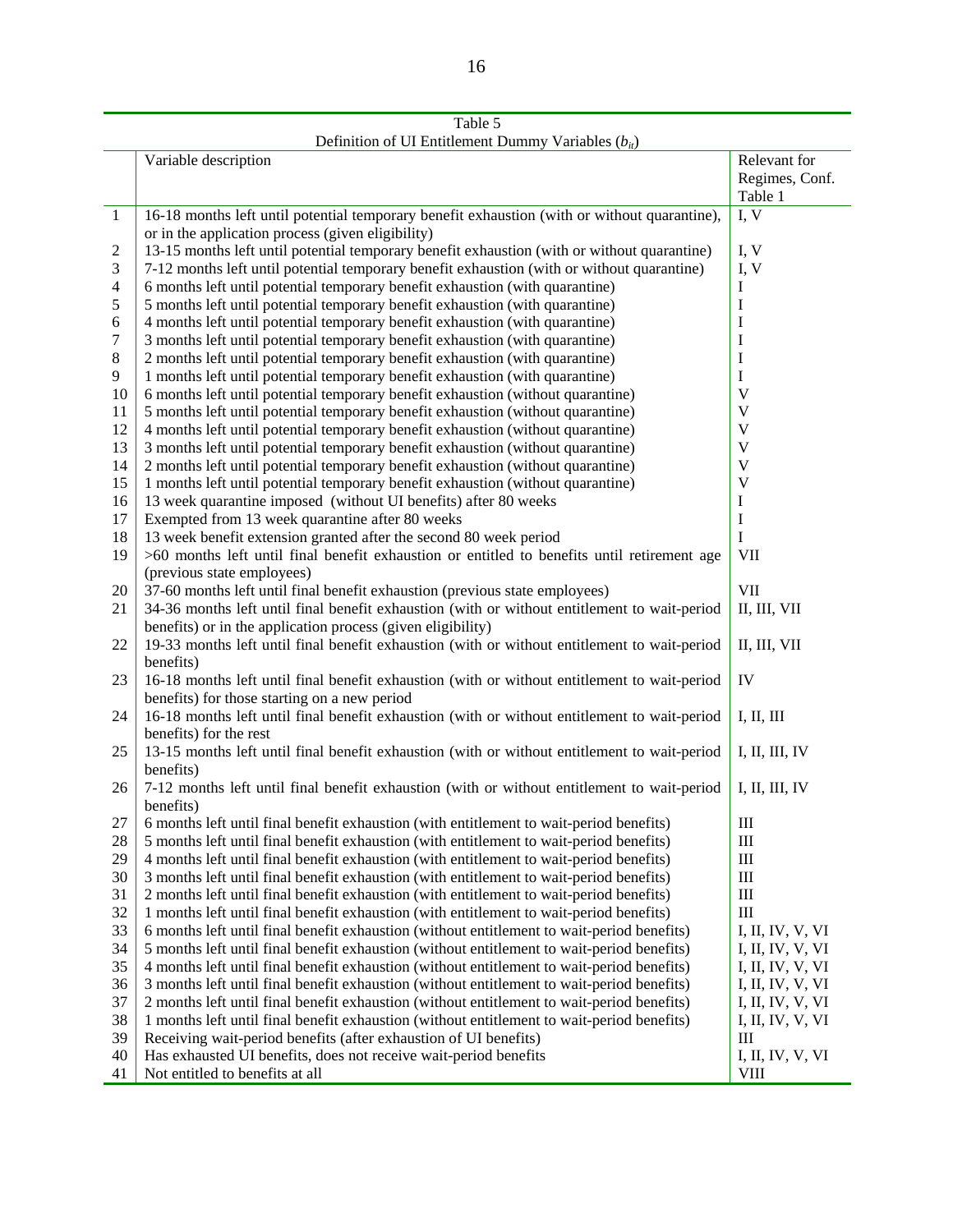Table 5

Definition of UI Entitlement Dummy Variables ($b_{it}$)

| | Variable description | Relevant for Regimes, Conf. Table 1 |
|---|---|---|
| 1 | 16-18 months left until potential temporary benefit exhaustion (with or without quarantine), or in the application process (given eligibility) | I, V |
| 2 | 13-15 months left until potential temporary benefit exhaustion (with or without quarantine) | I, V |
| 3 | 7-12 months left until potential temporary benefit exhaustion (with or without quarantine) | I, V |
| 4 | 6 months left until potential temporary benefit exhaustion (with quarantine) | I |
| 5 | 5 months left until potential temporary benefit exhaustion (with quarantine) | I |
| 6 | 4 months left until potential temporary benefit exhaustion (with quarantine) | I |
| 7 | 3 months left until potential temporary benefit exhaustion (with quarantine) | I |
| 8 | 2 months left until potential temporary benefit exhaustion (with quarantine) | I |
| 9 | 1 months left until potential temporary benefit exhaustion (with quarantine) | I |
| 10 | 6 months left until potential temporary benefit exhaustion (without quarantine) | V |
| 11 | 5 months left until potential temporary benefit exhaustion (without quarantine) | V |
| 12 | 4 months left until potential temporary benefit exhaustion (without quarantine) | V |
| 13 | 3 months left until potential temporary benefit exhaustion (without quarantine) | V |
| 14 | 2 months left until potential temporary benefit exhaustion (without quarantine) | V |
| 15 | 1 months left until potential temporary benefit exhaustion (without quarantine) | V |
| 16 | 13 week quarantine imposed (without UI benefits) after 80 weeks | I |
| 17 | Exempted from 13 week quarantine after 80 weeks | I |
| 18 | 13 week benefit extension granted after the second 80 week period | I |
| 19 | >60 months left until final benefit exhaustion or entitled to benefits until retirement age (previous state employees) | VII |
| 20 | 37-60 months left until final benefit exhaustion (previous state employees) | VII |
| 21 | 34-36 months left until final benefit exhaustion (with or without entitlement to wait-period benefits) or in the application process (given eligibility) | II, III, VII |
| 22 | 19-33 months left until final benefit exhaustion (with or without entitlement to wait-period benefits) | II, III, VII |
| 23 | 16-18 months left until final benefit exhaustion (with or without entitlement to wait-period benefits) for those starting on a new period | IV |
| 24 | 16-18 months left until final benefit exhaustion (with or without entitlement to wait-period benefits) for the rest | I, II, III |
| 25 | 13-15 months left until final benefit exhaustion (with or without entitlement to wait-period benefits) | I, II, III, IV |
| 26 | 7-12 months left until final benefit exhaustion (with or without entitlement to wait-period benefits) | I, II, III, IV |
| 27 | 6 months left until final benefit exhaustion (with entitlement to wait-period benefits) | III |
| 28 | 5 months left until final benefit exhaustion (with entitlement to wait-period benefits) | III |
| 29 | 4 months left until final benefit exhaustion (with entitlement to wait-period benefits) | III |
| 30 | 3 months left until final benefit exhaustion (with entitlement to wait-period benefits) | III |
| 31 | 2 months left until final benefit exhaustion (with entitlement to wait-period benefits) | III |
| 32 | 1 months left until final benefit exhaustion (with entitlement to wait-period benefits) | III |
| 33 | 6 months left until final benefit exhaustion (without entitlement to wait-period benefits) | I, II, IV, V, VI |
| 34 | 5 months left until final benefit exhaustion (without entitlement to wait-period benefits) | I, II, IV, V, VI |
| 35 | 4 months left until final benefit exhaustion (without entitlement to wait-period benefits) | I, II, IV, V, VI |
| 36 | 3 months left until final benefit exhaustion (without entitlement to wait-period benefits) | I, II, IV, V, VI |
| 37 | 2 months left until final benefit exhaustion (without entitlement to wait-period benefits) | I, II, IV, V, VI |
| 38 | 1 months left until final benefit exhaustion (without entitlement to wait-period benefits) | I, II, IV, V, VI |
| 39 | Receiving wait-period benefits (after exhaustion of UI benefits) | III |
| 40 | Has exhausted UI benefits, does not receive wait-period benefits | I, II, IV, V, VI |
| 41 | Not entitled to benefits at all | VIII |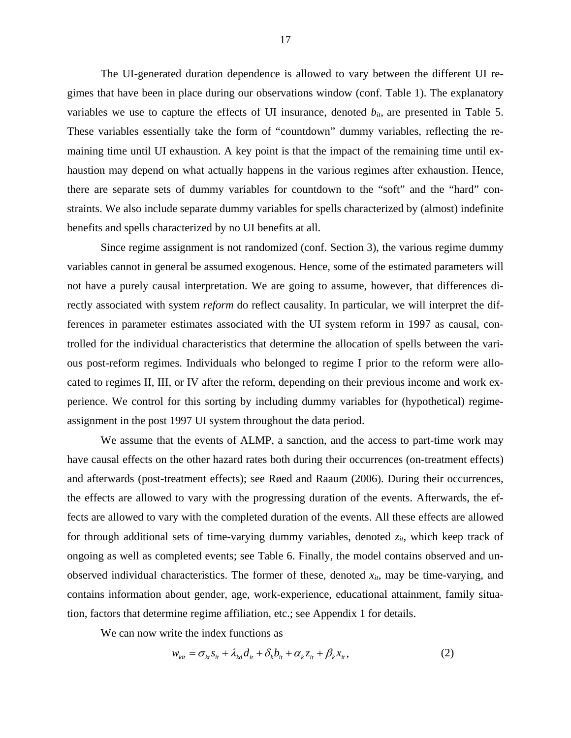The UI-generated duration dependence is allowed to vary between the different UI regimes that have been in place during our observations window (conf. Table 1). The explanatory variables we use to capture the effects of UI insurance, denoted $b_{it}$, are presented in Table 5. These variables essentially take the form of "countdown" dummy variables, reflecting the remaining time until UI exhaustion. A key point is that the impact of the remaining time until exhaustion may depend on what actually happens in the various regimes after exhaustion. Hence, there are separate sets of dummy variables for countdown to the "soft" and the "hard" constraints. We also include separate dummy variables for spells characterized by (almost) indefinite benefits and spells characterized by no UI benefits at all.

Since regime assignment is not randomized (conf. Section 3), the various regime dummy variables cannot in general be assumed exogenous. Hence, some of the estimated parameters will not have a purely causal interpretation. We are going to assume, however, that differences directly associated with system *reform* do reflect causality. In particular, we will interpret the differences in parameter estimates associated with the UI system reform in 1997 as causal, controlled for the individual characteristics that determine the allocation of spells between the various post-reform regimes. Individuals who belonged to regime I prior to the reform were allocated to regimes II, III, or IV after the reform, depending on their previous income and work experience. We control for this sorting by including dummy variables for (hypothetical) regime-assignment in the post 1997 UI system throughout the data period.

We assume that the events of ALMP, a sanction, and the access to part-time work may have causal effects on the other hazard rates both during their occurrences (on-treatment effects) and afterwards (post-treatment effects); see Røed and Raaum (2006). During their occurrences, the effects are allowed to vary with the progressing duration of the events. Afterwards, the effects are allowed to vary with the completed duration of the events. All these effects are allowed for through additional sets of time-varying dummy variables, denoted $z_{it}$, which keep track of ongoing as well as completed events; see Table 6. Finally, the model contains observed and unobserved individual characteristics. The former of these, denoted $x_{it}$, may be time-varying, and contains information about gender, age, work-experience, educational attainment, family situation, factors that determine regime affiliation, etc.; see Appendix 1 for details.

We can now write the index functions as

$$w_{kit} = \sigma_{kt} s_{it} + \lambda_{kd} d_{it} + \delta_k b_{it} + \alpha_k z_{it} + \beta_k x_{it}, \tag{2}$$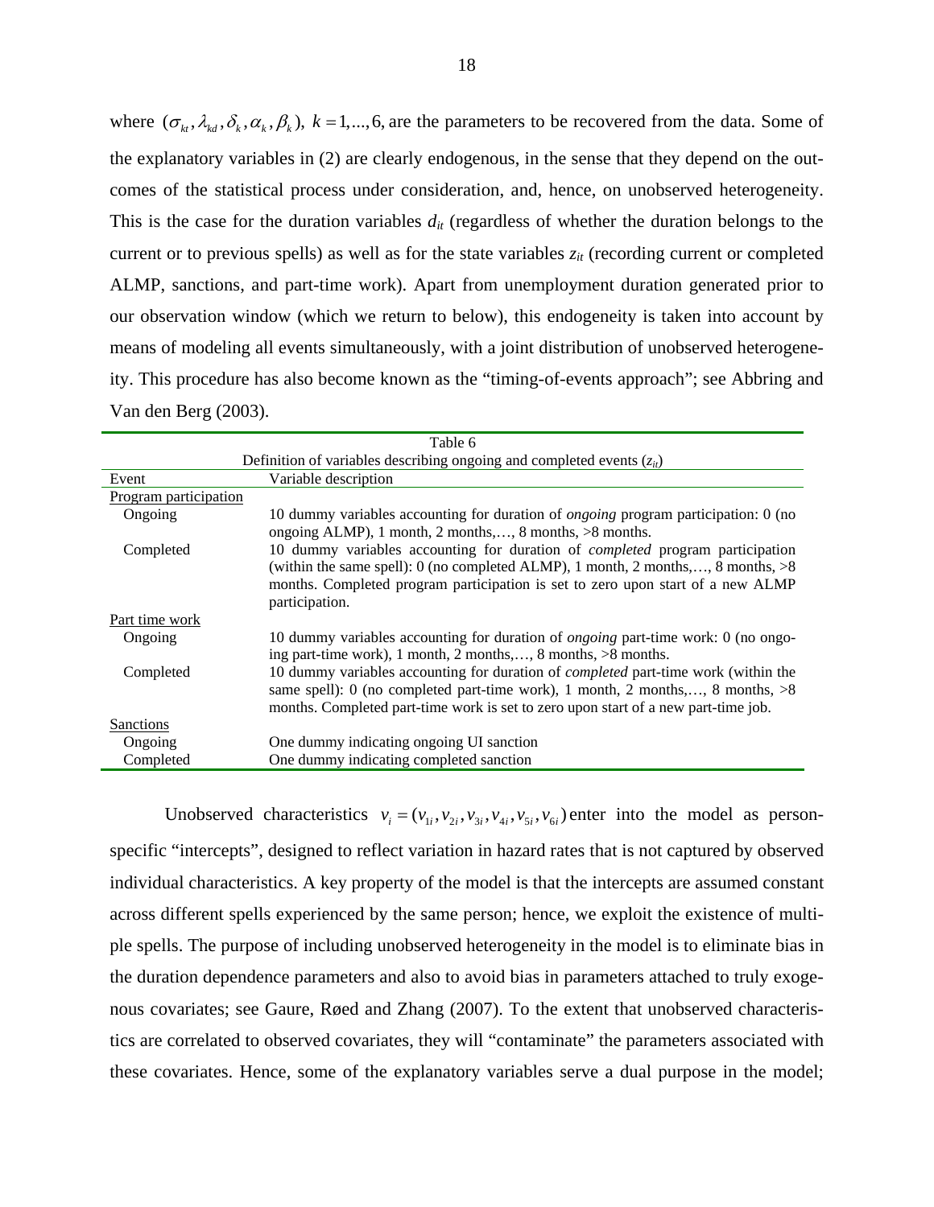where $(\sigma_{kt}, \lambda_{kd}, \delta_k, \alpha_k, \beta_k),\ k = 1,...,6,$ are the parameters to be recovered from the data. Some of the explanatory variables in (2) are clearly endogenous, in the sense that they depend on the outcomes of the statistical process under consideration, and, hence, on unobserved heterogeneity. This is the case for the duration variables $d_{it}$ (regardless of whether the duration belongs to the current or to previous spells) as well as for the state variables $z_{it}$ (recording current or completed ALMP, sanctions, and part-time work). Apart from unemployment duration generated prior to our observation window (which we return to below), this endogeneity is taken into account by means of modeling all events simultaneously, with a joint distribution of unobserved heterogeneity. This procedure has also become known as the "timing-of-events approach"; see Abbring and Van den Berg (2003).

Table 6

Definition of variables describing ongoing and completed events ($z_{it}$)

| Event | Variable description |
|---|---|
| <u>Program participation</u> | |
| Ongoing | 10 dummy variables accounting for duration of *ongoing* program participation: 0 (no ongoing ALMP), 1 month, 2 months,…, 8 months, >8 months. |
| Completed | 10 dummy variables accounting for duration of *completed* program participation (within the same spell): 0 (no completed ALMP), 1 month, 2 months,…, 8 months, >8 months. Completed program participation is set to zero upon start of a new ALMP participation. |
| <u>Part time work</u> | |
| Ongoing | 10 dummy variables accounting for duration of *ongoing* part-time work: 0 (no ongoing part-time work), 1 month, 2 months,…, 8 months, >8 months. |
| Completed | 10 dummy variables accounting for duration of *completed* part-time work (within the same spell): 0 (no completed part-time work), 1 month, 2 months,…, 8 months, >8 months. Completed part-time work is set to zero upon start of a new part-time job. |
| <u>Sanctions</u> | |
| Ongoing | One dummy indicating ongoing UI sanction |
| Completed | One dummy indicating completed sanction |

Unobserved characteristics $v_i = (v_{1i}, v_{2i}, v_{3i}, v_{4i}, v_{5i}, v_{6i})$ enter into the model as person-specific "intercepts", designed to reflect variation in hazard rates that is not captured by observed individual characteristics. A key property of the model is that the intercepts are assumed constant across different spells experienced by the same person; hence, we exploit the existence of multiple spells. The purpose of including unobserved heterogeneity in the model is to eliminate bias in the duration dependence parameters and also to avoid bias in parameters attached to truly exogenous covariates; see Gaure, Røed and Zhang (2007). To the extent that unobserved characteristics are correlated to observed covariates, they will "contaminate" the parameters associated with these covariates. Hence, some of the explanatory variables serve a dual purpose in the model;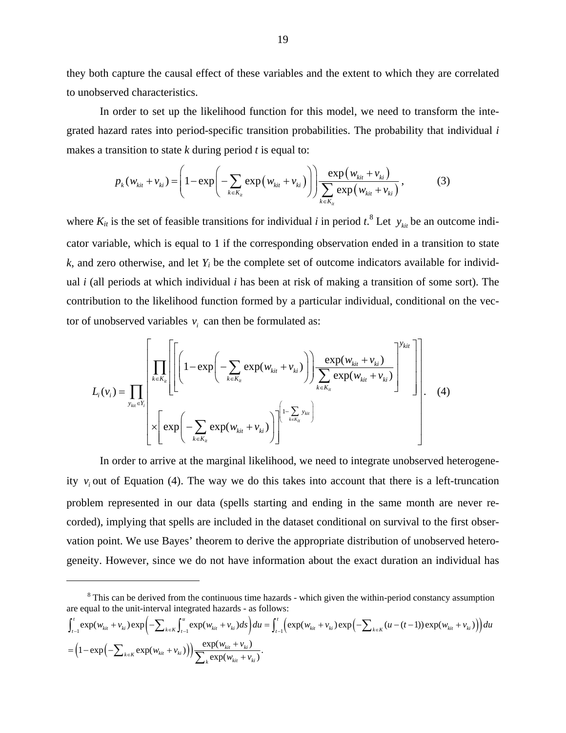they both capture the causal effect of these variables and the extent to which they are correlated to unobserved characteristics.

In order to set up the likelihood function for this model, we need to transform the integrated hazard rates into period-specific transition probabilities. The probability that individual *i* makes a transition to state *k* during period *t* is equal to:

$$p_k(w_{kit}+v_{ki}) = \left(1-\exp\left(-\sum_{k\in K_{it}}\exp\left(w_{kit}+v_{ki}\right)\right)\right)\frac{\exp\left(w_{kit}+v_{ki}\right)}{\sum_{k\in K_{it}}\exp\left(w_{kit}+v_{ki}\right)}, \tag{3}$$

where $K_{it}$ is the set of feasible transitions for individual *i* in period *t*.[8] Let $y_{kit}$ be an outcome indicator variable, which is equal to 1 if the corresponding observation ended in a transition to state *k*, and zero otherwise, and let $Y_i$ be the complete set of outcome indicators available for individual *i* (all periods at which individual *i* has been at risk of making a transition of some sort). The contribution to the likelihood function formed by a particular individual, conditional on the vector of unobserved variables $v_i$ can then be formulated as:

$$L_i(v_i) = \prod_{y_{kit}\in Y_i}\left[\begin{array}{l}\prod_{k\in K_{it}}\left[\left[\left(1-\exp\left(-\sum_{k\in K_{it}}\exp(w_{kit}+v_{ki})\right)\right)\dfrac{\exp(w_{kit}+v_{ki})}{\sum_{k\in K_{it}}\exp(w_{kit}+v_{ki})}\right]^{y_{kit}}\right] \\ \times\left[\exp\left(-\sum_{k\in K_{it}}\exp(w_{kit}+v_{ki})\right)\right]^{\left(1-\sum_{k\in K_{it}}y_{kit}\right)}\end{array}\right]. \tag{4}$$

In order to arrive at the marginal likelihood, we need to integrate unobserved heterogeneity $v_i$ out of Equation (4). The way we do this takes into account that there is a left-truncation problem represented in our data (spells starting and ending in the same month are never recorded), implying that spells are included in the dataset conditional on survival to the first observation point. We use Bayes' theorem to derive the appropriate distribution of unobserved heterogeneity. However, since we do not have information about the exact duration an individual has

---

[8] This can be derived from the continuous time hazards - which given the within-period constancy assumption are equal to the unit-interval integrated hazards - as follows:

$$\int_{t-1}^{t}\exp(w_{kit}+v_{ki})\exp\left(-\sum_{k\in K}\int_{t-1}^{u}\exp(w_{kit}+v_{ki})ds\right)du = \int_{t-1}^{t}\left(\exp(w_{kit}+v_{ki})\exp\left(-\sum_{k\in K}(u-(t-1))\exp(w_{kit}+v_{ki})\right)\right)du$$

$$= \left(1-\exp\left(-\sum_{k\in K}\exp(w_{kit}+v_{ki})\right)\right)\frac{\exp(w_{kit}+v_{ki})}{\sum_{k}\exp(w_{kit}+v_{ki})}.$$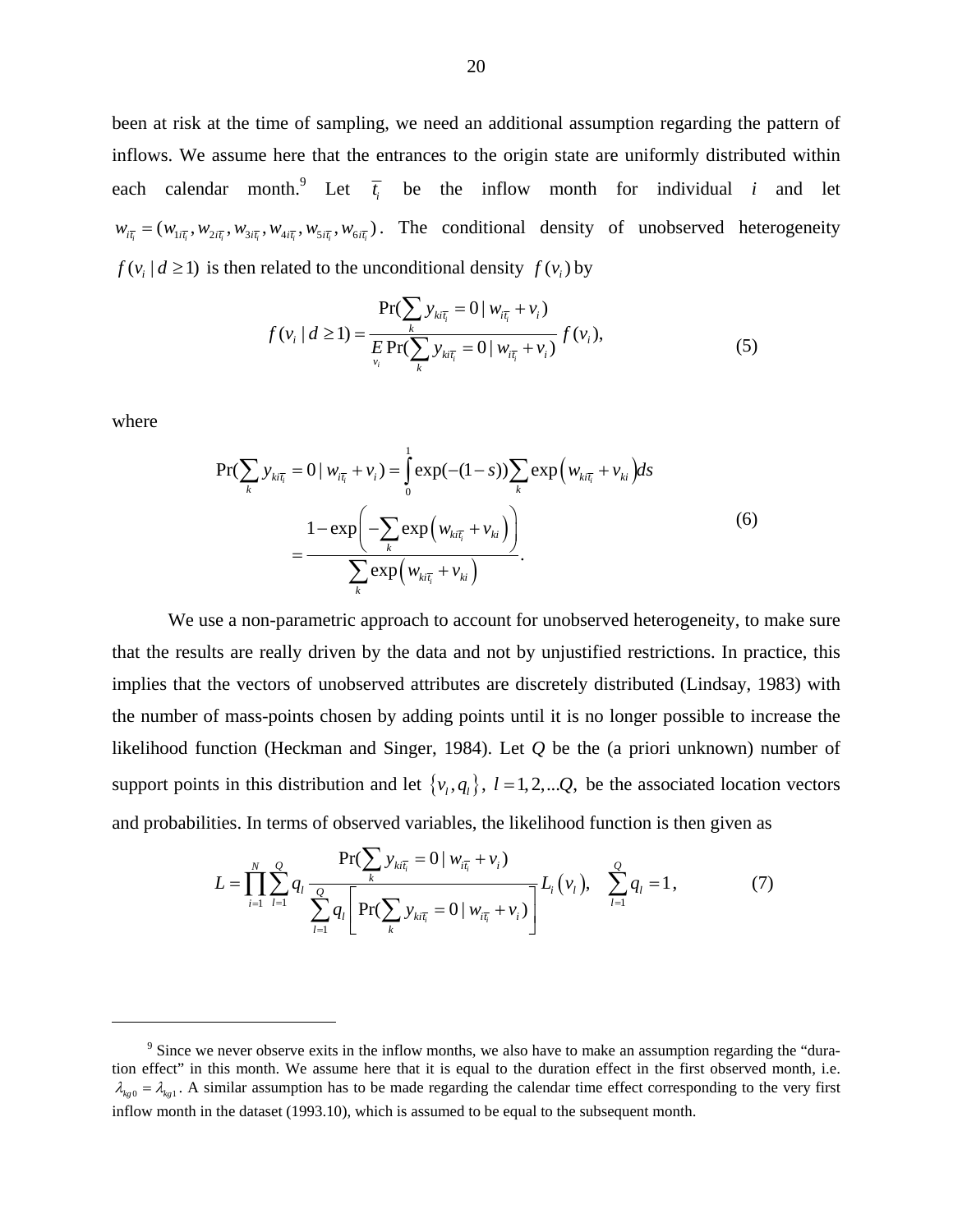been at risk at the time of sampling, we need an additional assumption regarding the pattern of inflows. We assume here that the entrances to the origin state are uniformly distributed within each calendar month.[9] Let $\overline{t_i}$ be the inflow month for individual $i$ and let $w_{i\overline{t_i}} = (w_{1i\overline{t_i}}, w_{2i\overline{t_i}}, w_{3i\overline{t_i}}, w_{4i\overline{t_i}}, w_{5i\overline{t_i}}, w_{6i\overline{t_i}})$. The conditional density of unobserved heterogeneity $f(v_i \mid d \geq 1)$ is then related to the unconditional density $f(v_i)$ by

$$f(v_i \mid d \geq 1) = \frac{\Pr(\sum_k y_{ki\overline{t_i}} = 0 \mid w_{i\overline{t_i}} + v_i)}{\underset{v_i}{E} \Pr(\sum_k y_{ki\overline{t_i}} = 0 \mid w_{i\overline{t_i}} + v_i)} f(v_i), \tag{5}$$

where

$$\begin{aligned}
\Pr(\sum_k y_{ki\overline{t_i}} = 0 \mid w_{i\overline{t_i}} + v_i) &= \int_0^1 \exp(-(1-s)) \sum_k \exp\left(w_{ki\overline{t_i}} + v_{ki}\right) ds \\
&= \frac{1 - \exp\left(-\sum_k \exp\left(w_{ki\overline{t_i}} + v_{ki}\right)\right)}{\sum_k \exp\left(w_{ki\overline{t_i}} + v_{ki}\right)}.
\end{aligned} \tag{6}$$

We use a non-parametric approach to account for unobserved heterogeneity, to make sure that the results are really driven by the data and not by unjustified restrictions. In practice, this implies that the vectors of unobserved attributes are discretely distributed (Lindsay, 1983) with the number of mass-points chosen by adding points until it is no longer possible to increase the likelihood function (Heckman and Singer, 1984). Let $Q$ be the (a priori unknown) number of support points in this distribution and let $\{v_l, q_l\}$, $l = 1, 2, ...Q$, be the associated location vectors and probabilities. In terms of observed variables, the likelihood function is then given as

$$L = \prod_{i=1}^{N} \sum_{l=1}^{Q} q_l \frac{\Pr(\sum_k y_{ki\overline{t_i}} = 0 \mid w_{i\overline{t_i}} + v_i)}{\sum_{l=1}^{Q} q_l \left[\Pr(\sum_k y_{ki\overline{t_i}} = 0 \mid w_{i\overline{t_i}} + v_i)\right]} L_i(v_l), \quad \sum_{l=1}^{Q} q_l = 1, \tag{7}$$

---

[9] Since we never observe exits in the inflow months, we also have to make an assumption regarding the "duration effect" in this month. We assume here that it is equal to the duration effect in the first observed month, i.e. $\lambda_{kg0} = \lambda_{kg1}$. A similar assumption has to be made regarding the calendar time effect corresponding to the very first inflow month in the dataset (1993.10), which is assumed to be equal to the subsequent month.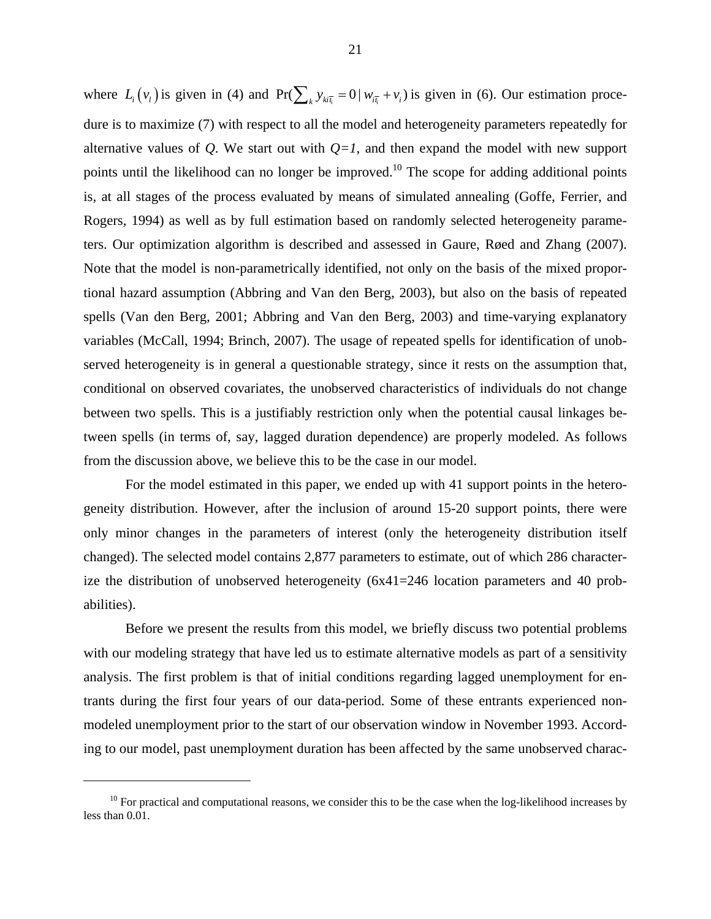where $L_i(v_l)$ is given in (4) and $\Pr(\sum_k y_{ki\bar{t}_i} = 0 \mid w_{i\bar{t}_i} + v_i)$ is given in (6). Our estimation procedure is to maximize (7) with respect to all the model and heterogeneity parameters repeatedly for alternative values of *Q*. We start out with *Q=1*, and then expand the model with new support points until the likelihood can no longer be improved.[10] The scope for adding additional points is, at all stages of the process evaluated by means of simulated annealing (Goffe, Ferrier, and Rogers, 1994) as well as by full estimation based on randomly selected heterogeneity parameters. Our optimization algorithm is described and assessed in Gaure, Røed and Zhang (2007). Note that the model is non-parametrically identified, not only on the basis of the mixed proportional hazard assumption (Abbring and Van den Berg, 2003), but also on the basis of repeated spells (Van den Berg, 2001; Abbring and Van den Berg, 2003) and time-varying explanatory variables (McCall, 1994; Brinch, 2007). The usage of repeated spells for identification of unobserved heterogeneity is in general a questionable strategy, since it rests on the assumption that, conditional on observed covariates, the unobserved characteristics of individuals do not change between two spells. This is a justifiably restriction only when the potential causal linkages between spells (in terms of, say, lagged duration dependence) are properly modeled. As follows from the discussion above, we believe this to be the case in our model.

For the model estimated in this paper, we ended up with 41 support points in the heterogeneity distribution. However, after the inclusion of around 15-20 support points, there were only minor changes in the parameters of interest (only the heterogeneity distribution itself changed). The selected model contains 2,877 parameters to estimate, out of which 286 characterize the distribution of unobserved heterogeneity (6x41=246 location parameters and 40 probabilities).

Before we present the results from this model, we briefly discuss two potential problems with our modeling strategy that have led us to estimate alternative models as part of a sensitivity analysis. The first problem is that of initial conditions regarding lagged unemployment for entrants during the first four years of our data-period. Some of these entrants experienced non-modeled unemployment prior to the start of our observation window in November 1993. According to our model, past unemployment duration has been affected by the same unobserved charac-

---

[10] For practical and computational reasons, we consider this to be the case when the log-likelihood increases by less than 0.01.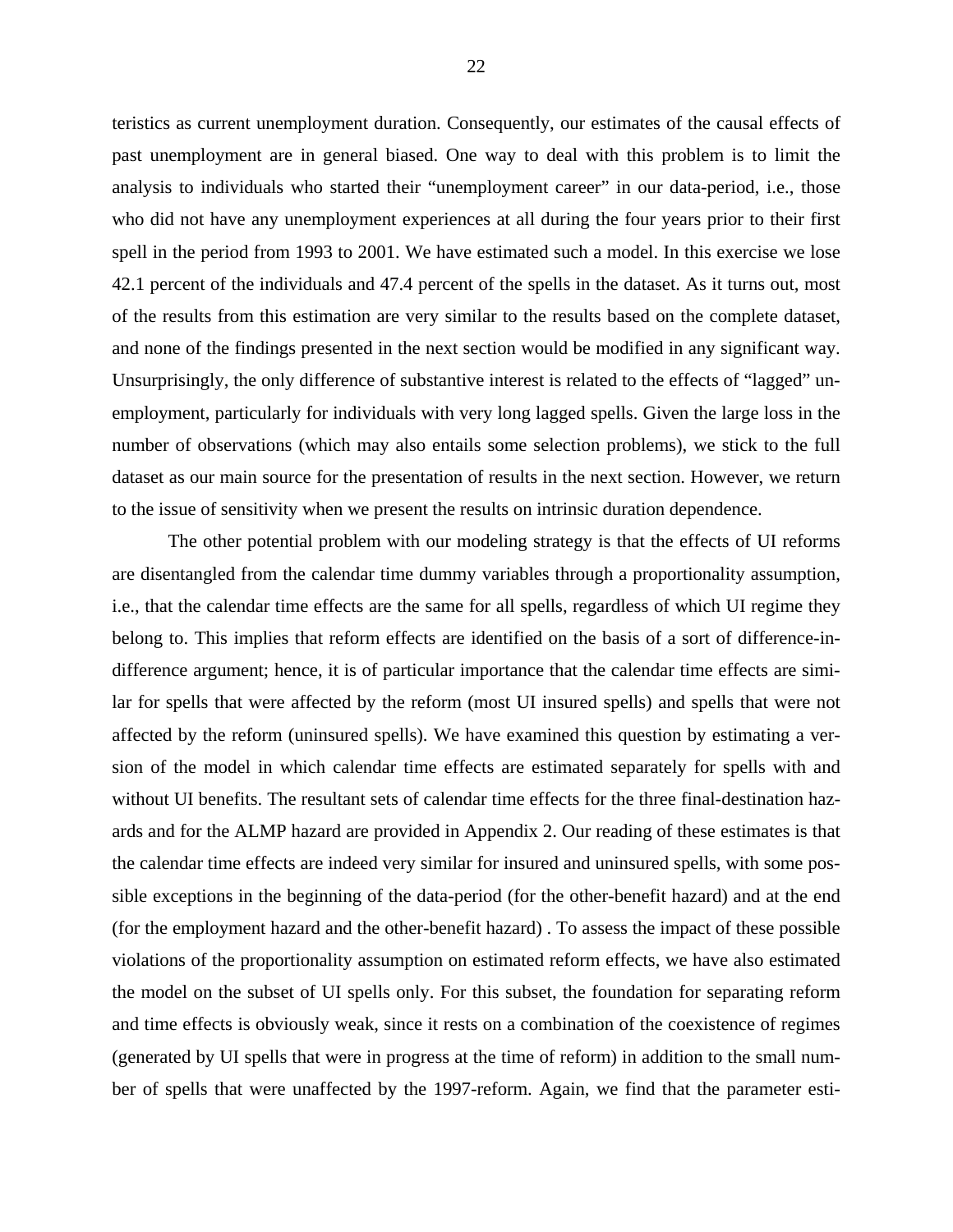teristics as current unemployment duration. Consequently, our estimates of the causal effects of past unemployment are in general biased. One way to deal with this problem is to limit the analysis to individuals who started their "unemployment career" in our data-period, i.e., those who did not have any unemployment experiences at all during the four years prior to their first spell in the period from 1993 to 2001. We have estimated such a model. In this exercise we lose 42.1 percent of the individuals and 47.4 percent of the spells in the dataset. As it turns out, most of the results from this estimation are very similar to the results based on the complete dataset, and none of the findings presented in the next section would be modified in any significant way. Unsurprisingly, the only difference of substantive interest is related to the effects of "lagged" unemployment, particularly for individuals with very long lagged spells. Given the large loss in the number of observations (which may also entails some selection problems), we stick to the full dataset as our main source for the presentation of results in the next section. However, we return to the issue of sensitivity when we present the results on intrinsic duration dependence.

The other potential problem with our modeling strategy is that the effects of UI reforms are disentangled from the calendar time dummy variables through a proportionality assumption, i.e., that the calendar time effects are the same for all spells, regardless of which UI regime they belong to. This implies that reform effects are identified on the basis of a sort of difference-in-difference argument; hence, it is of particular importance that the calendar time effects are similar for spells that were affected by the reform (most UI insured spells) and spells that were not affected by the reform (uninsured spells). We have examined this question by estimating a version of the model in which calendar time effects are estimated separately for spells with and without UI benefits. The resultant sets of calendar time effects for the three final-destination hazards and for the ALMP hazard are provided in Appendix 2. Our reading of these estimates is that the calendar time effects are indeed very similar for insured and uninsured spells, with some possible exceptions in the beginning of the data-period (for the other-benefit hazard) and at the end (for the employment hazard and the other-benefit hazard) . To assess the impact of these possible violations of the proportionality assumption on estimated reform effects, we have also estimated the model on the subset of UI spells only. For this subset, the foundation for separating reform and time effects is obviously weak, since it rests on a combination of the coexistence of regimes (generated by UI spells that were in progress at the time of reform) in addition to the small number of spells that were unaffected by the 1997-reform. Again, we find that the parameter esti-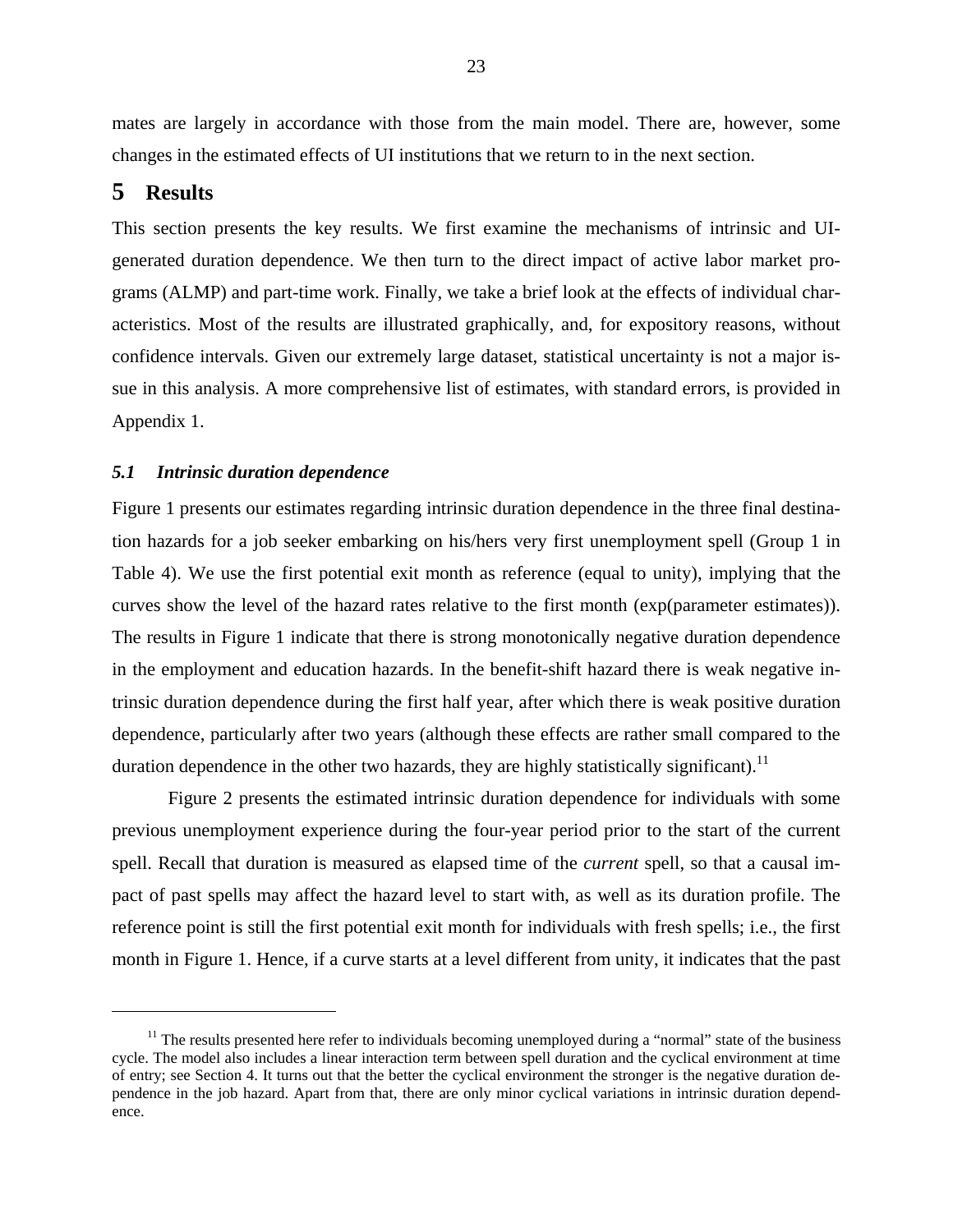mates are largely in accordance with those from the main model. There are, however, some changes in the estimated effects of UI institutions that we return to in the next section.

# 5 Results

This section presents the key results. We first examine the mechanisms of intrinsic and UI-generated duration dependence. We then turn to the direct impact of active labor market programs (ALMP) and part-time work. Finally, we take a brief look at the effects of individual characteristics. Most of the results are illustrated graphically, and, for expository reasons, without confidence intervals. Given our extremely large dataset, statistical uncertainty is not a major issue in this analysis. A more comprehensive list of estimates, with standard errors, is provided in Appendix 1.

### *5.1 Intrinsic duration dependence*

Figure 1 presents our estimates regarding intrinsic duration dependence in the three final destination hazards for a job seeker embarking on his/hers very first unemployment spell (Group 1 in Table 4). We use the first potential exit month as reference (equal to unity), implying that the curves show the level of the hazard rates relative to the first month (exp(parameter estimates)). The results in Figure 1 indicate that there is strong monotonically negative duration dependence in the employment and education hazards. In the benefit-shift hazard there is weak negative intrinsic duration dependence during the first half year, after which there is weak positive duration dependence, particularly after two years (although these effects are rather small compared to the duration dependence in the other two hazards, they are highly statistically significant).[11]

Figure 2 presents the estimated intrinsic duration dependence for individuals with some previous unemployment experience during the four-year period prior to the start of the current spell. Recall that duration is measured as elapsed time of the *current* spell, so that a causal impact of past spells may affect the hazard level to start with, as well as its duration profile. The reference point is still the first potential exit month for individuals with fresh spells; i.e., the first month in Figure 1. Hence, if a curve starts at a level different from unity, it indicates that the past

---

[11] The results presented here refer to individuals becoming unemployed during a "normal" state of the business cycle. The model also includes a linear interaction term between spell duration and the cyclical environment at time of entry; see Section 4. It turns out that the better the cyclical environment the stronger is the negative duration dependence in the job hazard. Apart from that, there are only minor cyclical variations in intrinsic duration dependence.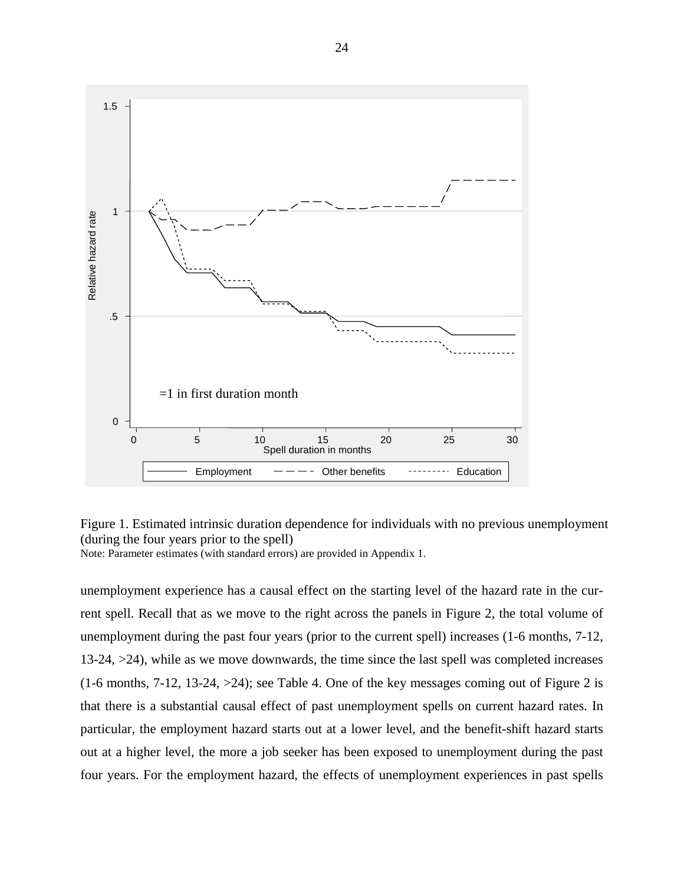Figure 1. Estimated intrinsic duration dependence for individuals with no previous unemployment (during the four years prior to the spell)
Note: Parameter estimates (with standard errors) are provided in Appendix 1.

unemployment experience has a causal effect on the starting level of the hazard rate in the current spell. Recall that as we move to the right across the panels in Figure 2, the total volume of unemployment during the past four years (prior to the current spell) increases (1-6 months, 7-12, 13-24, >24), while as we move downwards, the time since the last spell was completed increases (1-6 months, 7-12, 13-24, >24); see Table 4. One of the key messages coming out of Figure 2 is that there is a substantial causal effect of past unemployment spells on current hazard rates. In particular, the employment hazard starts out at a lower level, and the benefit-shift hazard starts out at a higher level, the more a job seeker has been exposed to unemployment during the past four years. For the employment hazard, the effects of unemployment experiences in past spells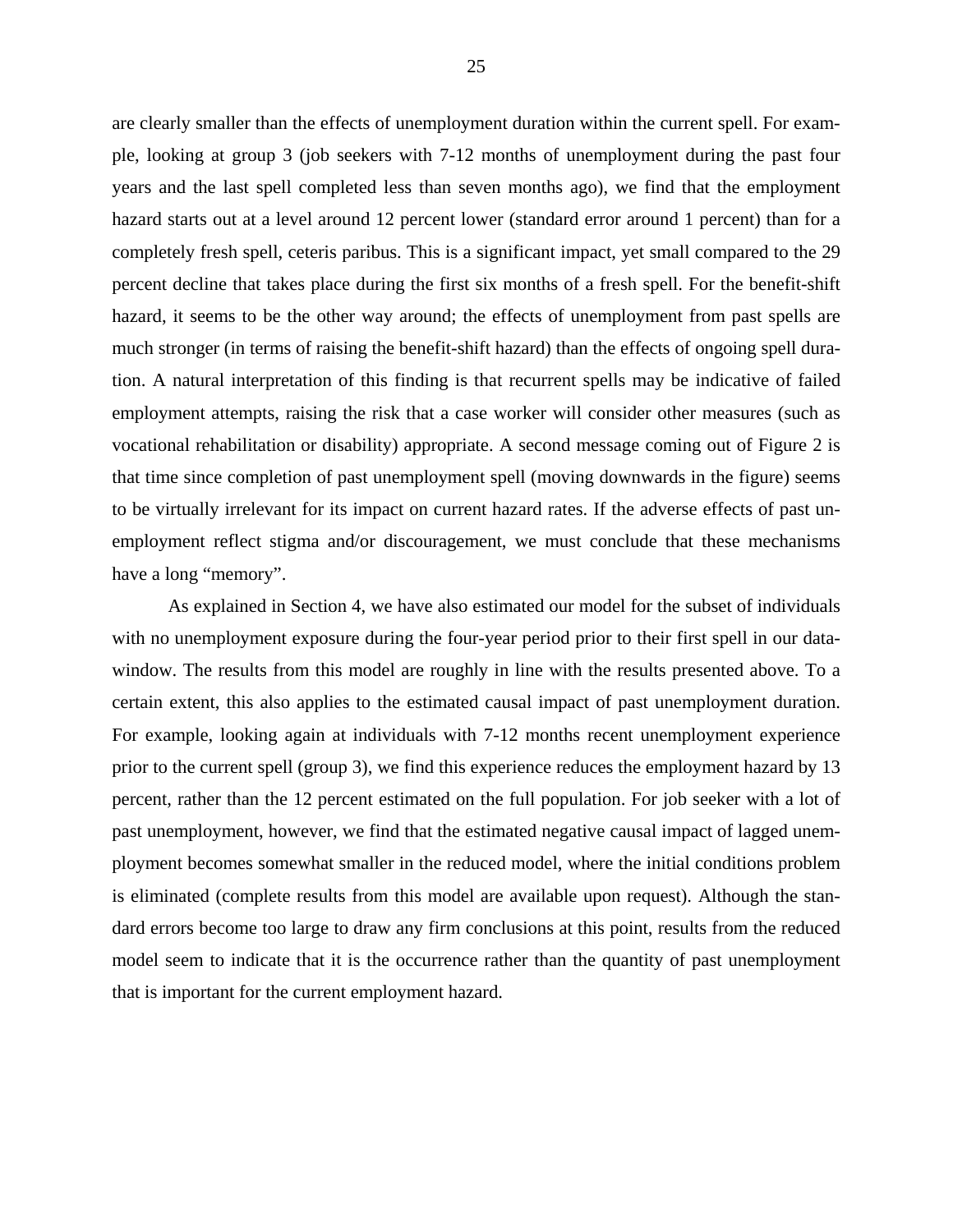are clearly smaller than the effects of unemployment duration within the current spell. For example, looking at group 3 (job seekers with 7-12 months of unemployment during the past four years and the last spell completed less than seven months ago), we find that the employment hazard starts out at a level around 12 percent lower (standard error around 1 percent) than for a completely fresh spell, ceteris paribus. This is a significant impact, yet small compared to the 29 percent decline that takes place during the first six months of a fresh spell. For the benefit-shift hazard, it seems to be the other way around; the effects of unemployment from past spells are much stronger (in terms of raising the benefit-shift hazard) than the effects of ongoing spell duration. A natural interpretation of this finding is that recurrent spells may be indicative of failed employment attempts, raising the risk that a case worker will consider other measures (such as vocational rehabilitation or disability) appropriate. A second message coming out of Figure 2 is that time since completion of past unemployment spell (moving downwards in the figure) seems to be virtually irrelevant for its impact on current hazard rates. If the adverse effects of past unemployment reflect stigma and/or discouragement, we must conclude that these mechanisms have a long "memory".

As explained in Section 4, we have also estimated our model for the subset of individuals with no unemployment exposure during the four-year period prior to their first spell in our data-window. The results from this model are roughly in line with the results presented above. To a certain extent, this also applies to the estimated causal impact of past unemployment duration. For example, looking again at individuals with 7-12 months recent unemployment experience prior to the current spell (group 3), we find this experience reduces the employment hazard by 13 percent, rather than the 12 percent estimated on the full population. For job seeker with a lot of past unemployment, however, we find that the estimated negative causal impact of lagged unemployment becomes somewhat smaller in the reduced model, where the initial conditions problem is eliminated (complete results from this model are available upon request). Although the standard errors become too large to draw any firm conclusions at this point, results from the reduced model seem to indicate that it is the occurrence rather than the quantity of past unemployment that is important for the current employment hazard.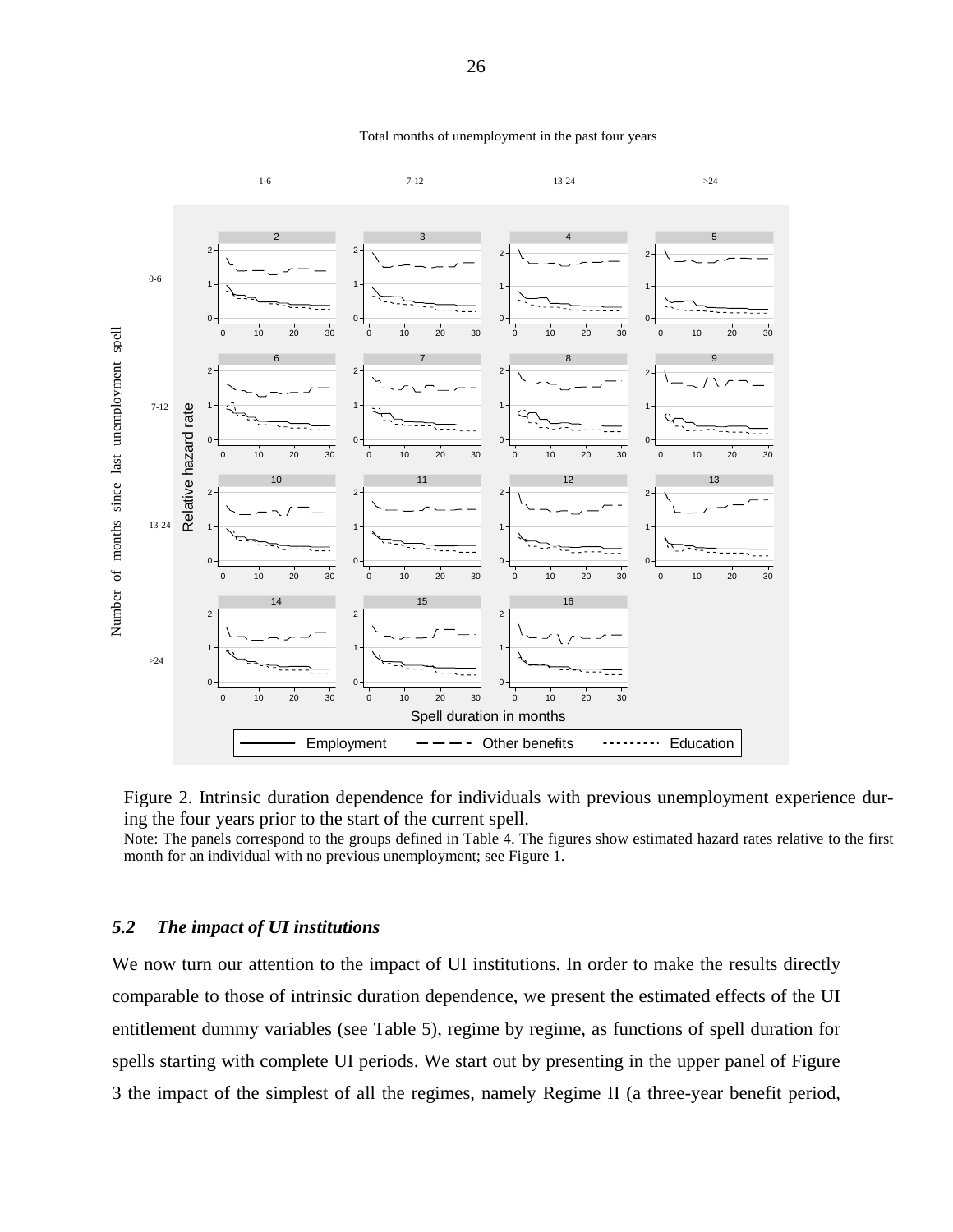Figure 2. Intrinsic duration dependence for individuals with previous unemployment experience during the four years prior to the start of the current spell.

Note: The panels correspond to the groups defined in Table 4. The figures show estimated hazard rates relative to the first month for an individual with no previous unemployment; see Figure 1.

### *5.2 The impact of UI institutions*

We now turn our attention to the impact of UI institutions. In order to make the results directly comparable to those of intrinsic duration dependence, we present the estimated effects of the UI entitlement dummy variables (see Table 5), regime by regime, as functions of spell duration for spells starting with complete UI periods. We start out by presenting in the upper panel of Figure 3 the impact of the simplest of all the regimes, namely Regime II (a three-year benefit period,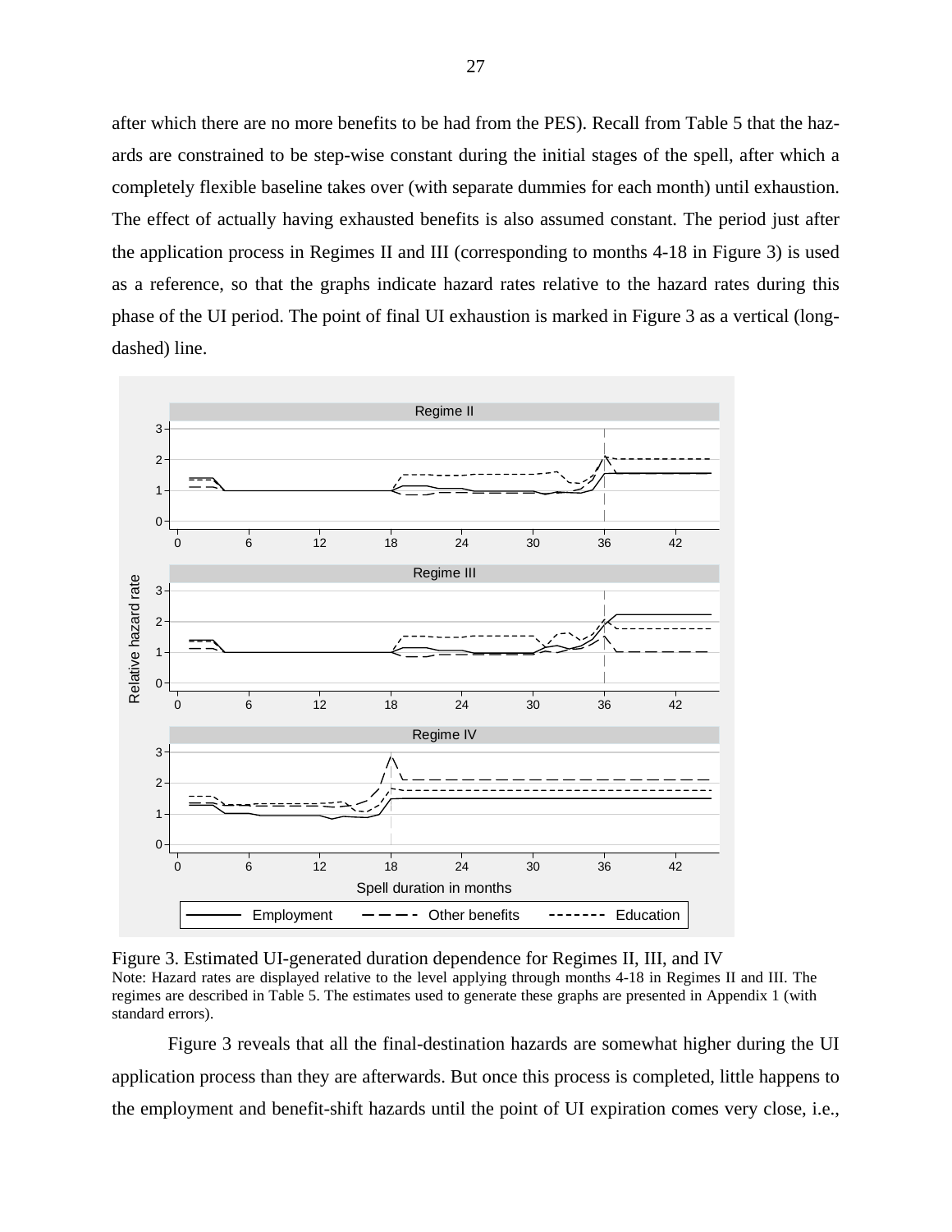after which there are no more benefits to be had from the PES). Recall from Table 5 that the hazards are constrained to be step-wise constant during the initial stages of the spell, after which a completely flexible baseline takes over (with separate dummies for each month) until exhaustion. The effect of actually having exhausted benefits is also assumed constant. The period just after the application process in Regimes II and III (corresponding to months 4-18 in Figure 3) is used as a reference, so that the graphs indicate hazard rates relative to the hazard rates during this phase of the UI period. The point of final UI exhaustion is marked in Figure 3 as a vertical (long-dashed) line.

Figure 3. Estimated UI-generated duration dependence for Regimes II, III, and IV

Note: Hazard rates are displayed relative to the level applying through months 4-18 in Regimes II and III. The regimes are described in Table 5. The estimates used to generate these graphs are presented in Appendix 1 (with standard errors).

Figure 3 reveals that all the final-destination hazards are somewhat higher during the UI application process than they are afterwards. But once this process is completed, little happens to the employment and benefit-shift hazards until the point of UI expiration comes very close, i.e.,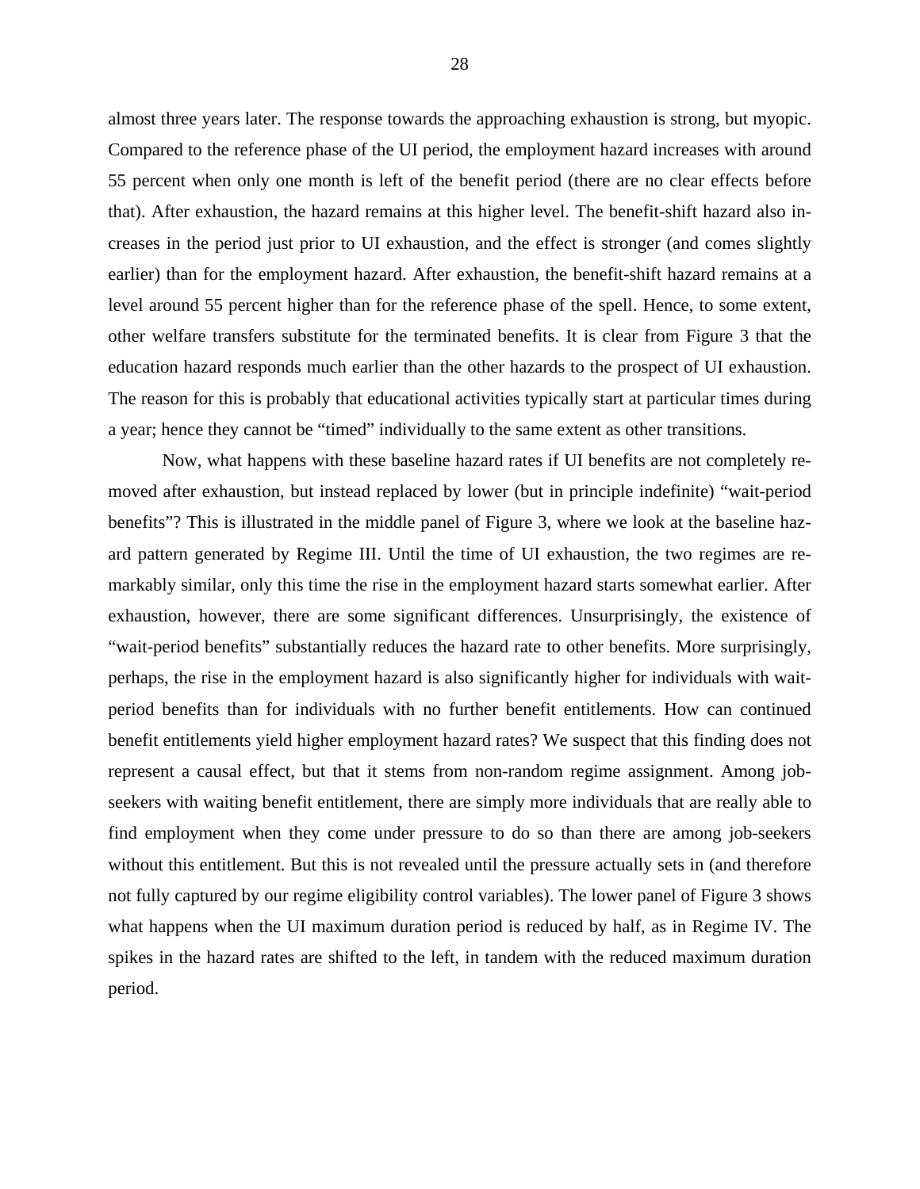almost three years later. The response towards the approaching exhaustion is strong, but myopic. Compared to the reference phase of the UI period, the employment hazard increases with around 55 percent when only one month is left of the benefit period (there are no clear effects before that). After exhaustion, the hazard remains at this higher level. The benefit-shift hazard also increases in the period just prior to UI exhaustion, and the effect is stronger (and comes slightly earlier) than for the employment hazard. After exhaustion, the benefit-shift hazard remains at a level around 55 percent higher than for the reference phase of the spell. Hence, to some extent, other welfare transfers substitute for the terminated benefits. It is clear from Figure 3 that the education hazard responds much earlier than the other hazards to the prospect of UI exhaustion. The reason for this is probably that educational activities typically start at particular times during a year; hence they cannot be "timed" individually to the same extent as other transitions.

Now, what happens with these baseline hazard rates if UI benefits are not completely removed after exhaustion, but instead replaced by lower (but in principle indefinite) "wait-period benefits"? This is illustrated in the middle panel of Figure 3, where we look at the baseline hazard pattern generated by Regime III. Until the time of UI exhaustion, the two regimes are remarkably similar, only this time the rise in the employment hazard starts somewhat earlier. After exhaustion, however, there are some significant differences. Unsurprisingly, the existence of "wait-period benefits" substantially reduces the hazard rate to other benefits. More surprisingly, perhaps, the rise in the employment hazard is also significantly higher for individuals with wait-period benefits than for individuals with no further benefit entitlements. How can continued benefit entitlements yield higher employment hazard rates? We suspect that this finding does not represent a causal effect, but that it stems from non-random regime assignment. Among job-seekers with waiting benefit entitlement, there are simply more individuals that are really able to find employment when they come under pressure to do so than there are among job-seekers without this entitlement. But this is not revealed until the pressure actually sets in (and therefore not fully captured by our regime eligibility control variables). The lower panel of Figure 3 shows what happens when the UI maximum duration period is reduced by half, as in Regime IV. The spikes in the hazard rates are shifted to the left, in tandem with the reduced maximum duration period.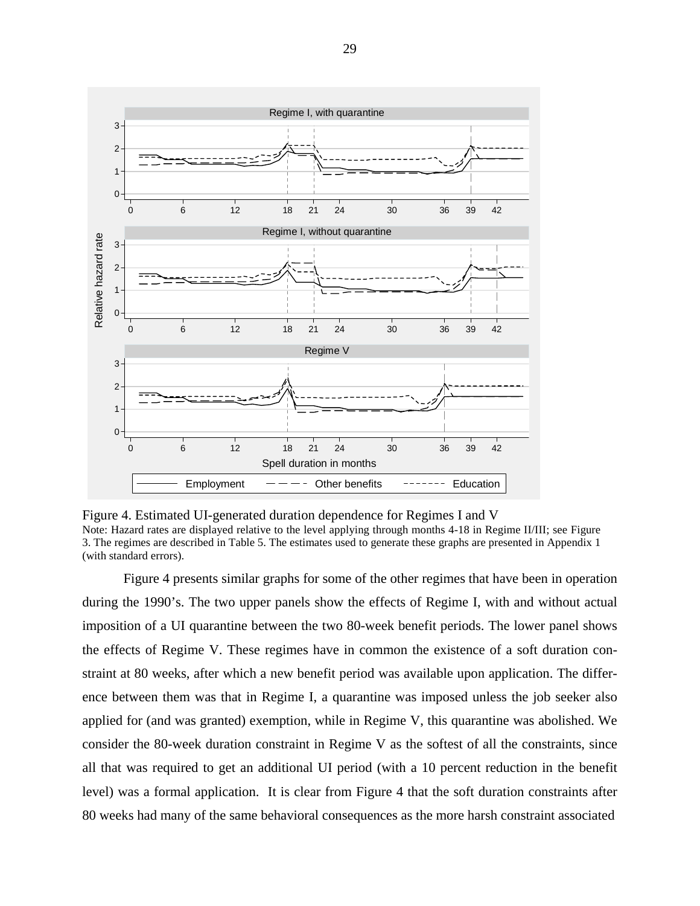Figure 4. Estimated UI-generated duration dependence for Regimes I and V

Note: Hazard rates are displayed relative to the level applying through months 4-18 in Regime II/III; see Figure 3. The regimes are described in Table 5. The estimates used to generate these graphs are presented in Appendix 1 (with standard errors).

Figure 4 presents similar graphs for some of the other regimes that have been in operation during the 1990's. The two upper panels show the effects of Regime I, with and without actual imposition of a UI quarantine between the two 80-week benefit periods. The lower panel shows the effects of Regime V. These regimes have in common the existence of a soft duration constraint at 80 weeks, after which a new benefit period was available upon application. The difference between them was that in Regime I, a quarantine was imposed unless the job seeker also applied for (and was granted) exemption, while in Regime V, this quarantine was abolished. We consider the 80-week duration constraint in Regime V as the softest of all the constraints, since all that was required to get an additional UI period (with a 10 percent reduction in the benefit level) was a formal application. It is clear from Figure 4 that the soft duration constraints after 80 weeks had many of the same behavioral consequences as the more harsh constraint associated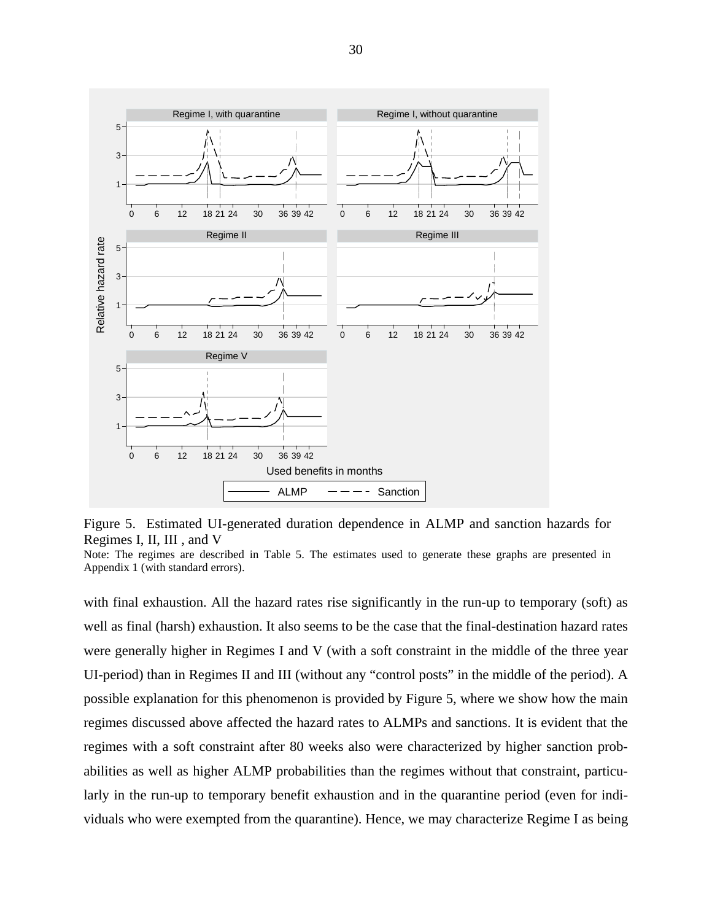Figure 5. Estimated UI-generated duration dependence in ALMP and sanction hazards for Regimes I, II, III , and V

Note: The regimes are described in Table 5. The estimates used to generate these graphs are presented in Appendix 1 (with standard errors).

with final exhaustion. All the hazard rates rise significantly in the run-up to temporary (soft) as well as final (harsh) exhaustion. It also seems to be the case that the final-destination hazard rates were generally higher in Regimes I and V (with a soft constraint in the middle of the three year UI-period) than in Regimes II and III (without any "control posts" in the middle of the period). A possible explanation for this phenomenon is provided by Figure 5, where we show how the main regimes discussed above affected the hazard rates to ALMPs and sanctions. It is evident that the regimes with a soft constraint after 80 weeks also were characterized by higher sanction probabilities as well as higher ALMP probabilities than the regimes without that constraint, particularly in the run-up to temporary benefit exhaustion and in the quarantine period (even for individuals who were exempted from the quarantine). Hence, we may characterize Regime I as being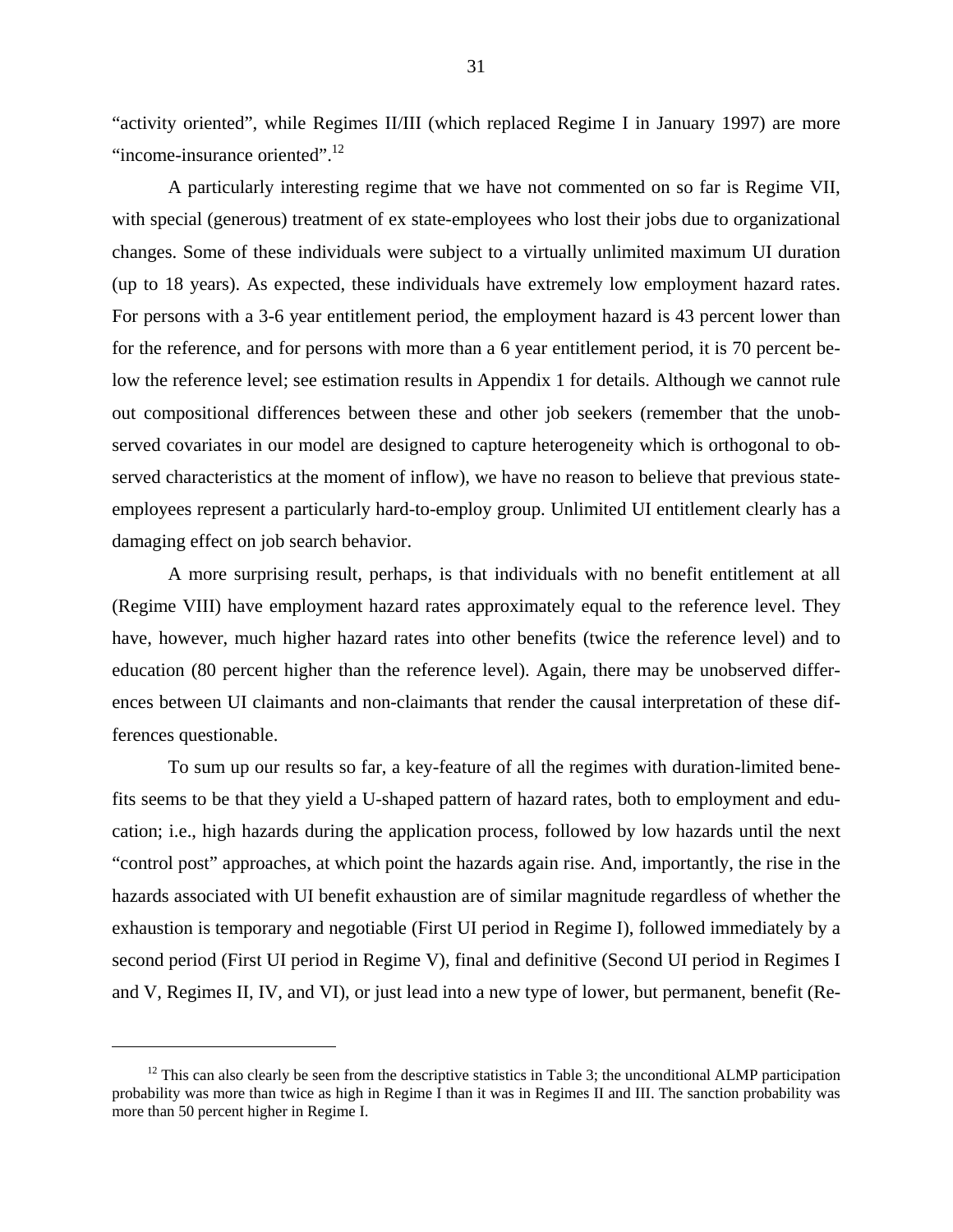"activity oriented", while Regimes II/III (which replaced Regime I in January 1997) are more "income-insurance oriented".[12]

A particularly interesting regime that we have not commented on so far is Regime VII, with special (generous) treatment of ex state-employees who lost their jobs due to organizational changes. Some of these individuals were subject to a virtually unlimited maximum UI duration (up to 18 years). As expected, these individuals have extremely low employment hazard rates. For persons with a 3-6 year entitlement period, the employment hazard is 43 percent lower than for the reference, and for persons with more than a 6 year entitlement period, it is 70 percent below the reference level; see estimation results in Appendix 1 for details. Although we cannot rule out compositional differences between these and other job seekers (remember that the unobserved covariates in our model are designed to capture heterogeneity which is orthogonal to observed characteristics at the moment of inflow), we have no reason to believe that previous state-employees represent a particularly hard-to-employ group. Unlimited UI entitlement clearly has a damaging effect on job search behavior.

A more surprising result, perhaps, is that individuals with no benefit entitlement at all (Regime VIII) have employment hazard rates approximately equal to the reference level. They have, however, much higher hazard rates into other benefits (twice the reference level) and to education (80 percent higher than the reference level). Again, there may be unobserved differences between UI claimants and non-claimants that render the causal interpretation of these differences questionable.

To sum up our results so far, a key-feature of all the regimes with duration-limited benefits seems to be that they yield a U-shaped pattern of hazard rates, both to employment and education; i.e., high hazards during the application process, followed by low hazards until the next "control post" approaches, at which point the hazards again rise. And, importantly, the rise in the hazards associated with UI benefit exhaustion are of similar magnitude regardless of whether the exhaustion is temporary and negotiable (First UI period in Regime I), followed immediately by a second period (First UI period in Regime V), final and definitive (Second UI period in Regimes I and V, Regimes II, IV, and VI), or just lead into a new type of lower, but permanent, benefit (Re-

---

[12] This can also clearly be seen from the descriptive statistics in Table 3; the unconditional ALMP participation probability was more than twice as high in Regime I than it was in Regimes II and III. The sanction probability was more than 50 percent higher in Regime I.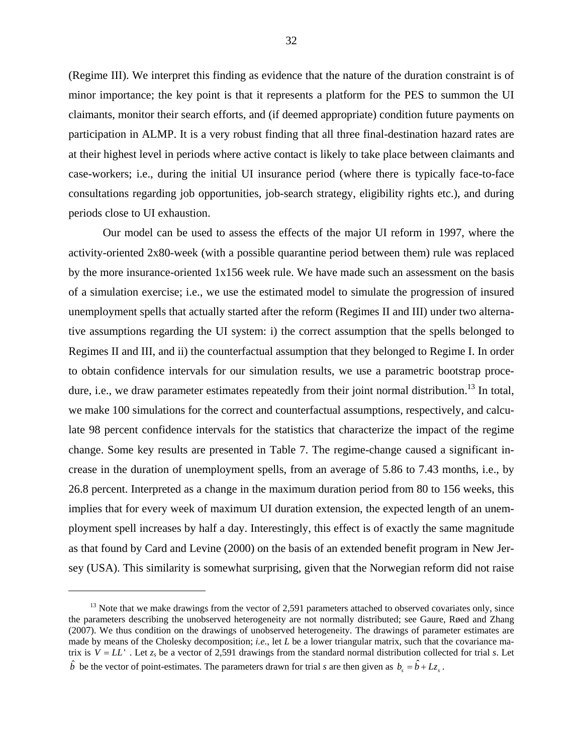(Regime III). We interpret this finding as evidence that the nature of the duration constraint is of minor importance; the key point is that it represents a platform for the PES to summon the UI claimants, monitor their search efforts, and (if deemed appropriate) condition future payments on participation in ALMP. It is a very robust finding that all three final-destination hazard rates are at their highest level in periods where active contact is likely to take place between claimants and case-workers; i.e., during the initial UI insurance period (where there is typically face-to-face consultations regarding job opportunities, job-search strategy, eligibility rights etc.), and during periods close to UI exhaustion.

Our model can be used to assess the effects of the major UI reform in 1997, where the activity-oriented 2x80-week (with a possible quarantine period between them) rule was replaced by the more insurance-oriented 1x156 week rule. We have made such an assessment on the basis of a simulation exercise; i.e., we use the estimated model to simulate the progression of insured unemployment spells that actually started after the reform (Regimes II and III) under two alternative assumptions regarding the UI system: i) the correct assumption that the spells belonged to Regimes II and III, and ii) the counterfactual assumption that they belonged to Regime I. In order to obtain confidence intervals for our simulation results, we use a parametric bootstrap procedure, i.e., we draw parameter estimates repeatedly from their joint normal distribution.[13] In total, we make 100 simulations for the correct and counterfactual assumptions, respectively, and calculate 98 percent confidence intervals for the statistics that characterize the impact of the regime change. Some key results are presented in Table 7. The regime-change caused a significant increase in the duration of unemployment spells, from an average of 5.86 to 7.43 months, i.e., by 26.8 percent. Interpreted as a change in the maximum duration period from 80 to 156 weeks, this implies that for every week of maximum UI duration extension, the expected length of an unemployment spell increases by half a day. Interestingly, this effect is of exactly the same magnitude as that found by Card and Levine (2000) on the basis of an extended benefit program in New Jersey (USA). This similarity is somewhat surprising, given that the Norwegian reform did not raise

---

[13] Note that we make drawings from the vector of 2,591 parameters attached to observed covariates only, since the parameters describing the unobserved heterogeneity are not normally distributed; see Gaure, Røed and Zhang (2007). We thus condition on the drawings of unobserved heterogeneity. The drawings of parameter estimates are made by means of the Cholesky decomposition; *i.e.*, let *L* be a lower triangular matrix, such that the covariance matrix is $V = LL'$ . Let $z_s$ be a vector of 2,591 drawings from the standard normal distribution collected for trial *s*. Let $\hat{b}$ be the vector of point-estimates. The parameters drawn for trial *s* are then given as $b_s = \hat{b} + Lz_s$ .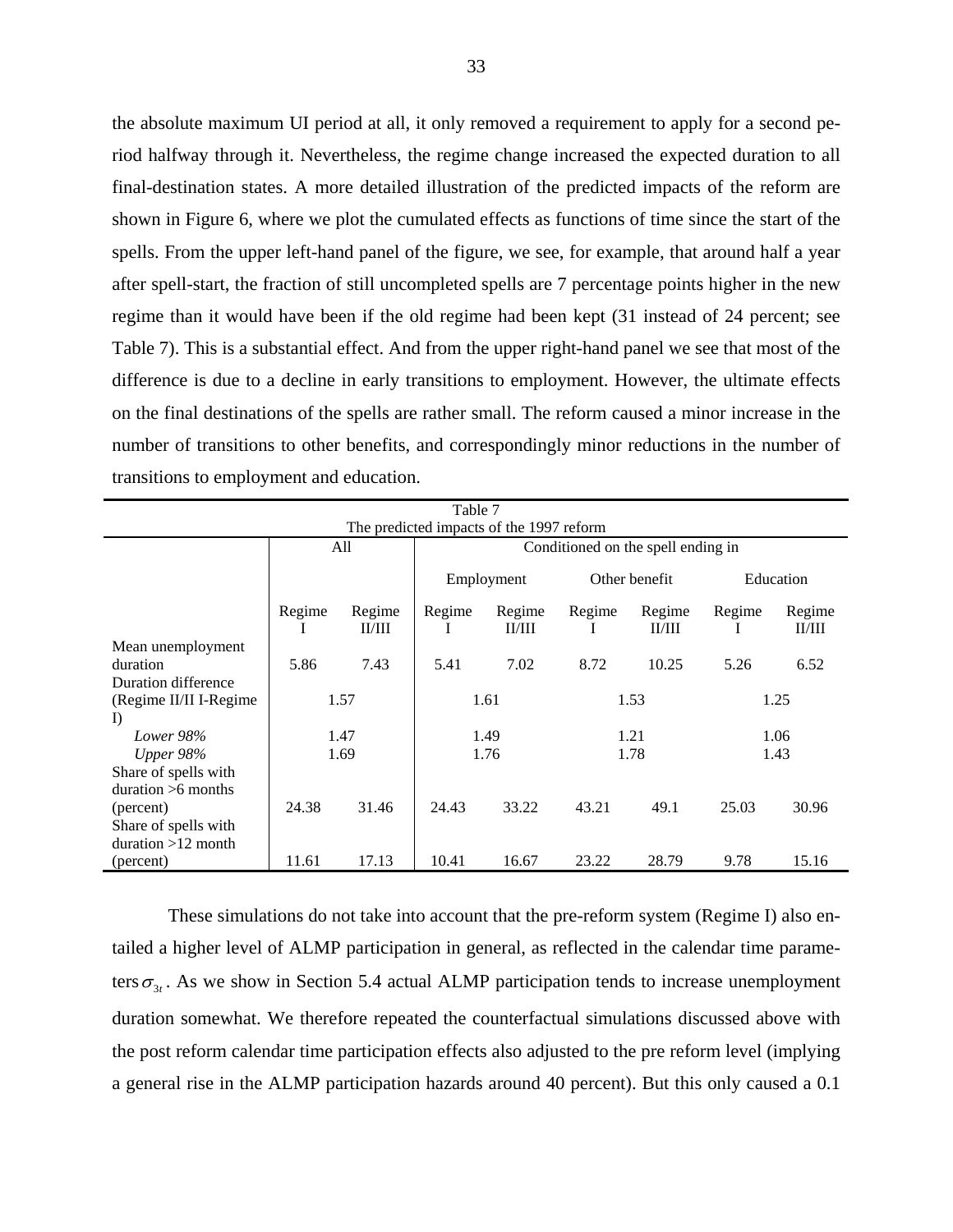the absolute maximum UI period at all, it only removed a requirement to apply for a second period halfway through it. Nevertheless, the regime change increased the expected duration to all final-destination states. A more detailed illustration of the predicted impacts of the reform are shown in Figure 6, where we plot the cumulated effects as functions of time since the start of the spells. From the upper left-hand panel of the figure, we see, for example, that around half a year after spell-start, the fraction of still uncompleted spells are 7 percentage points higher in the new regime than it would have been if the old regime had been kept (31 instead of 24 percent; see Table 7). This is a substantial effect. And from the upper right-hand panel we see that most of the difference is due to a decline in early transitions to employment. However, the ultimate effects on the final destinations of the spells are rather small. The reform caused a minor increase in the number of transitions to other benefits, and correspondingly minor reductions in the number of transitions to employment and education.

Table 7
The predicted impacts of the 1997 reform

| | All | | Conditioned on the spell ending in | | | | | |
|---|---|---|---|---|---|---|---|---|
| | | | Employment | | Other benefit | | Education | |
| | Regime I | Regime II/III | Regime I | Regime II/III | Regime I | Regime II/III | Regime I | Regime II/III |
| Mean unemployment duration | 5.86 | 7.43 | 5.41 | 7.02 | 8.72 | 10.25 | 5.26 | 6.52 |
| Duration difference (Regime II/II I-Regime I) | 1.57 | | 1.61 | | 1.53 | | 1.25 | |
| *Lower 98%* | 1.47 | | 1.49 | | 1.21 | | 1.06 | |
| *Upper 98%* | 1.69 | | 1.76 | | 1.78 | | 1.43 | |
| Share of spells with duration >6 months (percent) | 24.38 | 31.46 | 24.43 | 33.22 | 43.21 | 49.1 | 25.03 | 30.96 |
| Share of spells with duration >12 month (percent) | 11.61 | 17.13 | 10.41 | 16.67 | 23.22 | 28.79 | 9.78 | 15.16 |

These simulations do not take into account that the pre-reform system (Regime I) also entailed a higher level of ALMP participation in general, as reflected in the calendar time parameters $\sigma_{3t}$. As we show in Section 5.4 actual ALMP participation tends to increase unemployment duration somewhat. We therefore repeated the counterfactual simulations discussed above with the post reform calendar time participation effects also adjusted to the pre reform level (implying a general rise in the ALMP participation hazards around 40 percent). But this only caused a 0.1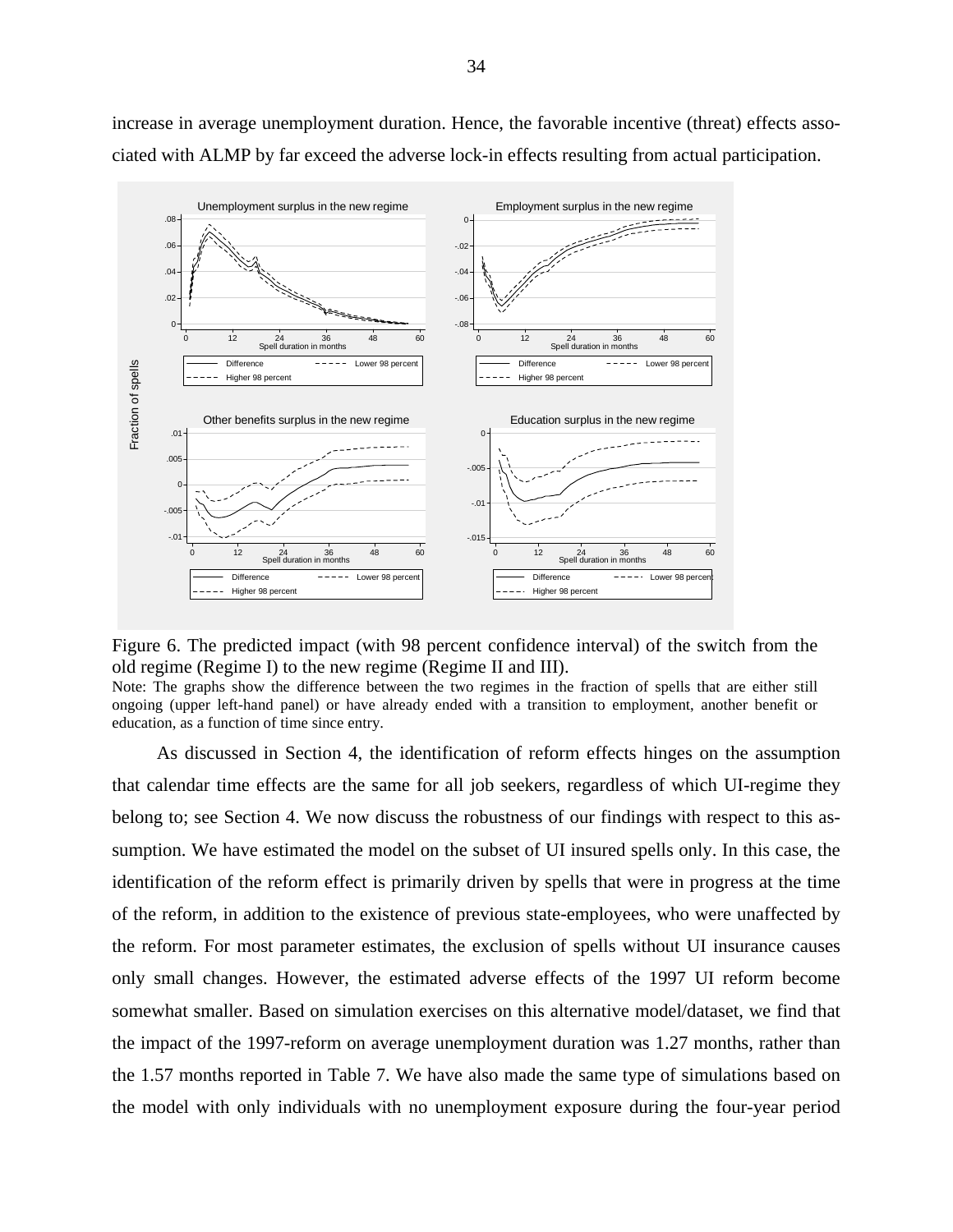increase in average unemployment duration. Hence, the favorable incentive (threat) effects associated with ALMP by far exceed the adverse lock-in effects resulting from actual participation.

Figure 6. The predicted impact (with 98 percent confidence interval) of the switch from the old regime (Regime I) to the new regime (Regime II and III).

Note: The graphs show the difference between the two regimes in the fraction of spells that are either still ongoing (upper left-hand panel) or have already ended with a transition to employment, another benefit or education, as a function of time since entry.

As discussed in Section 4, the identification of reform effects hinges on the assumption that calendar time effects are the same for all job seekers, regardless of which UI-regime they belong to; see Section 4. We now discuss the robustness of our findings with respect to this assumption. We have estimated the model on the subset of UI insured spells only. In this case, the identification of the reform effect is primarily driven by spells that were in progress at the time of the reform, in addition to the existence of previous state-employees, who were unaffected by the reform. For most parameter estimates, the exclusion of spells without UI insurance causes only small changes. However, the estimated adverse effects of the 1997 UI reform become somewhat smaller. Based on simulation exercises on this alternative model/dataset, we find that the impact of the 1997-reform on average unemployment duration was 1.27 months, rather than the 1.57 months reported in Table 7. We have also made the same type of simulations based on the model with only individuals with no unemployment exposure during the four-year period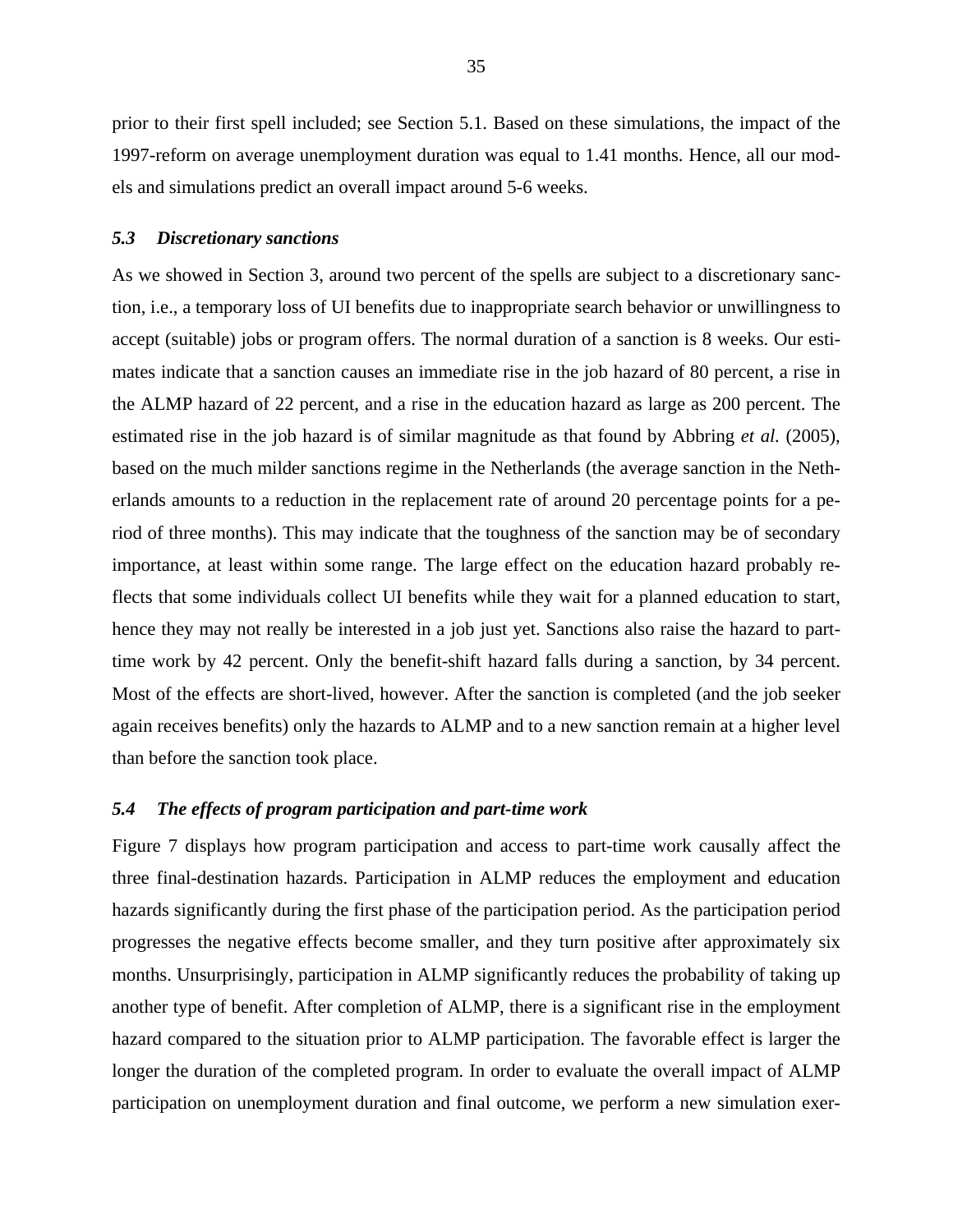prior to their first spell included; see Section 5.1. Based on these simulations, the impact of the 1997-reform on average unemployment duration was equal to 1.41 months. Hence, all our models and simulations predict an overall impact around 5-6 weeks.

### *5.3 Discretionary sanctions*

As we showed in Section 3, around two percent of the spells are subject to a discretionary sanction, i.e., a temporary loss of UI benefits due to inappropriate search behavior or unwillingness to accept (suitable) jobs or program offers. The normal duration of a sanction is 8 weeks. Our estimates indicate that a sanction causes an immediate rise in the job hazard of 80 percent, a rise in the ALMP hazard of 22 percent, and a rise in the education hazard as large as 200 percent. The estimated rise in the job hazard is of similar magnitude as that found by Abbring *et al.* (2005), based on the much milder sanctions regime in the Netherlands (the average sanction in the Netherlands amounts to a reduction in the replacement rate of around 20 percentage points for a period of three months). This may indicate that the toughness of the sanction may be of secondary importance, at least within some range. The large effect on the education hazard probably reflects that some individuals collect UI benefits while they wait for a planned education to start, hence they may not really be interested in a job just yet. Sanctions also raise the hazard to part-time work by 42 percent. Only the benefit-shift hazard falls during a sanction, by 34 percent. Most of the effects are short-lived, however. After the sanction is completed (and the job seeker again receives benefits) only the hazards to ALMP and to a new sanction remain at a higher level than before the sanction took place.

### *5.4 The effects of program participation and part-time work*

Figure 7 displays how program participation and access to part-time work causally affect the three final-destination hazards. Participation in ALMP reduces the employment and education hazards significantly during the first phase of the participation period. As the participation period progresses the negative effects become smaller, and they turn positive after approximately six months. Unsurprisingly, participation in ALMP significantly reduces the probability of taking up another type of benefit. After completion of ALMP, there is a significant rise in the employment hazard compared to the situation prior to ALMP participation. The favorable effect is larger the longer the duration of the completed program. In order to evaluate the overall impact of ALMP participation on unemployment duration and final outcome, we perform a new simulation exer-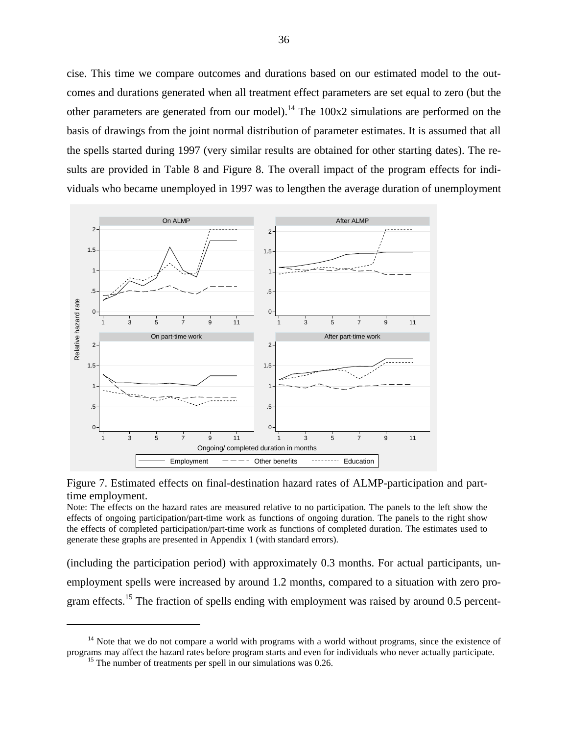cise. This time we compare outcomes and durations based on our estimated model to the outcomes and durations generated when all treatment effect parameters are set equal to zero (but the other parameters are generated from our model).[14] The 100x2 simulations are performed on the basis of drawings from the joint normal distribution of parameter estimates. It is assumed that all the spells started during 1997 (very similar results are obtained for other starting dates). The results are provided in Table 8 and Figure 8. The overall impact of the program effects for individuals who became unemployed in 1997 was to lengthen the average duration of unemployment

Figure 7. Estimated effects on final-destination hazard rates of ALMP-participation and part-time employment.

Note: The effects on the hazard rates are measured relative to no participation. The panels to the left show the effects of ongoing participation/part-time work as functions of ongoing duration. The panels to the right show the effects of completed participation/part-time work as functions of completed duration. The estimates used to generate these graphs are presented in Appendix 1 (with standard errors).

(including the participation period) with approximately 0.3 months. For actual participants, unemployment spells were increased by around 1.2 months, compared to a situation with zero program effects.[15] The fraction of spells ending with employment was raised by around 0.5 percent-

[14] Note that we do not compare a world with programs with a world without programs, since the existence of programs may affect the hazard rates before program starts and even for individuals who never actually participate.

[15] The number of treatments per spell in our simulations was 0.26.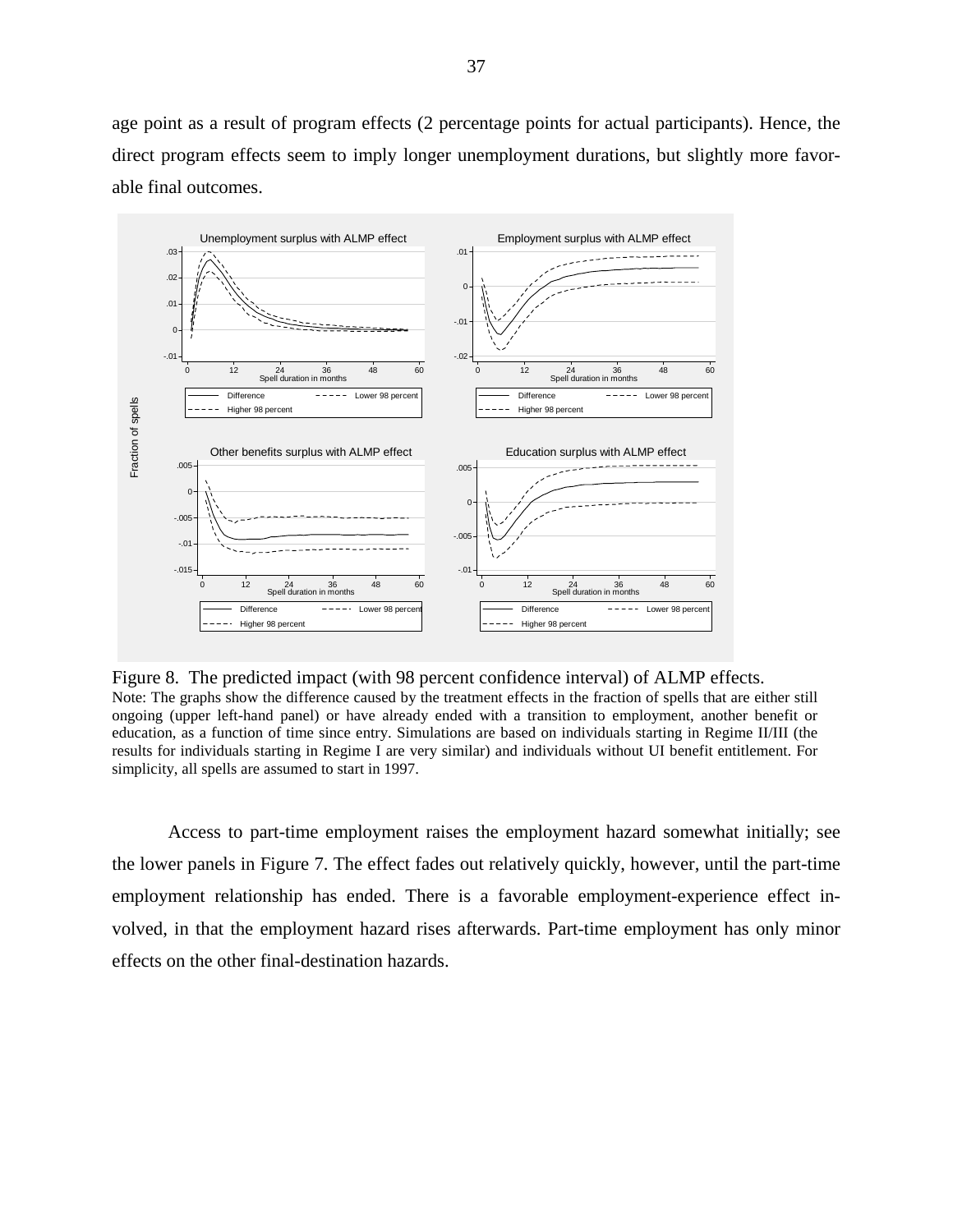age point as a result of program effects (2 percentage points for actual participants). Hence, the direct program effects seem to imply longer unemployment durations, but slightly more favorable final outcomes.

Figure 8. The predicted impact (with 98 percent confidence interval) of ALMP effects.

Note: The graphs show the difference caused by the treatment effects in the fraction of spells that are either still ongoing (upper left-hand panel) or have already ended with a transition to employment, another benefit or education, as a function of time since entry. Simulations are based on individuals starting in Regime II/III (the results for individuals starting in Regime I are very similar) and individuals without UI benefit entitlement. For simplicity, all spells are assumed to start in 1997.

Access to part-time employment raises the employment hazard somewhat initially; see the lower panels in Figure 7. The effect fades out relatively quickly, however, until the part-time employment relationship has ended. There is a favorable employment-experience effect involved, in that the employment hazard rises afterwards. Part-time employment has only minor effects on the other final-destination hazards.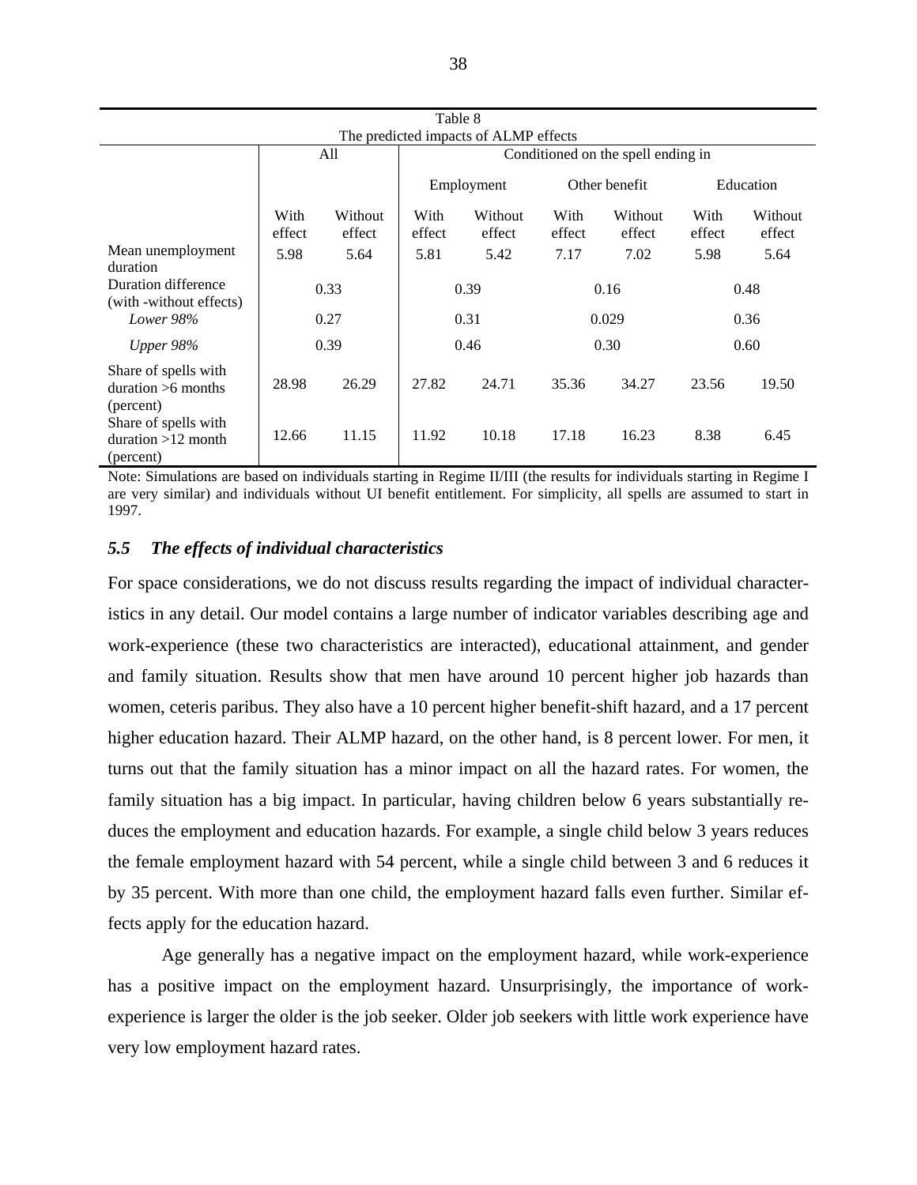Table 8
The predicted impacts of ALMP effects

| | All | | Conditioned on the spell ending in | | | | | |
|---|---|---|---|---|---|---|---|---|
| | | | Employment | | Other benefit | | Education | |
| | With effect | Without effect | With effect | Without effect | With effect | Without effect | With effect | Without effect |
| Mean unemployment duration | 5.98 | 5.64 | 5.81 | 5.42 | 7.17 | 7.02 | 5.98 | 5.64 |
| Duration difference (with -without effects) | 0.33 | | 0.39 | | 0.16 | | 0.48 | |
| *Lower 98%* | 0.27 | | 0.31 | | 0.029 | | 0.36 | |
| *Upper 98%* | 0.39 | | 0.46 | | 0.30 | | 0.60 | |
| Share of spells with duration >6 months (percent) | 28.98 | 26.29 | 27.82 | 24.71 | 35.36 | 34.27 | 23.56 | 19.50 |
| Share of spells with duration >12 month (percent) | 12.66 | 11.15 | 11.92 | 10.18 | 17.18 | 16.23 | 8.38 | 6.45 |

Note: Simulations are based on individuals starting in Regime II/III (the results for individuals starting in Regime I are very similar) and individuals without UI benefit entitlement. For simplicity, all spells are assumed to start in 1997.

### *5.5 The effects of individual characteristics*

For space considerations, we do not discuss results regarding the impact of individual characteristics in any detail. Our model contains a large number of indicator variables describing age and work-experience (these two characteristics are interacted), educational attainment, and gender and family situation. Results show that men have around 10 percent higher job hazards than women, ceteris paribus. They also have a 10 percent higher benefit-shift hazard, and a 17 percent higher education hazard. Their ALMP hazard, on the other hand, is 8 percent lower. For men, it turns out that the family situation has a minor impact on all the hazard rates. For women, the family situation has a big impact. In particular, having children below 6 years substantially reduces the employment and education hazards. For example, a single child below 3 years reduces the female employment hazard with 54 percent, while a single child between 3 and 6 reduces it by 35 percent. With more than one child, the employment hazard falls even further. Similar effects apply for the education hazard.

Age generally has a negative impact on the employment hazard, while work-experience has a positive impact on the employment hazard. Unsurprisingly, the importance of work-experience is larger the older is the job seeker. Older job seekers with little work experience have very low employment hazard rates.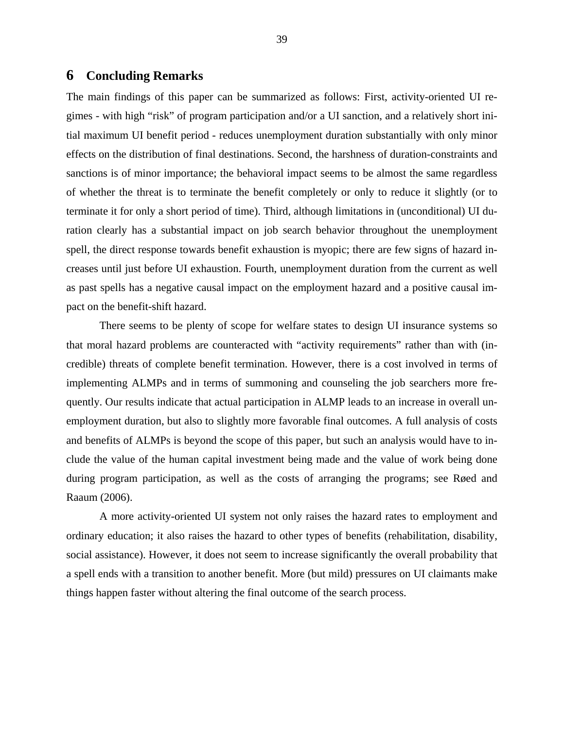## 6 Concluding Remarks

The main findings of this paper can be summarized as follows: First, activity-oriented UI regimes - with high "risk" of program participation and/or a UI sanction, and a relatively short initial maximum UI benefit period - reduces unemployment duration substantially with only minor effects on the distribution of final destinations. Second, the harshness of duration-constraints and sanctions is of minor importance; the behavioral impact seems to be almost the same regardless of whether the threat is to terminate the benefit completely or only to reduce it slightly (or to terminate it for only a short period of time). Third, although limitations in (unconditional) UI duration clearly has a substantial impact on job search behavior throughout the unemployment spell, the direct response towards benefit exhaustion is myopic; there are few signs of hazard increases until just before UI exhaustion. Fourth, unemployment duration from the current as well as past spells has a negative causal impact on the employment hazard and a positive causal impact on the benefit-shift hazard.

There seems to be plenty of scope for welfare states to design UI insurance systems so that moral hazard problems are counteracted with "activity requirements" rather than with (incredible) threats of complete benefit termination. However, there is a cost involved in terms of implementing ALMPs and in terms of summoning and counseling the job searchers more frequently. Our results indicate that actual participation in ALMP leads to an increase in overall unemployment duration, but also to slightly more favorable final outcomes. A full analysis of costs and benefits of ALMPs is beyond the scope of this paper, but such an analysis would have to include the value of the human capital investment being made and the value of work being done during program participation, as well as the costs of arranging the programs; see Røed and Raaum (2006).

A more activity-oriented UI system not only raises the hazard rates to employment and ordinary education; it also raises the hazard to other types of benefits (rehabilitation, disability, social assistance). However, it does not seem to increase significantly the overall probability that a spell ends with a transition to another benefit. More (but mild) pressures on UI claimants make things happen faster without altering the final outcome of the search process.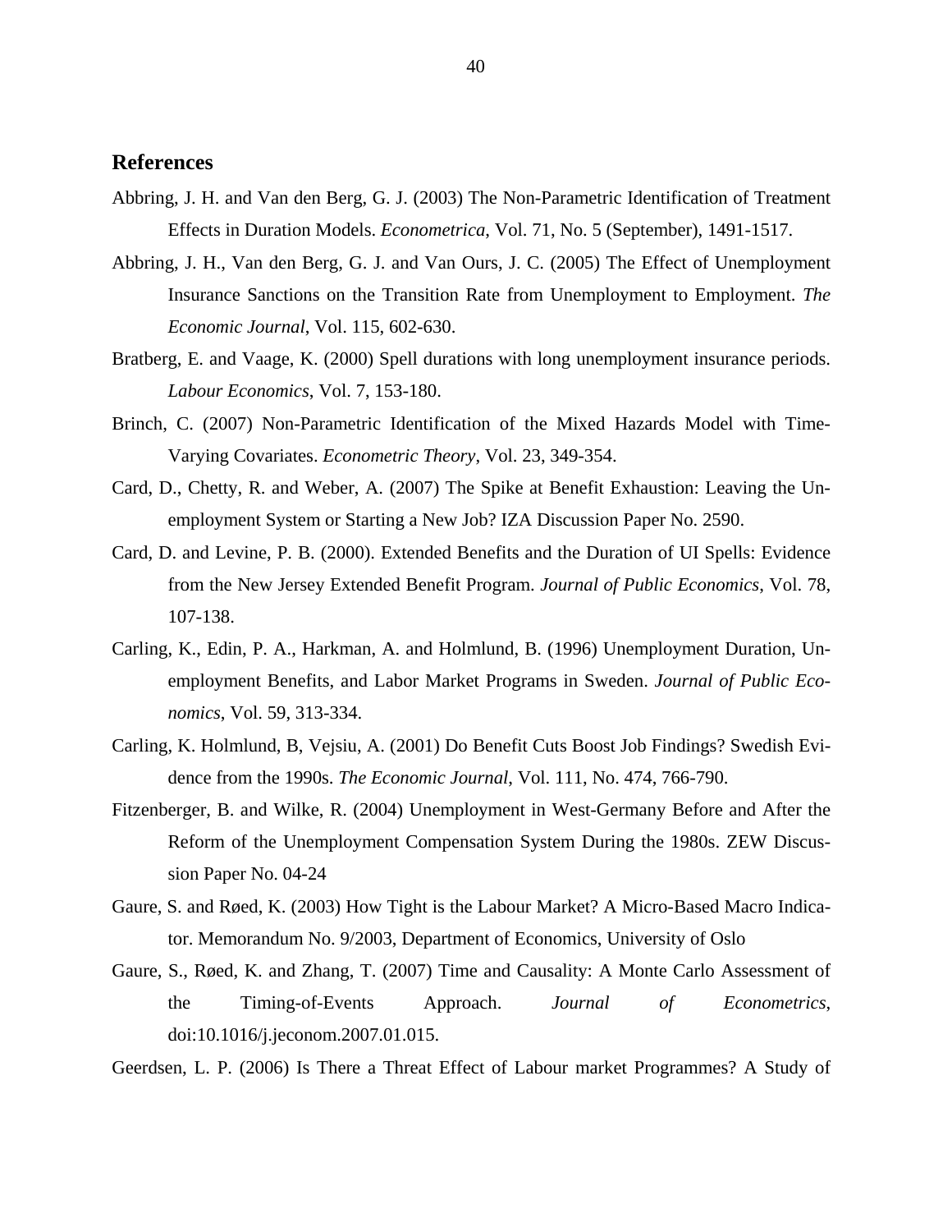## References

Abbring, J. H. and Van den Berg, G. J. (2003) The Non-Parametric Identification of Treatment Effects in Duration Models. *Econometrica*, Vol. 71, No. 5 (September), 1491-1517.

Abbring, J. H., Van den Berg, G. J. and Van Ours, J. C. (2005) The Effect of Unemployment Insurance Sanctions on the Transition Rate from Unemployment to Employment. *The Economic Journal*, Vol. 115, 602-630.

Bratberg, E. and Vaage, K. (2000) Spell durations with long unemployment insurance periods. *Labour Economics*, Vol. 7, 153-180.

Brinch, C. (2007) Non-Parametric Identification of the Mixed Hazards Model with Time-Varying Covariates. *Econometric Theory*, Vol. 23, 349-354.

Card, D., Chetty, R. and Weber, A. (2007) The Spike at Benefit Exhaustion: Leaving the Unemployment System or Starting a New Job? IZA Discussion Paper No. 2590.

Card, D. and Levine, P. B. (2000). Extended Benefits and the Duration of UI Spells: Evidence from the New Jersey Extended Benefit Program. *Journal of Public Economics*, Vol. 78, 107-138.

Carling, K., Edin, P. A., Harkman, A. and Holmlund, B. (1996) Unemployment Duration, Unemployment Benefits, and Labor Market Programs in Sweden. *Journal of Public Economics*, Vol. 59, 313-334.

Carling, K. Holmlund, B, Vejsiu, A. (2001) Do Benefit Cuts Boost Job Findings? Swedish Evidence from the 1990s. *The Economic Journal*, Vol. 111, No. 474, 766-790.

Fitzenberger, B. and Wilke, R. (2004) Unemployment in West-Germany Before and After the Reform of the Unemployment Compensation System During the 1980s. ZEW Discussion Paper No. 04-24

Gaure, S. and Røed, K. (2003) How Tight is the Labour Market? A Micro-Based Macro Indicator. Memorandum No. 9/2003, Department of Economics, University of Oslo

Gaure, S., Røed, K. and Zhang, T. (2007) Time and Causality: A Monte Carlo Assessment of the Timing-of-Events Approach. *Journal of Econometrics*, doi:10.1016/j.jeconom.2007.01.015.

Geerdsen, L. P. (2006) Is There a Threat Effect of Labour market Programmes? A Study of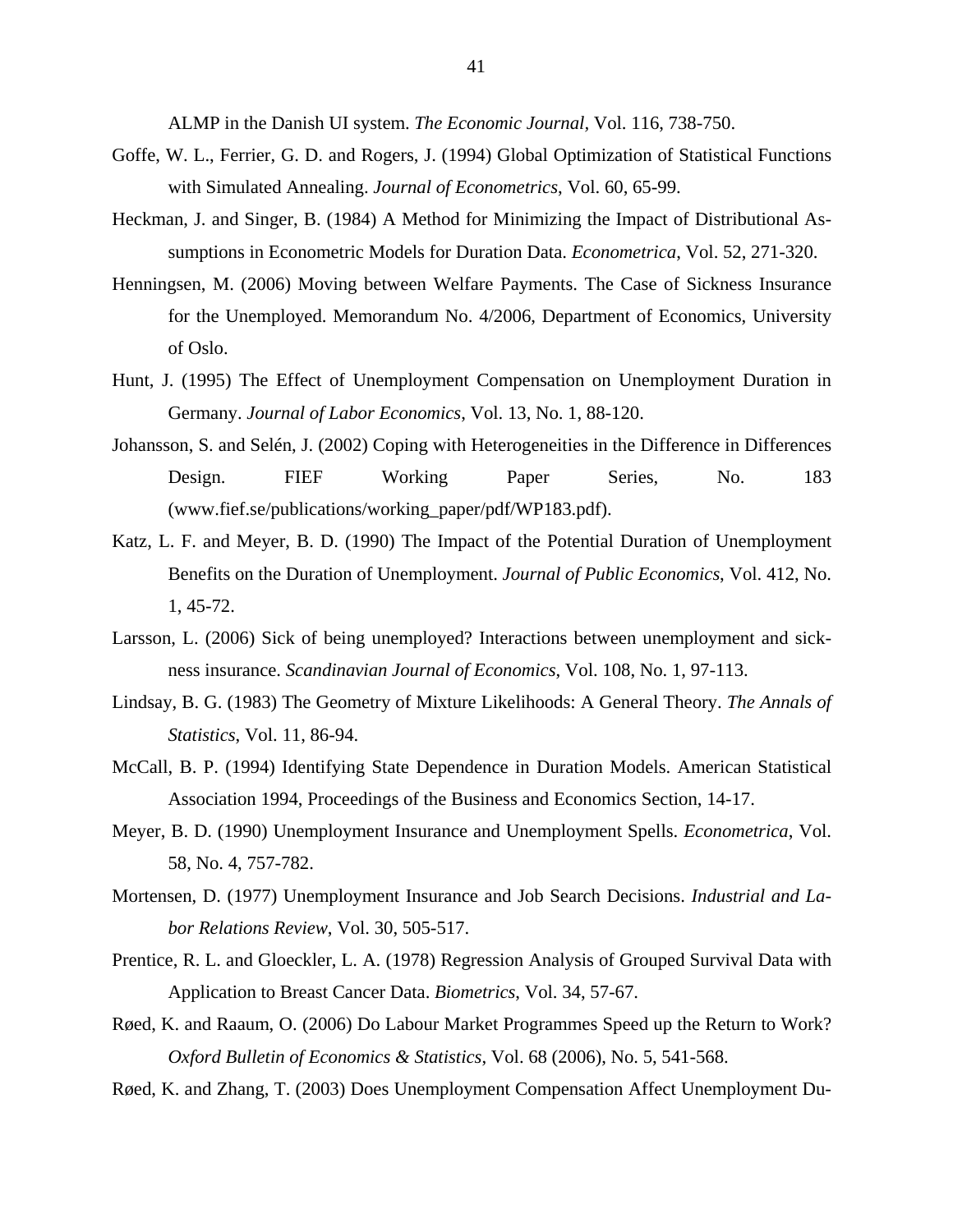ALMP in the Danish UI system. *The Economic Journal*, Vol. 116, 738-750.

Goffe, W. L., Ferrier, G. D. and Rogers, J. (1994) Global Optimization of Statistical Functions with Simulated Annealing. *Journal of Econometrics*, Vol. 60, 65-99.

Heckman, J. and Singer, B. (1984) A Method for Minimizing the Impact of Distributional Assumptions in Econometric Models for Duration Data. *Econometrica*, Vol. 52, 271-320.

Henningsen, M. (2006) Moving between Welfare Payments. The Case of Sickness Insurance for the Unemployed. Memorandum No. 4/2006, Department of Economics, University of Oslo.

Hunt, J. (1995) The Effect of Unemployment Compensation on Unemployment Duration in Germany. *Journal of Labor Economics*, Vol. 13, No. 1, 88-120.

Johansson, S. and Selén, J. (2002) Coping with Heterogeneities in the Difference in Differences Design. FIEF Working Paper Series, No. 183 (www.fief.se/publications/working_paper/pdf/WP183.pdf).

Katz, L. F. and Meyer, B. D. (1990) The Impact of the Potential Duration of Unemployment Benefits on the Duration of Unemployment. *Journal of Public Economics*, Vol. 412, No. 1, 45-72.

Larsson, L. (2006) Sick of being unemployed? Interactions between unemployment and sickness insurance. *Scandinavian Journal of Economics*, Vol. 108, No. 1, 97-113.

Lindsay, B. G. (1983) The Geometry of Mixture Likelihoods: A General Theory. *The Annals of Statistics*, Vol. 11, 86-94.

McCall, B. P. (1994) Identifying State Dependence in Duration Models. American Statistical Association 1994, Proceedings of the Business and Economics Section, 14-17.

Meyer, B. D. (1990) Unemployment Insurance and Unemployment Spells. *Econometrica*, Vol. 58, No. 4, 757-782.

Mortensen, D. (1977) Unemployment Insurance and Job Search Decisions. *Industrial and Labor Relations Review*, Vol. 30, 505-517.

Prentice, R. L. and Gloeckler, L. A. (1978) Regression Analysis of Grouped Survival Data with Application to Breast Cancer Data. *Biometrics*, Vol. 34, 57-67.

Røed, K. and Raaum, O. (2006) Do Labour Market Programmes Speed up the Return to Work? *Oxford Bulletin of Economics & Statistics*, Vol. 68 (2006), No. 5, 541-568.

Røed, K. and Zhang, T. (2003) Does Unemployment Compensation Affect Unemployment Du-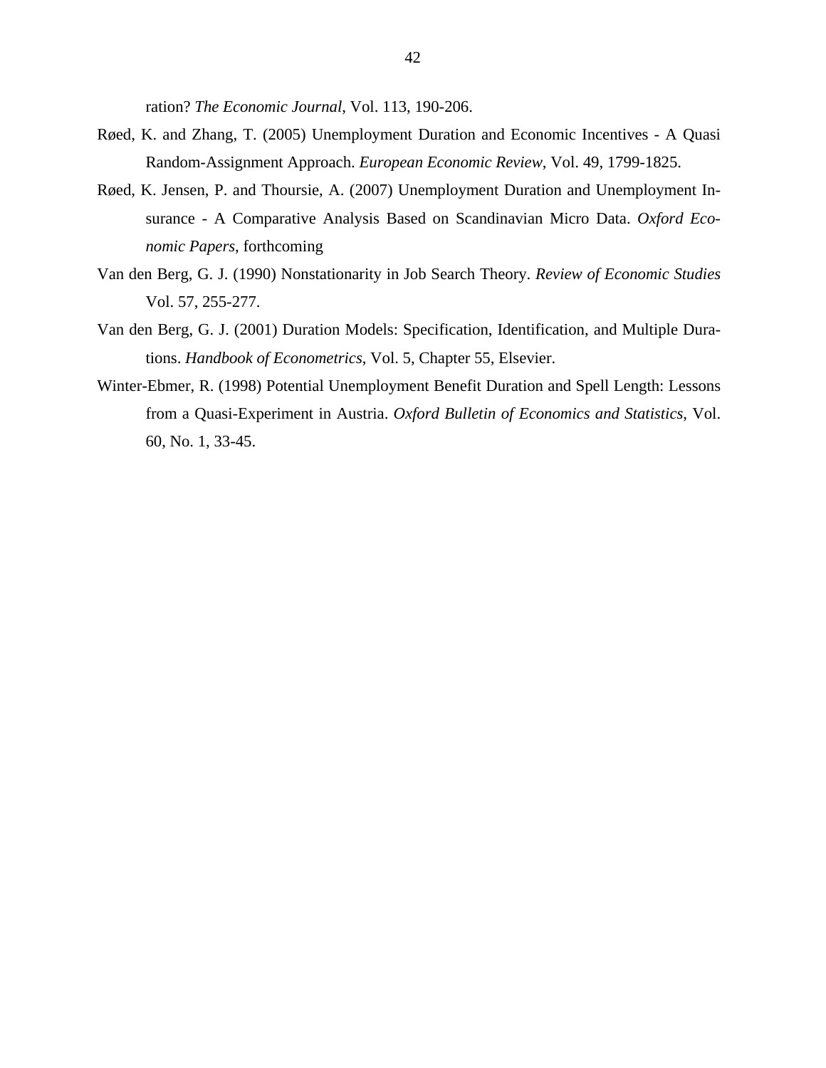ration? *The Economic Journal*, Vol. 113, 190-206.

Røed, K. and Zhang, T. (2005) Unemployment Duration and Economic Incentives - A Quasi Random-Assignment Approach. *European Economic Review*, Vol. 49, 1799-1825.

Røed, K. Jensen, P. and Thoursie, A. (2007) Unemployment Duration and Unemployment Insurance - A Comparative Analysis Based on Scandinavian Micro Data. *Oxford Economic Papers*, forthcoming

Van den Berg, G. J. (1990) Nonstationarity in Job Search Theory. *Review of Economic Studies* Vol. 57, 255-277.

Van den Berg, G. J. (2001) Duration Models: Specification, Identification, and Multiple Durations. *Handbook of Econometrics*, Vol. 5, Chapter 55, Elsevier.

Winter-Ebmer, R. (1998) Potential Unemployment Benefit Duration and Spell Length: Lessons from a Quasi-Experiment in Austria. *Oxford Bulletin of Economics and Statistics*, Vol. 60, No. 1, 33-45.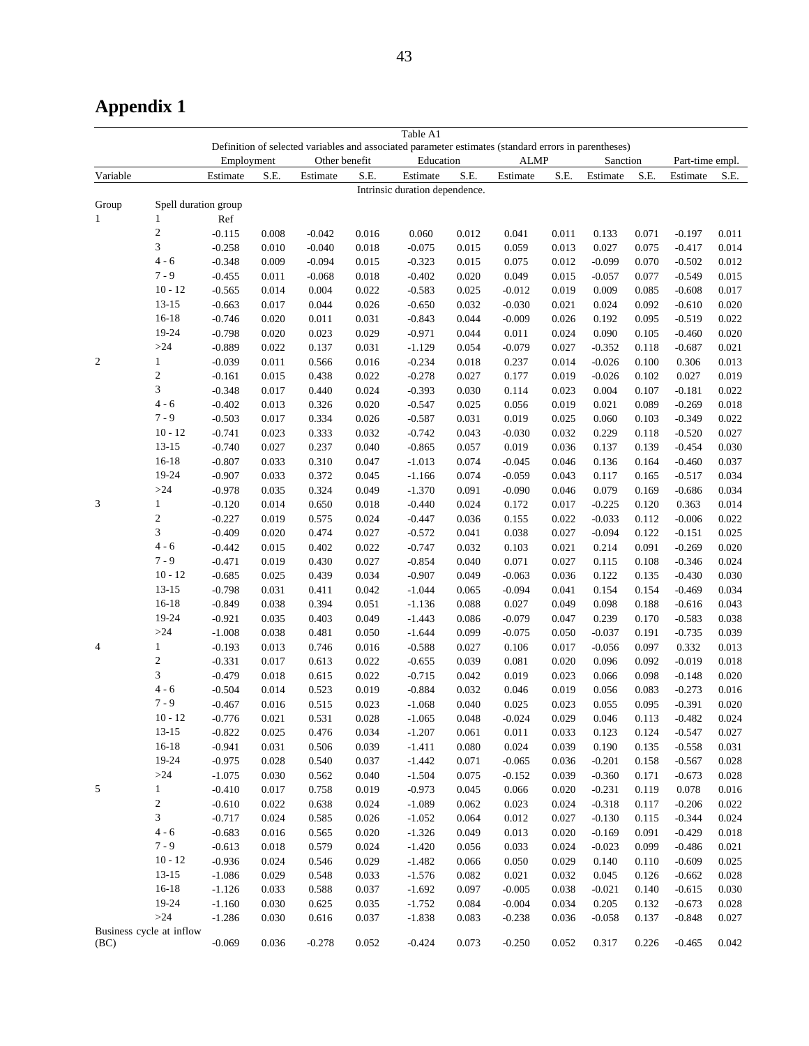# Appendix 1

Table A1

Definition of selected variables and associated parameter estimates (standard errors in parentheses)

| Variable | | Employment | | Other benefit | | Education | | ALMP | | Sanction | | Part-time empl. | |
|---|---|---|---|---|---|---|---|---|---|---|---|---|---|
| | | Estimate | S.E. | Estimate | S.E. | Estimate | S.E. | Estimate | S.E. | Estimate | S.E. | Estimate | S.E. |
| | | Intrinsic duration dependence. | | | | | | | | | | | |
| Group | Spell duration group | | | | | | | | | | | | |
| 1 | 1 | Ref | | | | | | | | | | | |
| | 2 | -0.115 | 0.008 | -0.042 | 0.016 | 0.060 | 0.012 | 0.041 | 0.011 | 0.133 | 0.071 | -0.197 | 0.011 |
| | 3 | -0.258 | 0.010 | -0.040 | 0.018 | -0.075 | 0.015 | 0.059 | 0.013 | 0.027 | 0.075 | -0.417 | 0.014 |
| | 4 - 6 | -0.348 | 0.009 | -0.094 | 0.015 | -0.323 | 0.015 | 0.075 | 0.012 | -0.099 | 0.070 | -0.502 | 0.012 |
| | 7 - 9 | -0.455 | 0.011 | -0.068 | 0.018 | -0.402 | 0.020 | 0.049 | 0.015 | -0.057 | 0.077 | -0.549 | 0.015 |
| | 10 - 12 | -0.565 | 0.014 | 0.004 | 0.022 | -0.583 | 0.025 | -0.012 | 0.019 | 0.009 | 0.085 | -0.608 | 0.017 |
| | 13-15 | -0.663 | 0.017 | 0.044 | 0.026 | -0.650 | 0.032 | -0.030 | 0.021 | 0.024 | 0.092 | -0.610 | 0.020 |
| | 16-18 | -0.746 | 0.020 | 0.011 | 0.031 | -0.843 | 0.044 | -0.009 | 0.026 | 0.192 | 0.095 | -0.519 | 0.022 |
| | 19-24 | -0.798 | 0.020 | 0.023 | 0.029 | -0.971 | 0.044 | 0.011 | 0.024 | 0.090 | 0.105 | -0.460 | 0.020 |
| | >24 | -0.889 | 0.022 | 0.137 | 0.031 | -1.129 | 0.054 | -0.079 | 0.027 | -0.352 | 0.118 | -0.687 | 0.021 |
| 2 | 1 | -0.039 | 0.011 | 0.566 | 0.016 | -0.234 | 0.018 | 0.237 | 0.014 | -0.026 | 0.100 | 0.306 | 0.013 |
| | 2 | -0.161 | 0.015 | 0.438 | 0.022 | -0.278 | 0.027 | 0.177 | 0.019 | -0.026 | 0.102 | 0.027 | 0.019 |
| | 3 | -0.348 | 0.017 | 0.440 | 0.024 | -0.393 | 0.030 | 0.114 | 0.023 | 0.004 | 0.107 | -0.181 | 0.022 |
| | 4 - 6 | -0.402 | 0.013 | 0.326 | 0.020 | -0.547 | 0.025 | 0.056 | 0.019 | 0.021 | 0.089 | -0.269 | 0.018 |
| | 7 - 9 | -0.503 | 0.017 | 0.334 | 0.026 | -0.587 | 0.031 | 0.019 | 0.025 | 0.060 | 0.103 | -0.349 | 0.022 |
| | 10 - 12 | -0.741 | 0.023 | 0.333 | 0.032 | -0.742 | 0.043 | -0.030 | 0.032 | 0.229 | 0.118 | -0.520 | 0.027 |
| | 13-15 | -0.740 | 0.027 | 0.237 | 0.040 | -0.865 | 0.057 | 0.019 | 0.036 | 0.137 | 0.139 | -0.454 | 0.030 |
| | 16-18 | -0.807 | 0.033 | 0.310 | 0.047 | -1.013 | 0.074 | -0.045 | 0.046 | 0.136 | 0.164 | -0.460 | 0.037 |
| | 19-24 | -0.907 | 0.033 | 0.372 | 0.045 | -1.166 | 0.074 | -0.059 | 0.043 | 0.117 | 0.165 | -0.517 | 0.034 |
| | >24 | -0.978 | 0.035 | 0.324 | 0.049 | -1.370 | 0.091 | -0.090 | 0.046 | 0.079 | 0.169 | -0.686 | 0.034 |
| 3 | 1 | -0.120 | 0.014 | 0.650 | 0.018 | -0.440 | 0.024 | 0.172 | 0.017 | -0.225 | 0.120 | 0.363 | 0.014 |
| | 2 | -0.227 | 0.019 | 0.575 | 0.024 | -0.447 | 0.036 | 0.155 | 0.022 | -0.033 | 0.112 | -0.006 | 0.022 |
| | 3 | -0.409 | 0.020 | 0.474 | 0.027 | -0.572 | 0.041 | 0.038 | 0.027 | -0.094 | 0.122 | -0.151 | 0.025 |
| | 4 - 6 | -0.442 | 0.015 | 0.402 | 0.022 | -0.747 | 0.032 | 0.103 | 0.021 | 0.214 | 0.091 | -0.269 | 0.020 |
| | 7 - 9 | -0.471 | 0.019 | 0.430 | 0.027 | -0.854 | 0.040 | 0.071 | 0.027 | 0.115 | 0.108 | -0.346 | 0.024 |
| | 10 - 12 | -0.685 | 0.025 | 0.439 | 0.034 | -0.907 | 0.049 | -0.063 | 0.036 | 0.122 | 0.135 | -0.430 | 0.030 |
| | 13-15 | -0.798 | 0.031 | 0.411 | 0.042 | -1.044 | 0.065 | -0.094 | 0.041 | 0.154 | 0.154 | -0.469 | 0.034 |
| | 16-18 | -0.849 | 0.038 | 0.394 | 0.051 | -1.136 | 0.088 | 0.027 | 0.049 | 0.098 | 0.188 | -0.616 | 0.043 |
| | 19-24 | -0.921 | 0.035 | 0.403 | 0.049 | -1.443 | 0.086 | -0.079 | 0.047 | 0.239 | 0.170 | -0.583 | 0.038 |
| | >24 | -1.008 | 0.038 | 0.481 | 0.050 | -1.644 | 0.099 | -0.075 | 0.050 | -0.037 | 0.191 | -0.735 | 0.039 |
| 4 | 1 | -0.193 | 0.013 | 0.746 | 0.016 | -0.588 | 0.027 | 0.106 | 0.017 | -0.056 | 0.097 | 0.332 | 0.013 |
| | 2 | -0.331 | 0.017 | 0.613 | 0.022 | -0.655 | 0.039 | 0.081 | 0.020 | 0.096 | 0.092 | -0.019 | 0.018 |
| | 3 | -0.479 | 0.018 | 0.615 | 0.022 | -0.715 | 0.042 | 0.019 | 0.023 | 0.066 | 0.098 | -0.148 | 0.020 |
| | 4 - 6 | -0.504 | 0.014 | 0.523 | 0.019 | -0.884 | 0.032 | 0.046 | 0.019 | 0.056 | 0.083 | -0.273 | 0.016 |
| | 7 - 9 | -0.467 | 0.016 | 0.515 | 0.023 | -1.068 | 0.040 | 0.025 | 0.023 | 0.055 | 0.095 | -0.391 | 0.020 |
| | 10 - 12 | -0.776 | 0.021 | 0.531 | 0.028 | -1.065 | 0.048 | -0.024 | 0.029 | 0.046 | 0.113 | -0.482 | 0.024 |
| | 13-15 | -0.822 | 0.025 | 0.476 | 0.034 | -1.207 | 0.061 | 0.011 | 0.033 | 0.123 | 0.124 | -0.547 | 0.027 |
| | 16-18 | -0.941 | 0.031 | 0.506 | 0.039 | -1.411 | 0.080 | 0.024 | 0.039 | 0.190 | 0.135 | -0.558 | 0.031 |
| | 19-24 | -0.975 | 0.028 | 0.540 | 0.037 | -1.442 | 0.071 | -0.065 | 0.036 | -0.201 | 0.158 | -0.567 | 0.028 |
| | >24 | -1.075 | 0.030 | 0.562 | 0.040 | -1.504 | 0.075 | -0.152 | 0.039 | -0.360 | 0.171 | -0.673 | 0.028 |
| 5 | 1 | -0.410 | 0.017 | 0.758 | 0.019 | -0.973 | 0.045 | 0.066 | 0.020 | -0.231 | 0.119 | 0.078 | 0.016 |
| | 2 | -0.610 | 0.022 | 0.638 | 0.024 | -1.089 | 0.062 | 0.023 | 0.024 | -0.318 | 0.117 | -0.206 | 0.022 |
| | 3 | -0.717 | 0.024 | 0.585 | 0.026 | -1.052 | 0.064 | 0.012 | 0.027 | -0.130 | 0.115 | -0.344 | 0.024 |
| | 4 - 6 | -0.683 | 0.016 | 0.565 | 0.020 | -1.326 | 0.049 | 0.013 | 0.020 | -0.169 | 0.091 | -0.429 | 0.018 |
| | 7 - 9 | -0.613 | 0.018 | 0.579 | 0.024 | -1.420 | 0.056 | 0.033 | 0.024 | -0.023 | 0.099 | -0.486 | 0.021 |
| | 10 - 12 | -0.936 | 0.024 | 0.546 | 0.029 | -1.482 | 0.066 | 0.050 | 0.029 | 0.140 | 0.110 | -0.609 | 0.025 |
| | 13-15 | -1.086 | 0.029 | 0.548 | 0.033 | -1.576 | 0.082 | 0.021 | 0.032 | 0.045 | 0.126 | -0.662 | 0.028 |
| | 16-18 | -1.126 | 0.033 | 0.588 | 0.037 | -1.692 | 0.097 | -0.005 | 0.038 | -0.021 | 0.140 | -0.615 | 0.030 |
| | 19-24 | -1.160 | 0.030 | 0.625 | 0.035 | -1.752 | 0.084 | -0.004 | 0.034 | 0.205 | 0.132 | -0.673 | 0.028 |
| | >24 | -1.286 | 0.030 | 0.616 | 0.037 | -1.838 | 0.083 | -0.238 | 0.036 | -0.058 | 0.137 | -0.848 | 0.027 |
| Business cycle at inflow (BC) | | -0.069 | 0.036 | -0.278 | 0.052 | -0.424 | 0.073 | -0.250 | 0.052 | 0.317 | 0.226 | -0.465 | 0.042 |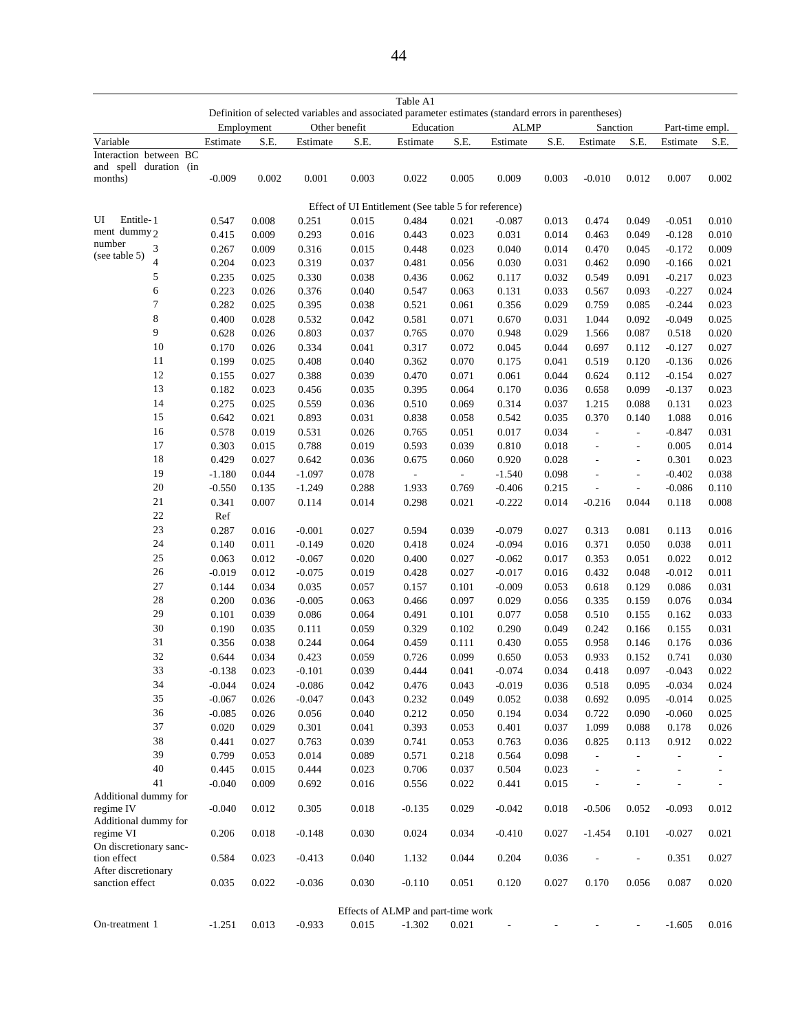Table A1

Definition of selected variables and associated parameter estimates (standard errors in parentheses)

| Variable | | Employment | | Other benefit | | Education | | ALMP | | Sanction | | Part-time empl. | |
|---|---|---|---|---|---|---|---|---|---|---|---|---|---|
| | | Estimate | S.E. | Estimate | S.E. | Estimate | S.E. | Estimate | S.E. | Estimate | S.E. | Estimate | S.E. |
| Interaction between BC and spell duration (in months) | | -0.009 | 0.002 | 0.001 | 0.003 | 0.022 | 0.005 | 0.009 | 0.003 | -0.010 | 0.012 | 0.007 | 0.002 |
| Effect of UI Entitlement (See table 5 for reference) | | | | | | | | | | | | | |
| UI Entitlement dummy number (see table 5) | 1 | 0.547 | 0.008 | 0.251 | 0.015 | 0.484 | 0.021 | -0.087 | 0.013 | 0.474 | 0.049 | -0.051 | 0.010 |
| | 2 | 0.415 | 0.009 | 0.293 | 0.016 | 0.443 | 0.023 | 0.031 | 0.014 | 0.463 | 0.049 | -0.128 | 0.010 |
| | 3 | 0.267 | 0.009 | 0.316 | 0.015 | 0.448 | 0.023 | 0.040 | 0.014 | 0.470 | 0.045 | -0.172 | 0.009 |
| | 4 | 0.204 | 0.023 | 0.319 | 0.037 | 0.481 | 0.056 | 0.030 | 0.031 | 0.462 | 0.090 | -0.166 | 0.021 |
| | 5 | 0.235 | 0.025 | 0.330 | 0.038 | 0.436 | 0.062 | 0.117 | 0.032 | 0.549 | 0.091 | -0.217 | 0.023 |
| | 6 | 0.223 | 0.026 | 0.376 | 0.040 | 0.547 | 0.063 | 0.131 | 0.033 | 0.567 | 0.093 | -0.227 | 0.024 |
| | 7 | 0.282 | 0.025 | 0.395 | 0.038 | 0.521 | 0.061 | 0.356 | 0.029 | 0.759 | 0.085 | -0.244 | 0.023 |
| | 8 | 0.400 | 0.028 | 0.532 | 0.042 | 0.581 | 0.071 | 0.670 | 0.031 | 1.044 | 0.092 | -0.049 | 0.025 |
| | 9 | 0.628 | 0.026 | 0.803 | 0.037 | 0.765 | 0.070 | 0.948 | 0.029 | 1.566 | 0.087 | 0.518 | 0.020 |
| | 10 | 0.170 | 0.026 | 0.334 | 0.041 | 0.317 | 0.072 | 0.045 | 0.044 | 0.697 | 0.112 | -0.127 | 0.027 |
| | 11 | 0.199 | 0.025 | 0.408 | 0.040 | 0.362 | 0.070 | 0.175 | 0.041 | 0.519 | 0.120 | -0.136 | 0.026 |
| | 12 | 0.155 | 0.027 | 0.388 | 0.039 | 0.470 | 0.071 | 0.061 | 0.044 | 0.624 | 0.112 | -0.154 | 0.027 |
| | 13 | 0.182 | 0.023 | 0.456 | 0.035 | 0.395 | 0.064 | 0.170 | 0.036 | 0.658 | 0.099 | -0.137 | 0.023 |
| | 14 | 0.275 | 0.025 | 0.559 | 0.036 | 0.510 | 0.069 | 0.314 | 0.037 | 1.215 | 0.088 | 0.131 | 0.023 |
| | 15 | 0.642 | 0.021 | 0.893 | 0.031 | 0.838 | 0.058 | 0.542 | 0.035 | 0.370 | 0.140 | 1.088 | 0.016 |
| | 16 | 0.578 | 0.019 | 0.531 | 0.026 | 0.765 | 0.051 | 0.017 | 0.034 | - | - | -0.847 | 0.031 |
| | 17 | 0.303 | 0.015 | 0.788 | 0.019 | 0.593 | 0.039 | 0.810 | 0.018 | - | - | 0.005 | 0.014 |
| | 18 | 0.429 | 0.027 | 0.642 | 0.036 | 0.675 | 0.060 | 0.920 | 0.028 | - | - | 0.301 | 0.023 |
| | 19 | -1.180 | 0.044 | -1.097 | 0.078 | - | - | -1.540 | 0.098 | - | - | -0.402 | 0.038 |
| | 20 | -0.550 | 0.135 | -1.249 | 0.288 | 1.933 | 0.769 | -0.406 | 0.215 | - | - | -0.086 | 0.110 |
| | 21 | 0.341 | 0.007 | 0.114 | 0.014 | 0.298 | 0.021 | -0.222 | 0.014 | -0.216 | 0.044 | 0.118 | 0.008 |
| | 22 | Ref | | | | | | | | | | | |
| | 23 | 0.287 | 0.016 | -0.001 | 0.027 | 0.594 | 0.039 | -0.079 | 0.027 | 0.313 | 0.081 | 0.113 | 0.016 |
| | 24 | 0.140 | 0.011 | -0.149 | 0.020 | 0.418 | 0.024 | -0.094 | 0.016 | 0.371 | 0.050 | 0.038 | 0.011 |
| | 25 | 0.063 | 0.012 | -0.067 | 0.020 | 0.400 | 0.027 | -0.062 | 0.017 | 0.353 | 0.051 | 0.022 | 0.012 |
| | 26 | -0.019 | 0.012 | -0.075 | 0.019 | 0.428 | 0.027 | -0.017 | 0.016 | 0.432 | 0.048 | -0.012 | 0.011 |
| | 27 | 0.144 | 0.034 | 0.035 | 0.057 | 0.157 | 0.101 | -0.009 | 0.053 | 0.618 | 0.129 | 0.086 | 0.031 |
| | 28 | 0.200 | 0.036 | -0.005 | 0.063 | 0.466 | 0.097 | 0.029 | 0.056 | 0.335 | 0.159 | 0.076 | 0.034 |
| | 29 | 0.101 | 0.039 | 0.086 | 0.064 | 0.491 | 0.101 | 0.077 | 0.058 | 0.510 | 0.155 | 0.162 | 0.033 |
| | 30 | 0.190 | 0.035 | 0.111 | 0.059 | 0.329 | 0.102 | 0.290 | 0.049 | 0.242 | 0.166 | 0.155 | 0.031 |
| | 31 | 0.356 | 0.038 | 0.244 | 0.064 | 0.459 | 0.111 | 0.430 | 0.055 | 0.958 | 0.146 | 0.176 | 0.036 |
| | 32 | 0.644 | 0.034 | 0.423 | 0.059 | 0.726 | 0.099 | 0.650 | 0.053 | 0.933 | 0.152 | 0.741 | 0.030 |
| | 33 | -0.138 | 0.023 | -0.101 | 0.039 | 0.444 | 0.041 | -0.074 | 0.034 | 0.418 | 0.097 | -0.043 | 0.022 |
| | 34 | -0.044 | 0.024 | -0.086 | 0.042 | 0.476 | 0.043 | -0.019 | 0.036 | 0.518 | 0.095 | -0.034 | 0.024 |
| | 35 | -0.067 | 0.026 | -0.047 | 0.043 | 0.232 | 0.049 | 0.052 | 0.038 | 0.692 | 0.095 | -0.014 | 0.025 |
| | 36 | -0.085 | 0.026 | 0.056 | 0.040 | 0.212 | 0.050 | 0.194 | 0.034 | 0.722 | 0.090 | -0.060 | 0.025 |
| | 37 | 0.020 | 0.029 | 0.301 | 0.041 | 0.393 | 0.053 | 0.401 | 0.037 | 1.099 | 0.088 | 0.178 | 0.026 |
| | 38 | 0.441 | 0.027 | 0.763 | 0.039 | 0.741 | 0.053 | 0.763 | 0.036 | 0.825 | 0.113 | 0.912 | 0.022 |
| | 39 | 0.799 | 0.053 | 0.014 | 0.089 | 0.571 | 0.218 | 0.564 | 0.098 | - | - | - | - |
| | 40 | 0.445 | 0.015 | 0.444 | 0.023 | 0.706 | 0.037 | 0.504 | 0.023 | - | - | - | - |
| | 41 | -0.040 | 0.009 | 0.692 | 0.016 | 0.556 | 0.022 | 0.441 | 0.015 | - | - | - | - |
| Additional dummy for regime IV | | -0.040 | 0.012 | 0.305 | 0.018 | -0.135 | 0.029 | -0.042 | 0.018 | -0.506 | 0.052 | -0.093 | 0.012 |
| Additional dummy for regime VI | | 0.206 | 0.018 | -0.148 | 0.030 | 0.024 | 0.034 | -0.410 | 0.027 | -1.454 | 0.101 | -0.027 | 0.021 |
| On discretionary sanction effect | | 0.584 | 0.023 | -0.413 | 0.040 | 1.132 | 0.044 | 0.204 | 0.036 | - | - | 0.351 | 0.027 |
| After discretionary sanction effect | | 0.035 | 0.022 | -0.036 | 0.030 | -0.110 | 0.051 | 0.120 | 0.027 | 0.170 | 0.056 | 0.087 | 0.020 |
| Effects of ALMP and part-time work | | | | | | | | | | | | | |
| On-treatment 1 | | -1.251 | 0.013 | -0.933 | 0.015 | -1.302 | 0.021 | - | - | - | - | -1.605 | 0.016 |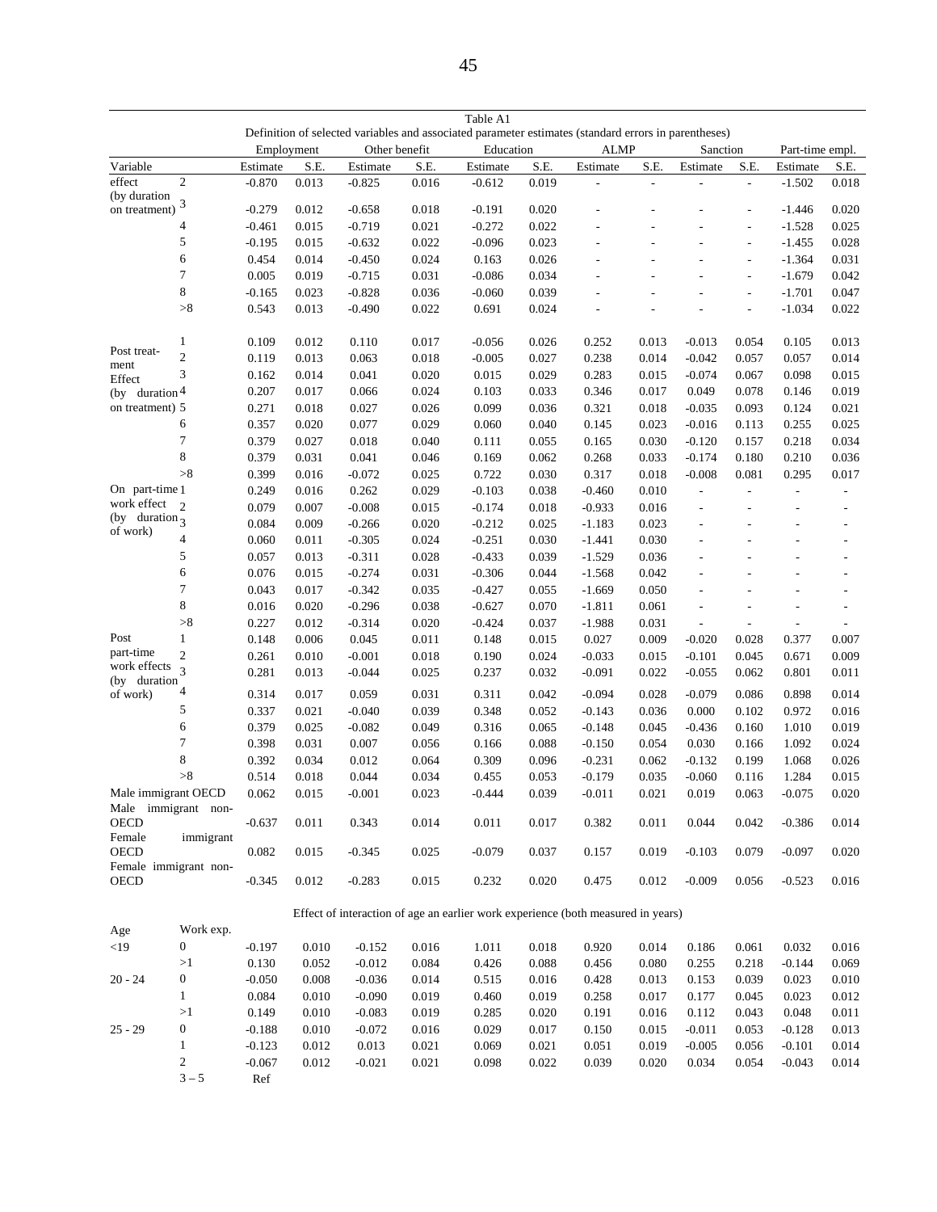Table A1

Definition of selected variables and associated parameter estimates (standard errors in parentheses)

| Variable | | Employment | | Other benefit | | Education | | ALMP | | Sanction | | Part-time empl. | |
|---|---|---|---|---|---|---|---|---|---|---|---|---|---|
| | | Estimate | S.E. | Estimate | S.E. | Estimate | S.E. | Estimate | S.E. | Estimate | S.E. | Estimate | S.E. |
| effect (by duration on treatment) | 2 | -0.870 | 0.013 | -0.825 | 0.016 | -0.612 | 0.019 | - | - | - | - | -1.502 | 0.018 |
| | 3 | -0.279 | 0.012 | -0.658 | 0.018 | -0.191 | 0.020 | - | - | - | - | -1.446 | 0.020 |
| | 4 | -0.461 | 0.015 | -0.719 | 0.021 | -0.272 | 0.022 | - | - | - | - | -1.528 | 0.025 |
| | 5 | -0.195 | 0.015 | -0.632 | 0.022 | -0.096 | 0.023 | - | - | - | - | -1.455 | 0.028 |
| | 6 | 0.454 | 0.014 | -0.450 | 0.024 | 0.163 | 0.026 | - | - | - | - | -1.364 | 0.031 |
| | 7 | 0.005 | 0.019 | -0.715 | 0.031 | -0.086 | 0.034 | - | - | - | - | -1.679 | 0.042 |
| | 8 | -0.165 | 0.023 | -0.828 | 0.036 | -0.060 | 0.039 | - | - | - | - | -1.701 | 0.047 |
| | >8 | 0.543 | 0.013 | -0.490 | 0.022 | 0.691 | 0.024 | - | - | - | - | -1.034 | 0.022 |
| Post treatment Effect (by duration on treatment) | 1 | 0.109 | 0.012 | 0.110 | 0.017 | -0.056 | 0.026 | 0.252 | 0.013 | -0.013 | 0.054 | 0.105 | 0.013 |
| | 2 | 0.119 | 0.013 | 0.063 | 0.018 | -0.005 | 0.027 | 0.238 | 0.014 | -0.042 | 0.057 | 0.057 | 0.014 |
| | 3 | 0.162 | 0.014 | 0.041 | 0.020 | 0.015 | 0.029 | 0.283 | 0.015 | -0.074 | 0.067 | 0.098 | 0.015 |
| | 4 | 0.207 | 0.017 | 0.066 | 0.024 | 0.103 | 0.033 | 0.346 | 0.017 | 0.049 | 0.078 | 0.146 | 0.019 |
| | 5 | 0.271 | 0.018 | 0.027 | 0.026 | 0.099 | 0.036 | 0.321 | 0.018 | -0.035 | 0.093 | 0.124 | 0.021 |
| | 6 | 0.357 | 0.020 | 0.077 | 0.029 | 0.060 | 0.040 | 0.145 | 0.023 | -0.016 | 0.113 | 0.255 | 0.025 |
| | 7 | 0.379 | 0.027 | 0.018 | 0.040 | 0.111 | 0.055 | 0.165 | 0.030 | -0.120 | 0.157 | 0.218 | 0.034 |
| | 8 | 0.379 | 0.031 | 0.041 | 0.046 | 0.169 | 0.062 | 0.268 | 0.033 | -0.174 | 0.180 | 0.210 | 0.036 |
| | >8 | 0.399 | 0.016 | -0.072 | 0.025 | 0.722 | 0.030 | 0.317 | 0.018 | -0.008 | 0.081 | 0.295 | 0.017 |
| On part-time work effect (by duration of work) | 1 | 0.249 | 0.016 | 0.262 | 0.029 | -0.103 | 0.038 | -0.460 | 0.010 | - | - | - | - |
| | 2 | 0.079 | 0.007 | -0.008 | 0.015 | -0.174 | 0.018 | -0.933 | 0.016 | - | - | - | - |
| | 3 | 0.084 | 0.009 | -0.266 | 0.020 | -0.212 | 0.025 | -1.183 | 0.023 | - | - | - | - |
| | 4 | 0.060 | 0.011 | -0.305 | 0.024 | -0.251 | 0.030 | -1.441 | 0.030 | - | - | - | - |
| | 5 | 0.057 | 0.013 | -0.311 | 0.028 | -0.433 | 0.039 | -1.529 | 0.036 | - | - | - | - |
| | 6 | 0.076 | 0.015 | -0.274 | 0.031 | -0.306 | 0.044 | -1.568 | 0.042 | - | - | - | - |
| | 7 | 0.043 | 0.017 | -0.342 | 0.035 | -0.427 | 0.055 | -1.669 | 0.050 | - | - | - | - |
| | 8 | 0.016 | 0.020 | -0.296 | 0.038 | -0.627 | 0.070 | -1.811 | 0.061 | - | - | - | - |
| | >8 | 0.227 | 0.012 | -0.314 | 0.020 | -0.424 | 0.037 | -1.988 | 0.031 | - | - | - | - |
| Post part-time work effects (by duration of work) | 1 | 0.148 | 0.006 | 0.045 | 0.011 | 0.148 | 0.015 | 0.027 | 0.009 | -0.020 | 0.028 | 0.377 | 0.007 |
| | 2 | 0.261 | 0.010 | -0.001 | 0.018 | 0.190 | 0.024 | -0.033 | 0.015 | -0.101 | 0.045 | 0.671 | 0.009 |
| | 3 | 0.281 | 0.013 | -0.044 | 0.025 | 0.237 | 0.032 | -0.091 | 0.022 | -0.055 | 0.062 | 0.801 | 0.011 |
| | 4 | 0.314 | 0.017 | 0.059 | 0.031 | 0.311 | 0.042 | -0.094 | 0.028 | -0.079 | 0.086 | 0.898 | 0.014 |
| | 5 | 0.337 | 0.021 | -0.040 | 0.039 | 0.348 | 0.052 | -0.143 | 0.036 | 0.000 | 0.102 | 0.972 | 0.016 |
| | 6 | 0.379 | 0.025 | -0.082 | 0.049 | 0.316 | 0.065 | -0.148 | 0.045 | -0.436 | 0.160 | 1.010 | 0.019 |
| | 7 | 0.398 | 0.031 | 0.007 | 0.056 | 0.166 | 0.088 | -0.150 | 0.054 | 0.030 | 0.166 | 1.092 | 0.024 |
| | 8 | 0.392 | 0.034 | 0.012 | 0.064 | 0.309 | 0.096 | -0.231 | 0.062 | -0.132 | 0.199 | 1.068 | 0.026 |
| | >8 | 0.514 | 0.018 | 0.044 | 0.034 | 0.455 | 0.053 | -0.179 | 0.035 | -0.060 | 0.116 | 1.284 | 0.015 |
| Male immigrant OECD | | 0.062 | 0.015 | -0.001 | 0.023 | -0.444 | 0.039 | -0.011 | 0.021 | 0.019 | 0.063 | -0.075 | 0.020 |
| Male immigrant non-OECD | | -0.637 | 0.011 | 0.343 | 0.014 | 0.011 | 0.017 | 0.382 | 0.011 | 0.044 | 0.042 | -0.386 | 0.014 |
| Female immigrant OECD | | 0.082 | 0.015 | -0.345 | 0.025 | -0.079 | 0.037 | 0.157 | 0.019 | -0.103 | 0.079 | -0.097 | 0.020 |
| Female immigrant non-OECD | | -0.345 | 0.012 | -0.283 | 0.015 | 0.232 | 0.020 | 0.475 | 0.012 | -0.009 | 0.056 | -0.523 | 0.016 |
| Effect of interaction of age an earlier work experience (both measured in years) | | | | | | | | | | | | | |
| Age | Work exp. | | | | | | | | | | | | |
| <19 | 0 | -0.197 | 0.010 | -0.152 | 0.016 | 1.011 | 0.018 | 0.920 | 0.014 | 0.186 | 0.061 | 0.032 | 0.016 |
| | >1 | 0.130 | 0.052 | -0.012 | 0.084 | 0.426 | 0.088 | 0.456 | 0.080 | 0.255 | 0.218 | -0.144 | 0.069 |
| 20 - 24 | 0 | -0.050 | 0.008 | -0.036 | 0.014 | 0.515 | 0.016 | 0.428 | 0.013 | 0.153 | 0.039 | 0.023 | 0.010 |
| | 1 | 0.084 | 0.010 | -0.090 | 0.019 | 0.460 | 0.019 | 0.258 | 0.017 | 0.177 | 0.045 | 0.023 | 0.012 |
| | >1 | 0.149 | 0.010 | -0.083 | 0.019 | 0.285 | 0.020 | 0.191 | 0.016 | 0.112 | 0.043 | 0.048 | 0.011 |
| 25 - 29 | 0 | -0.188 | 0.010 | -0.072 | 0.016 | 0.029 | 0.017 | 0.150 | 0.015 | -0.011 | 0.053 | -0.128 | 0.013 |
| | 1 | -0.123 | 0.012 | 0.013 | 0.021 | 0.069 | 0.021 | 0.051 | 0.019 | -0.005 | 0.056 | -0.101 | 0.014 |
| | 2 | -0.067 | 0.012 | -0.021 | 0.021 | 0.098 | 0.022 | 0.039 | 0.020 | 0.034 | 0.054 | -0.043 | 0.014 |
| | 3 – 5 | Ref | | | | | | | | | | | |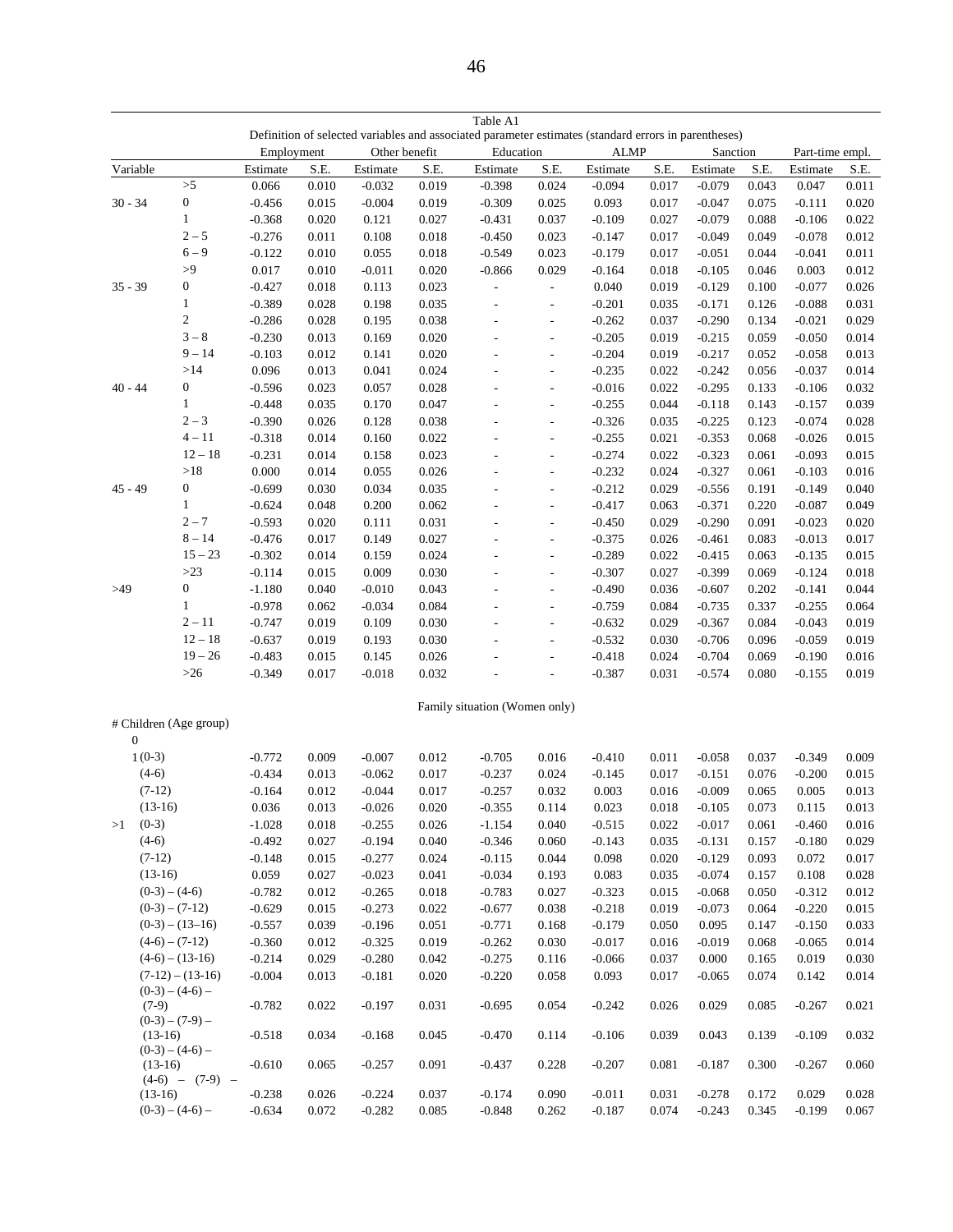Table A1

Definition of selected variables and associated parameter estimates (standard errors in parentheses)

| Variable | | Employment | | Other benefit | | Education | | ALMP | | Sanction | | Part-time empl. | |
|---|---|---|---|---|---|---|---|---|---|---|---|---|---|
| | | Estimate | S.E. | Estimate | S.E. | Estimate | S.E. | Estimate | S.E. | Estimate | S.E. | Estimate | S.E. |
| | >5 | 0.066 | 0.010 | -0.032 | 0.019 | -0.398 | 0.024 | -0.094 | 0.017 | -0.079 | 0.043 | 0.047 | 0.011 |
| 30 - 34 | 0 | -0.456 | 0.015 | -0.004 | 0.019 | -0.309 | 0.025 | 0.093 | 0.017 | -0.047 | 0.075 | -0.111 | 0.020 |
| | 1 | -0.368 | 0.020 | 0.121 | 0.027 | -0.431 | 0.037 | -0.109 | 0.027 | -0.079 | 0.088 | -0.106 | 0.022 |
| | 2 – 5 | -0.276 | 0.011 | 0.108 | 0.018 | -0.450 | 0.023 | -0.147 | 0.017 | -0.049 | 0.049 | -0.078 | 0.012 |
| | 6 – 9 | -0.122 | 0.010 | 0.055 | 0.018 | -0.549 | 0.023 | -0.179 | 0.017 | -0.051 | 0.044 | -0.041 | 0.011 |
| | >9 | 0.017 | 0.010 | -0.011 | 0.020 | -0.866 | 0.029 | -0.164 | 0.018 | -0.105 | 0.046 | 0.003 | 0.012 |
| 35 - 39 | 0 | -0.427 | 0.018 | 0.113 | 0.023 | - | - | 0.040 | 0.019 | -0.129 | 0.100 | -0.077 | 0.026 |
| | 1 | -0.389 | 0.028 | 0.198 | 0.035 | - | - | -0.201 | 0.035 | -0.171 | 0.126 | -0.088 | 0.031 |
| | 2 | -0.286 | 0.028 | 0.195 | 0.038 | - | - | -0.262 | 0.037 | -0.290 | 0.134 | -0.021 | 0.029 |
| | 3 – 8 | -0.230 | 0.013 | 0.169 | 0.020 | - | - | -0.205 | 0.019 | -0.215 | 0.059 | -0.050 | 0.014 |
| | 9 – 14 | -0.103 | 0.012 | 0.141 | 0.020 | - | - | -0.204 | 0.019 | -0.217 | 0.052 | -0.058 | 0.013 |
| | >14 | 0.096 | 0.013 | 0.041 | 0.024 | - | - | -0.235 | 0.022 | -0.242 | 0.056 | -0.037 | 0.014 |
| 40 - 44 | 0 | -0.596 | 0.023 | 0.057 | 0.028 | - | - | -0.016 | 0.022 | -0.295 | 0.133 | -0.106 | 0.032 |
| | 1 | -0.448 | 0.035 | 0.170 | 0.047 | - | - | -0.255 | 0.044 | -0.118 | 0.143 | -0.157 | 0.039 |
| | 2 – 3 | -0.390 | 0.026 | 0.128 | 0.038 | - | - | -0.326 | 0.035 | -0.225 | 0.123 | -0.074 | 0.028 |
| | 4 – 11 | -0.318 | 0.014 | 0.160 | 0.022 | - | - | -0.255 | 0.021 | -0.353 | 0.068 | -0.026 | 0.015 |
| | 12 – 18 | -0.231 | 0.014 | 0.158 | 0.023 | - | - | -0.274 | 0.022 | -0.323 | 0.061 | -0.093 | 0.015 |
| | >18 | 0.000 | 0.014 | 0.055 | 0.026 | - | - | -0.232 | 0.024 | -0.327 | 0.061 | -0.103 | 0.016 |
| 45 - 49 | 0 | -0.699 | 0.030 | 0.034 | 0.035 | - | - | -0.212 | 0.029 | -0.556 | 0.191 | -0.149 | 0.040 |
| | 1 | -0.624 | 0.048 | 0.200 | 0.062 | - | - | -0.417 | 0.063 | -0.371 | 0.220 | -0.087 | 0.049 |
| | 2 – 7 | -0.593 | 0.020 | 0.111 | 0.031 | - | - | -0.450 | 0.029 | -0.290 | 0.091 | -0.023 | 0.020 |
| | 8 – 14 | -0.476 | 0.017 | 0.149 | 0.027 | - | - | -0.375 | 0.026 | -0.461 | 0.083 | -0.013 | 0.017 |
| | 15 – 23 | -0.302 | 0.014 | 0.159 | 0.024 | - | - | -0.289 | 0.022 | -0.415 | 0.063 | -0.135 | 0.015 |
| | >23 | -0.114 | 0.015 | 0.009 | 0.030 | - | - | -0.307 | 0.027 | -0.399 | 0.069 | -0.124 | 0.018 |
| >49 | 0 | -1.180 | 0.040 | -0.010 | 0.043 | - | - | -0.490 | 0.036 | -0.607 | 0.202 | -0.141 | 0.044 |
| | 1 | -0.978 | 0.062 | -0.034 | 0.084 | - | - | -0.759 | 0.084 | -0.735 | 0.337 | -0.255 | 0.064 |
| | 2 – 11 | -0.747 | 0.019 | 0.109 | 0.030 | - | - | -0.632 | 0.029 | -0.367 | 0.084 | -0.043 | 0.019 |
| | 12 – 18 | -0.637 | 0.019 | 0.193 | 0.030 | - | - | -0.532 | 0.030 | -0.706 | 0.096 | -0.059 | 0.019 |
| | 19 – 26 | -0.483 | 0.015 | 0.145 | 0.026 | - | - | -0.418 | 0.024 | -0.704 | 0.069 | -0.190 | 0.016 |
| | >26 | -0.349 | 0.017 | -0.018 | 0.032 | - | - | -0.387 | 0.031 | -0.574 | 0.080 | -0.155 | 0.019 |
| | | | | | | Family situation (Women only) | | | | | | | |
| # Children (Age group) | | | | | | | | | | | | | |
| 0 | | | | | | | | | | | | | |
| 1 | (0-3) | -0.772 | 0.009 | -0.007 | 0.012 | -0.705 | 0.016 | -0.410 | 0.011 | -0.058 | 0.037 | -0.349 | 0.009 |
| | (4-6) | -0.434 | 0.013 | -0.062 | 0.017 | -0.237 | 0.024 | -0.145 | 0.017 | -0.151 | 0.076 | -0.200 | 0.015 |
| | (7-12) | -0.164 | 0.012 | -0.044 | 0.017 | -0.257 | 0.032 | 0.003 | 0.016 | -0.009 | 0.065 | 0.005 | 0.013 |
| | (13-16) | 0.036 | 0.013 | -0.026 | 0.020 | -0.355 | 0.114 | 0.023 | 0.018 | -0.105 | 0.073 | 0.115 | 0.013 |
| >1 | (0-3) | -1.028 | 0.018 | -0.255 | 0.026 | -1.154 | 0.040 | -0.515 | 0.022 | -0.017 | 0.061 | -0.460 | 0.016 |
| | (4-6) | -0.492 | 0.027 | -0.194 | 0.040 | -0.346 | 0.060 | -0.143 | 0.035 | -0.131 | 0.157 | -0.180 | 0.029 |
| | (7-12) | -0.148 | 0.015 | -0.277 | 0.024 | -0.115 | 0.044 | 0.098 | 0.020 | -0.129 | 0.093 | 0.072 | 0.017 |
| | (13-16) | 0.059 | 0.027 | -0.023 | 0.041 | -0.034 | 0.193 | 0.083 | 0.035 | -0.074 | 0.157 | 0.108 | 0.028 |
| | (0-3) – (4-6) | -0.782 | 0.012 | -0.265 | 0.018 | -0.783 | 0.027 | -0.323 | 0.015 | -0.068 | 0.050 | -0.312 | 0.012 |
| | (0-3) – (7-12) | -0.629 | 0.015 | -0.273 | 0.022 | -0.677 | 0.038 | -0.218 | 0.019 | -0.073 | 0.064 | -0.220 | 0.015 |
| | (0-3) – (13–16) | -0.557 | 0.039 | -0.196 | 0.051 | -0.771 | 0.168 | -0.179 | 0.050 | 0.095 | 0.147 | -0.150 | 0.033 |
| | (4-6) – (7-12) | -0.360 | 0.012 | -0.325 | 0.019 | -0.262 | 0.030 | -0.017 | 0.016 | -0.019 | 0.068 | -0.065 | 0.014 |
| | (4-6) – (13-16) | -0.214 | 0.029 | -0.280 | 0.042 | -0.275 | 0.116 | -0.066 | 0.037 | 0.000 | 0.165 | 0.019 | 0.030 |
| | (7-12) – (13-16) | -0.004 | 0.013 | -0.181 | 0.020 | -0.220 | 0.058 | 0.093 | 0.017 | -0.065 | 0.074 | 0.142 | 0.014 |
| | (0-3) – (4-6) – (7-9) | -0.782 | 0.022 | -0.197 | 0.031 | -0.695 | 0.054 | -0.242 | 0.026 | 0.029 | 0.085 | -0.267 | 0.021 |
| | (0-3) – (7-9) – (13-16) | -0.518 | 0.034 | -0.168 | 0.045 | -0.470 | 0.114 | -0.106 | 0.039 | 0.043 | 0.139 | -0.109 | 0.032 |
| | (0-3) – (4-6) – (13-16) | -0.610 | 0.065 | -0.257 | 0.091 | -0.437 | 0.228 | -0.207 | 0.081 | -0.187 | 0.300 | -0.267 | 0.060 |
| | (4-6) – (7-9) – (13-16) | -0.238 | 0.026 | -0.224 | 0.037 | -0.174 | 0.090 | -0.011 | 0.031 | -0.278 | 0.172 | 0.029 | 0.028 |
| | (0-3) – (4-6) – | -0.634 | 0.072 | -0.282 | 0.085 | -0.848 | 0.262 | -0.187 | 0.074 | -0.243 | 0.345 | -0.199 | 0.067 |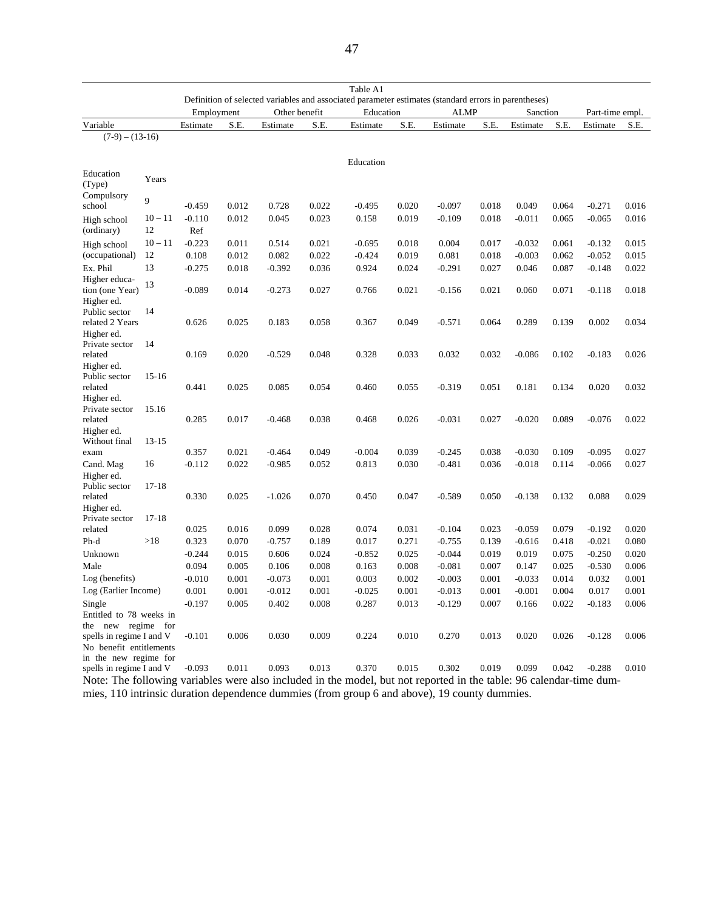Table A1

Definition of selected variables and associated parameter estimates (standard errors in parentheses)

| Variable | | Employment | | Other benefit | | Education | | ALMP | | Sanction | | Part-time empl. | |
|---|---|---|---|---|---|---|---|---|---|---|---|---|---|
| | | Estimate | S.E. | Estimate | S.E. | Estimate | S.E. | Estimate | S.E. | Estimate | S.E. | Estimate | S.E. |
| (7-9) – (13-16) | | | | | | | | | | | | | |
| | | | | | | Education | | | | | | | |
| Education (Type) | Years | | | | | | | | | | | | |
| Compulsory school | 9 | -0.459 | 0.012 | 0.728 | 0.022 | -0.495 | 0.020 | -0.097 | 0.018 | 0.049 | 0.064 | -0.271 | 0.016 |
| High school (ordinary) | 10 – 11 | -0.110 | 0.012 | 0.045 | 0.023 | 0.158 | 0.019 | -0.109 | 0.018 | -0.011 | 0.065 | -0.065 | 0.016 |
| | 12 | Ref | | | | | | | | | | | |
| High school (occupational) | 10 – 11 | -0.223 | 0.011 | 0.514 | 0.021 | -0.695 | 0.018 | 0.004 | 0.017 | -0.032 | 0.061 | -0.132 | 0.015 |
| | 12 | 0.108 | 0.012 | 0.082 | 0.022 | -0.424 | 0.019 | 0.081 | 0.018 | -0.003 | 0.062 | -0.052 | 0.015 |
| Ex. Phil | 13 | -0.275 | 0.018 | -0.392 | 0.036 | 0.924 | 0.024 | -0.291 | 0.027 | 0.046 | 0.087 | -0.148 | 0.022 |
| Higher education (one Year) | 13 | -0.089 | 0.014 | -0.273 | 0.027 | 0.766 | 0.021 | -0.156 | 0.021 | 0.060 | 0.071 | -0.118 | 0.018 |
| Higher ed. Public sector related 2 Years | 14 | 0.626 | 0.025 | 0.183 | 0.058 | 0.367 | 0.049 | -0.571 | 0.064 | 0.289 | 0.139 | 0.002 | 0.034 |
| Higher ed. Private sector related | 14 | 0.169 | 0.020 | -0.529 | 0.048 | 0.328 | 0.033 | 0.032 | 0.032 | -0.086 | 0.102 | -0.183 | 0.026 |
| Higher ed. Public sector related | 15-16 | 0.441 | 0.025 | 0.085 | 0.054 | 0.460 | 0.055 | -0.319 | 0.051 | 0.181 | 0.134 | 0.020 | 0.032 |
| Higher ed. Private sector related | 15.16 | 0.285 | 0.017 | -0.468 | 0.038 | 0.468 | 0.026 | -0.031 | 0.027 | -0.020 | 0.089 | -0.076 | 0.022 |
| Higher ed. Without final exam | 13-15 | 0.357 | 0.021 | -0.464 | 0.049 | -0.004 | 0.039 | -0.245 | 0.038 | -0.030 | 0.109 | -0.095 | 0.027 |
| Cand. Mag | 16 | -0.112 | 0.022 | -0.985 | 0.052 | 0.813 | 0.030 | -0.481 | 0.036 | -0.018 | 0.114 | -0.066 | 0.027 |
| Higher ed. Public sector related | 17-18 | 0.330 | 0.025 | -1.026 | 0.070 | 0.450 | 0.047 | -0.589 | 0.050 | -0.138 | 0.132 | 0.088 | 0.029 |
| Higher ed. Private sector related | 17-18 | 0.025 | 0.016 | 0.099 | 0.028 | 0.074 | 0.031 | -0.104 | 0.023 | -0.059 | 0.079 | -0.192 | 0.020 |
| Ph-d | >18 | 0.323 | 0.070 | -0.757 | 0.189 | 0.017 | 0.271 | -0.755 | 0.139 | -0.616 | 0.418 | -0.021 | 0.080 |
| Unknown | | -0.244 | 0.015 | 0.606 | 0.024 | -0.852 | 0.025 | -0.044 | 0.019 | 0.019 | 0.075 | -0.250 | 0.020 |
| Male | | 0.094 | 0.005 | 0.106 | 0.008 | 0.163 | 0.008 | -0.081 | 0.007 | 0.147 | 0.025 | -0.530 | 0.006 |
| Log (benefits) | | -0.010 | 0.001 | -0.073 | 0.001 | 0.003 | 0.002 | -0.003 | 0.001 | -0.033 | 0.014 | 0.032 | 0.001 |
| Log (Earlier Income) | | 0.001 | 0.001 | -0.012 | 0.001 | -0.025 | 0.001 | -0.013 | 0.001 | -0.001 | 0.004 | 0.017 | 0.001 |
| Single | | -0.197 | 0.005 | 0.402 | 0.008 | 0.287 | 0.013 | -0.129 | 0.007 | 0.166 | 0.022 | -0.183 | 0.006 |
| Entitled to 78 weeks in the new regime for spells in regime I and V | | -0.101 | 0.006 | 0.030 | 0.009 | 0.224 | 0.010 | 0.270 | 0.013 | 0.020 | 0.026 | -0.128 | 0.006 |
| No benefit entitlements in the new regime for spells in regime I and V | | -0.093 | 0.011 | 0.093 | 0.013 | 0.370 | 0.015 | 0.302 | 0.019 | 0.099 | 0.042 | -0.288 | 0.010 |

Note: The following variables were also included in the model, but not reported in the table: 96 calendar-time dummies, 110 intrinsic duration dependence dummies (from group 6 and above), 19 county dummies.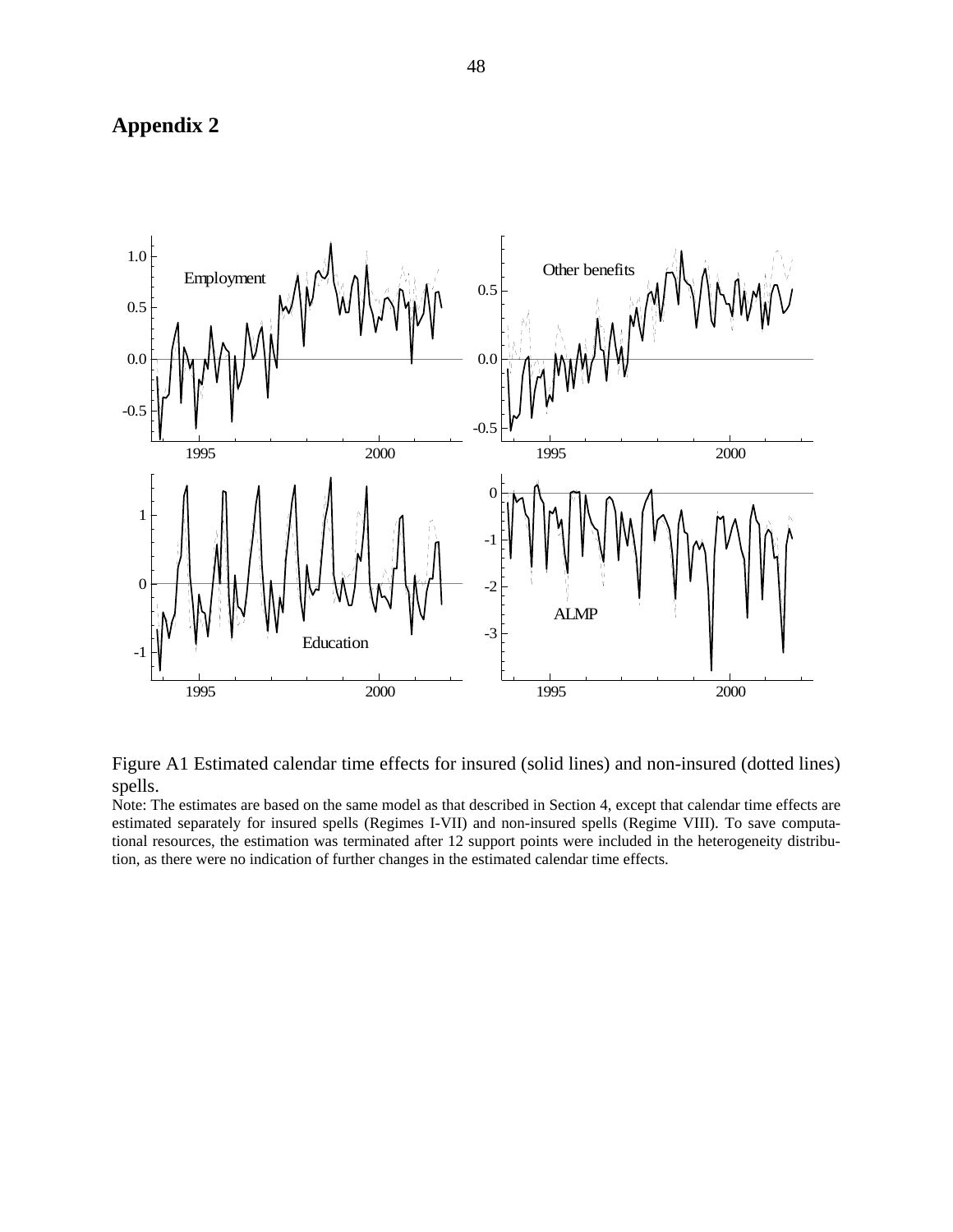# Appendix 2

Employment

1.0
0.5
0.0
-0.5

1995
2000

Other benefits

0.5
0.0
-0.5

1995
2000

Education

1
0
-1

1995
2000

ALMP

0
-1
-2
-3

1995
2000

Figure A1 Estimated calendar time effects for insured (solid lines) and non-insured (dotted lines) spells.

Note: The estimates are based on the same model as that described in Section 4, except that calendar time effects are estimated separately for insured spells (Regimes I-VII) and non-insured spells (Regime VIII). To save computational resources, the estimation was terminated after 12 support points were included in the heterogeneity distribution, as there were no indication of further changes in the estimated calendar time effects.